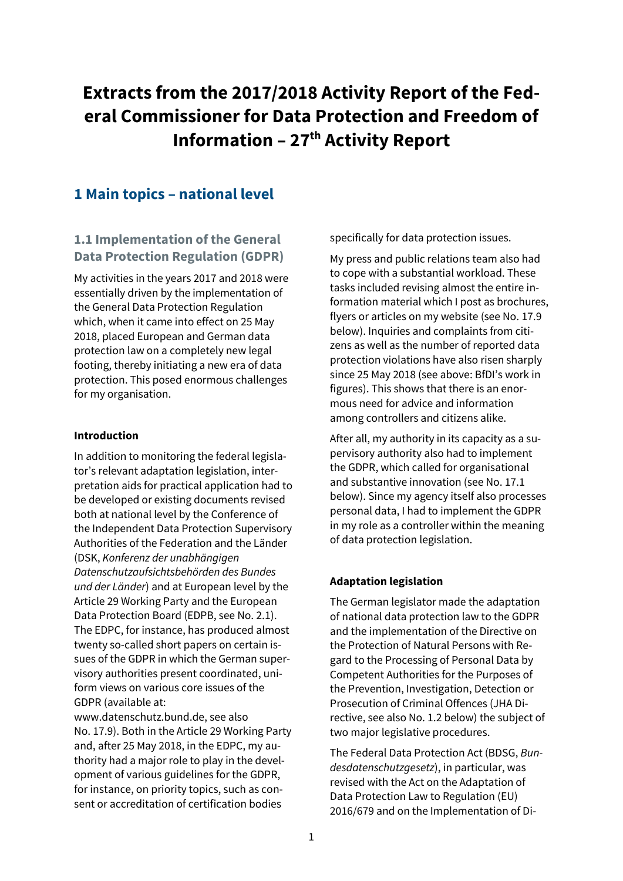# Extracts from the 2017/2018 Activity Report of the Federal Commissioner for Data Protection and Freedom of Information – 27th Activity Report

## 1 Main topics – national level

### 1.1 Implementation of the General Data Protection Regulation (GDPR)

My activities in the years 2017 and 2018 were essentially driven by the implementation of the General Data Protection Regulation which, when it came into effect on 25 May 2018, placed European and German data protection law on a completely new legal footing, thereby initiating a new era of data protection. This posed enormous challenges for my organisation.

#### Introduction

In addition to monitoring the federal legislator's relevant adaptation legislation, interpretation aids for practical application had to be developed or existing documents revised both at national level by the Conference of the Independent Data Protection Supervisory Authorities of the Federation and the Länder (DSK, *Konferenz der unabhängigen Datenschutzaufsichtsbehörden des Bundes und der Länder*) and at European level by the Article 29 Working Party and the European Data Protection Board (EDPB, see No. 2.1). The EDPC, for instance, has produced almost twenty so-called short papers on certain issues of the GDPR in which the German supervisory authorities present coordinated, uniform views on various core issues of the GDPR (available at: www.datenschutz.bund.de, see also No. 17.9). Both in the Article 29 Working Party and, after 25 May 2018, in the EDPC, my authority had a major role to play in the development of various guidelines for the GDPR, for instance, on priority topics, such as consent or accreditation of certification bodies specifically for data protection issues.

My press and public relations team also had to cope with a substantial workload. These tasks included revising almost the entire information material which I post as brochures, flyers or articles on my website (see No. 17.9 below). Inquiries and complaints from citizens as well as the number of reported data protection violations have also risen sharply since 25 May 2018 (see above: BfDI's work in figures). This shows that there is an enormous need for advice and information among controllers and citizens alike.

After all, my authority in its capacity as a supervisory authority also had to implement the GDPR, which called for organisational and substantive innovation (see No. 17.1 below). Since my agency itself also processes personal data, I had to implement the GDPR in my role as a controller within the meaning of data protection legislation.

#### Adaptation legislation

The German legislator made the adaptation of national data protection law to the GDPR and the implementation of the Directive on the Protection of Natural Persons with Regard to the Processing of Personal Data by Competent Authorities for the Purposes of the Prevention, Investigation, Detection or Prosecution of Criminal Offences (JHA Directive, see also No. 1.2 below) the subject of two major legislative procedures.

The Federal Data Protection Act (BDSG, *Bundesdatenschutzgesetz*), in particular, was revised with the Act on the Adaptation of Data Protection Law to Regulation (EU) 2016/679 and on the Implementation of Di-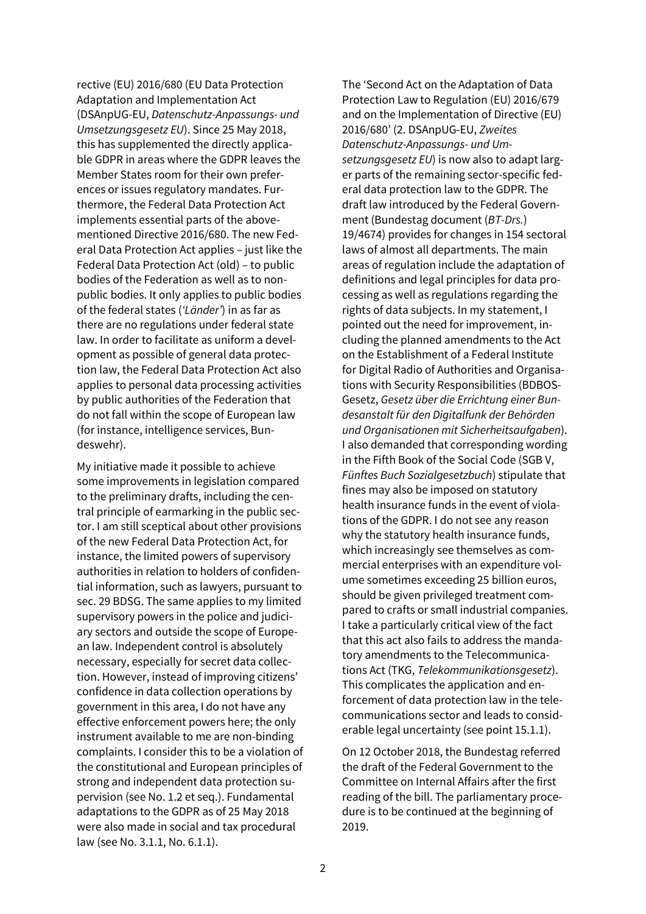rective (EU) 2016/680 (EU Data Protection Adaptation and Implementation Act (DSAnpUG-EU, *Datenschutz-Anpassungs- und Umsetzungsgesetz EU*). Since 25 May 2018, this has supplemented the directly applicable GDPR in areas where the GDPR leaves the Member States room for their own preferences or issues regulatory mandates. Furthermore, the Federal Data Protection Act implements essential parts of the above-mentioned Directive 2016/680. The new Federal Data Protection Act applies – just like the Federal Data Protection Act (old) – to public bodies of the Federation as well as to non-public bodies. It only applies to public bodies of the federal states (*'Länder'*) in as far as there are no regulations under federal state law. In order to facilitate as uniform a development as possible of general data protection law, the Federal Data Protection Act also applies to personal data processing activities by public authorities of the Federation that do not fall within the scope of European law (for instance, intelligence services, Bundeswehr).

My initiative made it possible to achieve some improvements in legislation compared to the preliminary drafts, including the central principle of earmarking in the public sector. I am still sceptical about other provisions of the new Federal Data Protection Act, for instance, the limited powers of supervisory authorities in relation to holders of confidential information, such as lawyers, pursuant to sec. 29 BDSG. The same applies to my limited supervisory powers in the police and judiciary sectors and outside the scope of European law. Independent control is absolutely necessary, especially for secret data collection. However, instead of improving citizens' confidence in data collection operations by government in this area, I do not have any effective enforcement powers here; the only instrument available to me are non-binding complaints. I consider this to be a violation of the constitutional and European principles of strong and independent data protection supervision (see No. 1.2 et seq.). Fundamental adaptations to the GDPR as of 25 May 2018 were also made in social and tax procedural law (see No. 3.1.1, No. 6.1.1).

The 'Second Act on the Adaptation of Data Protection Law to Regulation (EU) 2016/679 and on the Implementation of Directive (EU) 2016/680' (2. DSAnpUG-EU, *Zweites Datenschutz-Anpassungs- und Umsetzungsgesetz EU*) is now also to adapt larger parts of the remaining sector-specific federal data protection law to the GDPR. The draft law introduced by the Federal Government (Bundestag document (*BT-Drs.*) 19/4674) provides for changes in 154 sectoral laws of almost all departments. The main areas of regulation include the adaptation of definitions and legal principles for data processing as well as regulations regarding the rights of data subjects. In my statement, I pointed out the need for improvement, including the planned amendments to the Act on the Establishment of a Federal Institute for Digital Radio of Authorities and Organisations with Security Responsibilities (BDBOS-Gesetz, *Gesetz über die Errichtung einer Bundesanstalt für den Digitalfunk der Behörden und Organisationen mit Sicherheitsaufgaben*). I also demanded that corresponding wording in the Fifth Book of the Social Code (SGB V, *Fünftes Buch Sozialgesetzbuch*) stipulate that fines may also be imposed on statutory health insurance funds in the event of violations of the GDPR. I do not see any reason why the statutory health insurance funds, which increasingly see themselves as commercial enterprises with an expenditure volume sometimes exceeding 25 billion euros, should be given privileged treatment compared to crafts or small industrial companies. I take a particularly critical view of the fact that this act also fails to address the mandatory amendments to the Telecommunications Act (TKG, *Telekommunikationsgesetz*). This complicates the application and enforcement of data protection law in the telecommunications sector and leads to considerable legal uncertainty (see point 15.1.1).

On 12 October 2018, the Bundestag referred the draft of the Federal Government to the Committee on Internal Affairs after the first reading of the bill. The parliamentary procedure is to be continued at the beginning of 2019.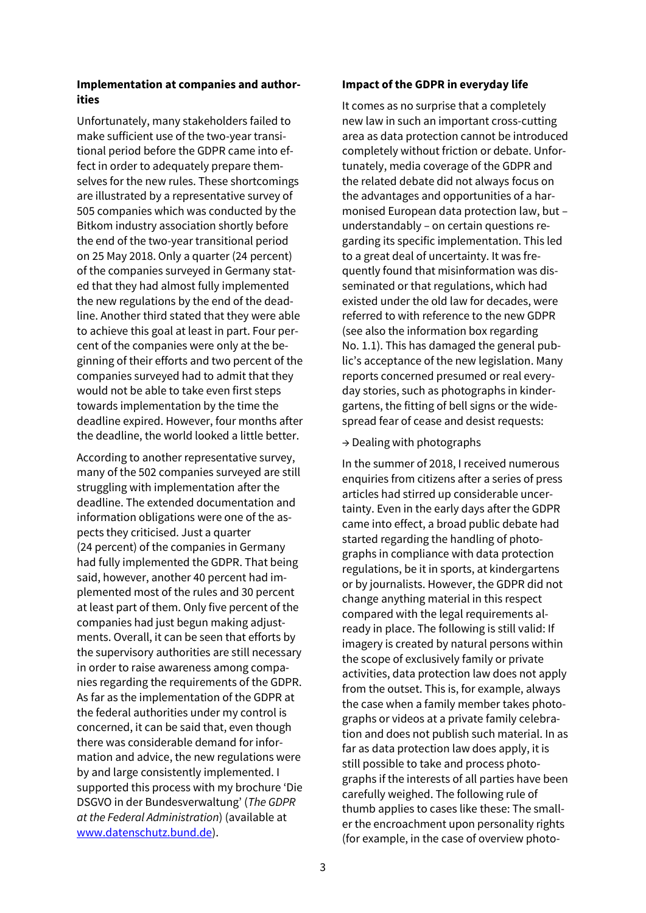### Implementation at companies and authorities

Unfortunately, many stakeholders failed to make sufficient use of the two-year transitional period before the GDPR came into effect in order to adequately prepare themselves for the new rules. These shortcomings are illustrated by a representative survey of 505 companies which was conducted by the Bitkom industry association shortly before the end of the two-year transitional period on 25 May 2018. Only a quarter (24 percent) of the companies surveyed in Germany stated that they had almost fully implemented the new regulations by the end of the deadline. Another third stated that they were able to achieve this goal at least in part. Four percent of the companies were only at the beginning of their efforts and two percent of the companies surveyed had to admit that they would not be able to take even first steps towards implementation by the time the deadline expired. However, four months after the deadline, the world looked a little better.

According to another representative survey, many of the 502 companies surveyed are still struggling with implementation after the deadline. The extended documentation and information obligations were one of the aspects they criticised. Just a quarter (24 percent) of the companies in Germany had fully implemented the GDPR. That being said, however, another 40 percent had implemented most of the rules and 30 percent at least part of them. Only five percent of the companies had just begun making adjustments. Overall, it can be seen that efforts by the supervisory authorities are still necessary in order to raise awareness among companies regarding the requirements of the GDPR. As far as the implementation of the GDPR at the federal authorities under my control is concerned, it can be said that, even though there was considerable demand for information and advice, the new regulations were by and large consistently implemented. I supported this process with my brochure 'Die DSGVO in der Bundesverwaltung' (*The GDPR at the Federal Administration*) (available at [www.datenschutz.bund.de](www.datenschutz.bund.de)).

### Impact of the GDPR in everyday life

It comes as no surprise that a completely new law in such an important cross-cutting area as data protection cannot be introduced completely without friction or debate. Unfortunately, media coverage of the GDPR and the related debate did not always focus on the advantages and opportunities of a harmonised European data protection law, but – understandably – on certain questions regarding its specific implementation. This led to a great deal of uncertainty. It was frequently found that misinformation was disseminated or that regulations, which had existed under the old law for decades, were referred to with reference to the new GDPR (see also the information box regarding No. 1.1). This has damaged the general public's acceptance of the new legislation. Many reports concerned presumed or real everyday stories, such as photographs in kindergartens, the fitting of bell signs or the widespread fear of cease and desist requests:

→ Dealing with photographs

In the summer of 2018, I received numerous enquiries from citizens after a series of press articles had stirred up considerable uncertainty. Even in the early days after the GDPR came into effect, a broad public debate had started regarding the handling of photographs in compliance with data protection regulations, be it in sports, at kindergartens or by journalists. However, the GDPR did not change anything material in this respect compared with the legal requirements already in place. The following is still valid: If imagery is created by natural persons within the scope of exclusively family or private activities, data protection law does not apply from the outset. This is, for example, always the case when a family member takes photographs or videos at a private family celebration and does not publish such material. In as far as data protection law does apply, it is still possible to take and process photographs if the interests of all parties have been carefully weighed. The following rule of thumb applies to cases like these: The smaller the encroachment upon personality rights (for example, in the case of overview photo-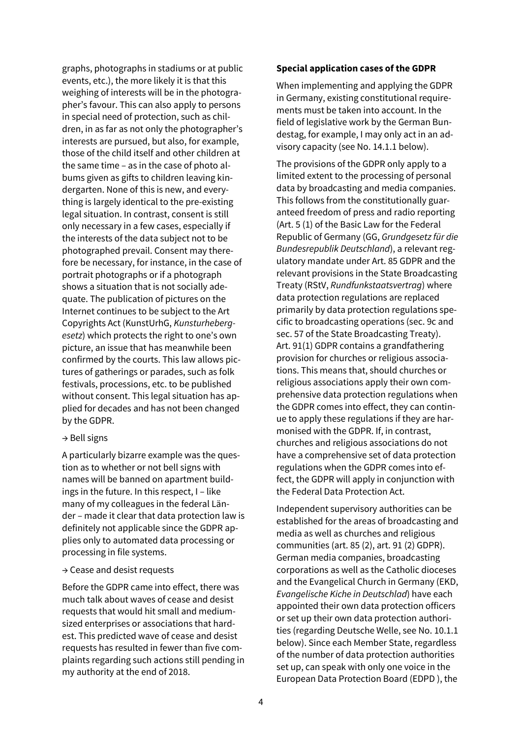graphs, photographs in stadiums or at public events, etc.), the more likely it is that this weighing of interests will be in the photographer's favour. This can also apply to persons in special need of protection, such as children, in as far as not only the photographer's interests are pursued, but also, for example, those of the child itself and other children at the same time – as in the case of photo albums given as gifts to children leaving kindergarten. None of this is new, and everything is largely identical to the pre-existing legal situation. In contrast, consent is still only necessary in a few cases, especially if the interests of the data subject not to be photographed prevail. Consent may therefore be necessary, for instance, in the case of portrait photographs or if a photograph shows a situation that is not socially adequate. The publication of pictures on the Internet continues to be subject to the Art Copyrights Act (KunstUrhG, *Kunsturhebergesetz*) which protects the right to one's own picture, an issue that has meanwhile been confirmed by the courts. This law allows pictures of gatherings or parades, such as folk festivals, processions, etc. to be published without consent. This legal situation has applied for decades and has not been changed by the GDPR.

→ Bell signs

A particularly bizarre example was the question as to whether or not bell signs with names will be banned on apartment buildings in the future. In this respect, I – like many of my colleagues in the federal Länder – made it clear that data protection law is definitely not applicable since the GDPR applies only to automated data processing or processing in file systems.

→ Cease and desist requests

Before the GDPR came into effect, there was much talk about waves of cease and desist requests that would hit small and medium-sized enterprises or associations that hardest. This predicted wave of cease and desist requests has resulted in fewer than five complaints regarding such actions still pending in my authority at the end of 2018.

**Special application cases of the GDPR**

When implementing and applying the GDPR in Germany, existing constitutional requirements must be taken into account. In the field of legislative work by the German Bundestag, for example, I may only act in an advisory capacity (see No. 14.1.1 below).

The provisions of the GDPR only apply to a limited extent to the processing of personal data by broadcasting and media companies. This follows from the constitutionally guaranteed freedom of press and radio reporting (Art. 5 (1) of the Basic Law for the Federal Republic of Germany (GG, *Grundgesetz für die Bundesrepublik Deutschland*), a relevant regulatory mandate under Art. 85 GDPR and the relevant provisions in the State Broadcasting Treaty (RStV, *Rundfunkstaatsvertrag*) where data protection regulations are replaced primarily by data protection regulations specific to broadcasting operations (sec. 9c and sec. 57 of the State Broadcasting Treaty). Art. 91(1) GDPR contains a grandfathering provision for churches or religious associations. This means that, should churches or religious associations apply their own comprehensive data protection regulations when the GDPR comes into effect, they can continue to apply these regulations if they are harmonised with the GDPR. If, in contrast, churches and religious associations do not have a comprehensive set of data protection regulations when the GDPR comes into effect, the GDPR will apply in conjunction with the Federal Data Protection Act.

Independent supervisory authorities can be established for the areas of broadcasting and media as well as churches and religious communities (art. 85 (2), art. 91 (2) GDPR). German media companies, broadcasting corporations as well as the Catholic dioceses and the Evangelical Church in Germany (EKD, *Evangelische Kiche in Deutschlad*) have each appointed their own data protection officers or set up their own data protection authorities (regarding Deutsche Welle, see No. 10.1.1 below). Since each Member State, regardless of the number of data protection authorities set up, can speak with only one voice in the European Data Protection Board (EDPD ), the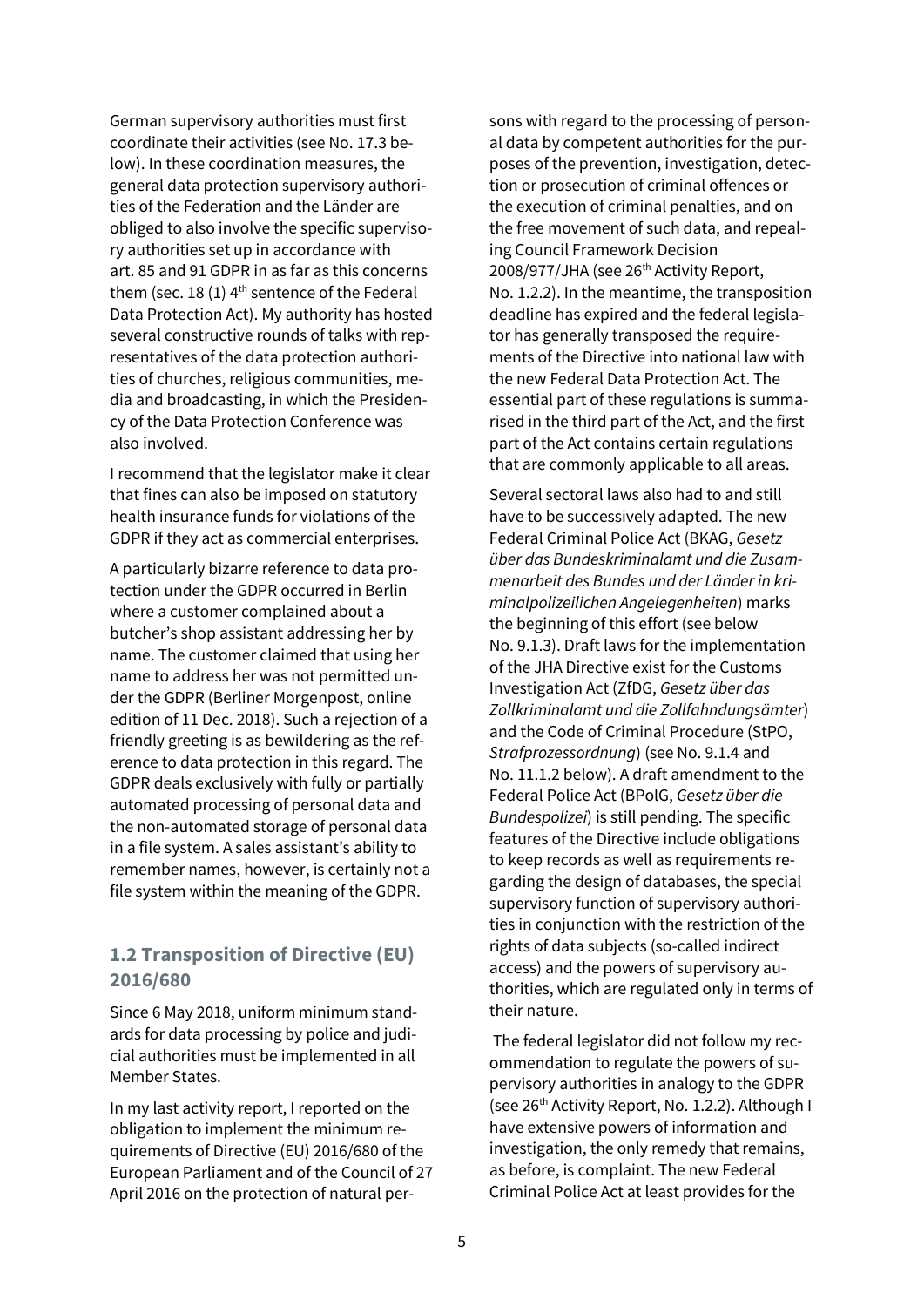German supervisory authorities must first coordinate their activities (see No. 17.3 below). In these coordination measures, the general data protection supervisory authorities of the Federation and the Länder are obliged to also involve the specific supervisory authorities set up in accordance with art. 85 and 91 GDPR in as far as this concerns them (sec. 18 (1) 4th sentence of the Federal Data Protection Act). My authority has hosted several constructive rounds of talks with representatives of the data protection authorities of churches, religious communities, media and broadcasting, in which the Presidency of the Data Protection Conference was also involved.

I recommend that the legislator make it clear that fines can also be imposed on statutory health insurance funds for violations of the GDPR if they act as commercial enterprises.

A particularly bizarre reference to data protection under the GDPR occurred in Berlin where a customer complained about a butcher's shop assistant addressing her by name. The customer claimed that using her name to address her was not permitted under the GDPR (Berliner Morgenpost, online edition of 11 Dec. 2018). Such a rejection of a friendly greeting is as bewildering as the reference to data protection in this regard. The GDPR deals exclusively with fully or partially automated processing of personal data and the non-automated storage of personal data in a file system. A sales assistant's ability to remember names, however, is certainly not a file system within the meaning of the GDPR.

## 1.2 Transposition of Directive (EU) 2016/680

Since 6 May 2018, uniform minimum standards for data processing by police and judicial authorities must be implemented in all Member States.

In my last activity report, I reported on the obligation to implement the minimum requirements of Directive (EU) 2016/680 of the European Parliament and of the Council of 27 April 2016 on the protection of natural persons with regard to the processing of personal data by competent authorities for the purposes of the prevention, investigation, detection or prosecution of criminal offences or the execution of criminal penalties, and on the free movement of such data, and repealing Council Framework Decision 2008/977/JHA (see 26th Activity Report, No. 1.2.2). In the meantime, the transposition deadline has expired and the federal legislator has generally transposed the requirements of the Directive into national law with the new Federal Data Protection Act. The essential part of these regulations is summarised in the third part of the Act, and the first part of the Act contains certain regulations that are commonly applicable to all areas.

Several sectoral laws also had to and still have to be successively adapted. The new Federal Criminal Police Act (BKAG, *Gesetz über das Bundeskriminalamt und die Zusammenarbeit des Bundes und der Länder in kriminalpolizeilichen Angelegenheiten*) marks the beginning of this effort (see below No. 9.1.3). Draft laws for the implementation of the JHA Directive exist for the Customs Investigation Act (ZfDG, *Gesetz über das Zollkriminalamt und die Zollfahndungsämter*) and the Code of Criminal Procedure (StPO, *Strafprozessordnung*) (see No. 9.1.4 and No. 11.1.2 below). A draft amendment to the Federal Police Act (BPolG, *Gesetz über die Bundespolizei*) is still pending. The specific features of the Directive include obligations to keep records as well as requirements regarding the design of databases, the special supervisory function of supervisory authorities in conjunction with the restriction of the rights of data subjects (so-called indirect access) and the powers of supervisory authorities, which are regulated only in terms of their nature.

The federal legislator did not follow my recommendation to regulate the powers of supervisory authorities in analogy to the GDPR (see 26th Activity Report, No. 1.2.2). Although I have extensive powers of information and investigation, the only remedy that remains, as before, is complaint. The new Federal Criminal Police Act at least provides for the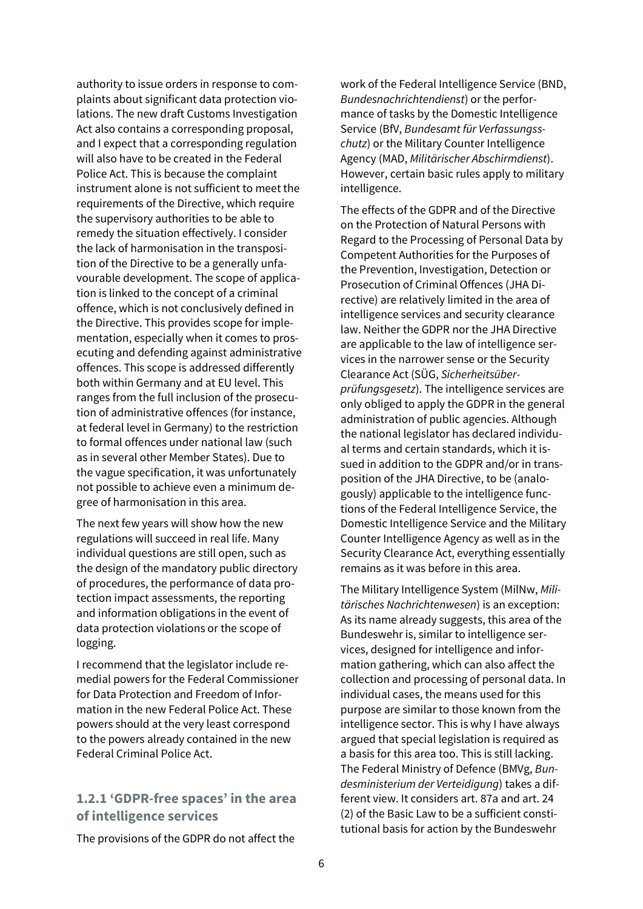authority to issue orders in response to complaints about significant data protection violations. The new draft Customs Investigation Act also contains a corresponding proposal, and I expect that a corresponding regulation will also have to be created in the Federal Police Act. This is because the complaint instrument alone is not sufficient to meet the requirements of the Directive, which require the supervisory authorities to be able to remedy the situation effectively. I consider the lack of harmonisation in the transposition of the Directive to be a generally unfavourable development. The scope of application is linked to the concept of a criminal offence, which is not conclusively defined in the Directive. This provides scope for implementation, especially when it comes to prosecuting and defending against administrative offences. This scope is addressed differently both within Germany and at EU level. This ranges from the full inclusion of the prosecution of administrative offences (for instance, at federal level in Germany) to the restriction to formal offences under national law (such as in several other Member States). Due to the vague specification, it was unfortunately not possible to achieve even a minimum degree of harmonisation in this area.

The next few years will show how the new regulations will succeed in real life. Many individual questions are still open, such as the design of the mandatory public directory of procedures, the performance of data protection impact assessments, the reporting and information obligations in the event of data protection violations or the scope of logging.

I recommend that the legislator include remedial powers for the Federal Commissioner for Data Protection and Freedom of Information in the new Federal Police Act. These powers should at the very least correspond to the powers already contained in the new Federal Criminal Police Act.

### 1.2.1 'GDPR-free spaces' in the area of intelligence services

The provisions of the GDPR do not affect the work of the Federal Intelligence Service (BND, *Bundesnachrichtendienst*) or the performance of tasks by the Domestic Intelligence Service (BfV, *Bundesamt für Verfassungsschutz*) or the Military Counter Intelligence Agency (MAD, *Militärischer Abschirmdienst*). However, certain basic rules apply to military intelligence.

The effects of the GDPR and of the Directive on the Protection of Natural Persons with Regard to the Processing of Personal Data by Competent Authorities for the Purposes of the Prevention, Investigation, Detection or Prosecution of Criminal Offences (JHA Directive) are relatively limited in the area of intelligence services and security clearance law. Neither the GDPR nor the JHA Directive are applicable to the law of intelligence services in the narrower sense or the Security Clearance Act (SÜG, *Sicherheitsüberprüfungsgesetz*). The intelligence services are only obliged to apply the GDPR in the general administration of public agencies. Although the national legislator has declared individual terms and certain standards, which it issued in addition to the GDPR and/or in transposition of the JHA Directive, to be (analogously) applicable to the intelligence functions of the Federal Intelligence Service, the Domestic Intelligence Service and the Military Counter Intelligence Agency as well as in the Security Clearance Act, everything essentially remains as it was before in this area.

The Military Intelligence System (MilNw, *Militärisches Nachrichtenwesen*) is an exception: As its name already suggests, this area of the Bundeswehr is, similar to intelligence services, designed for intelligence and information gathering, which can also affect the collection and processing of personal data. In individual cases, the means used for this purpose are similar to those known from the intelligence sector. This is why I have always argued that special legislation is required as a basis for this area too. This is still lacking. The Federal Ministry of Defence (BMVg, *Bundesministerium der Verteidigung*) takes a different view. It considers art. 87a and art. 24 (2) of the Basic Law to be a sufficient constitutional basis for action by the Bundeswehr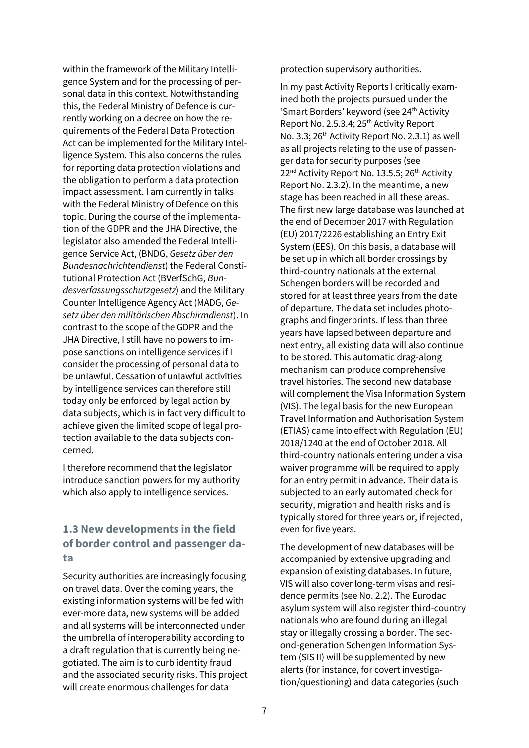within the framework of the Military Intelligence System and for the processing of personal data in this context. Notwithstanding this, the Federal Ministry of Defence is currently working on a decree on how the requirements of the Federal Data Protection Act can be implemented for the Military Intelligence System. This also concerns the rules for reporting data protection violations and the obligation to perform a data protection impact assessment. I am currently in talks with the Federal Ministry of Defence on this topic. During the course of the implementation of the GDPR and the JHA Directive, the legislator also amended the Federal Intelligence Service Act, (BNDG, *Gesetz über den Bundesnachrichtendienst*) the Federal Constitutional Protection Act (BVerfSchG, *Bundesverfassungsschutzgesetz*) and the Military Counter Intelligence Agency Act (MADG, *Gesetz über den militärischen Abschirmdienst*). In contrast to the scope of the GDPR and the JHA Directive, I still have no powers to impose sanctions on intelligence services if I consider the processing of personal data to be unlawful. Cessation of unlawful activities by intelligence services can therefore still today only be enforced by legal action by data subjects, which is in fact very difficult to achieve given the limited scope of legal protection available to the data subjects concerned.

I therefore recommend that the legislator introduce sanction powers for my authority which also apply to intelligence services.

## 1.3 New developments in the field of border control and passenger data

Security authorities are increasingly focusing on travel data. Over the coming years, the existing information systems will be fed with ever-more data, new systems will be added and all systems will be interconnected under the umbrella of interoperability according to a draft regulation that is currently being negotiated. The aim is to curb identity fraud and the associated security risks. This project will create enormous challenges for data protection supervisory authorities.

In my past Activity Reports I critically examined both the projects pursued under the 'Smart Borders' keyword (see 24th Activity Report No. 2.5.3.4; 25th Activity Report No. 3.3; 26th Activity Report No. 2.3.1) as well as all projects relating to the use of passenger data for security purposes (see 22nd Activity Report No. 13.5.5; 26th Activity Report No. 2.3.2). In the meantime, a new stage has been reached in all these areas. The first new large database was launched at the end of December 2017 with Regulation (EU) 2017/2226 establishing an Entry Exit System (EES). On this basis, a database will be set up in which all border crossings by third-country nationals at the external Schengen borders will be recorded and stored for at least three years from the date of departure. The data set includes photographs and fingerprints. If less than three years have lapsed between departure and next entry, all existing data will also continue to be stored. This automatic drag-along mechanism can produce comprehensive travel histories. The second new database will complement the Visa Information System (VIS). The legal basis for the new European Travel Information and Authorisation System (ETIAS) came into effect with Regulation (EU) 2018/1240 at the end of October 2018. All third-country nationals entering under a visa waiver programme will be required to apply for an entry permit in advance. Their data is subjected to an early automated check for security, migration and health risks and is typically stored for three years or, if rejected, even for five years.

The development of new databases will be accompanied by extensive upgrading and expansion of existing databases. In future, VIS will also cover long-term visas and residence permits (see No. 2.2). The Eurodac asylum system will also register third-country nationals who are found during an illegal stay or illegally crossing a border. The second-generation Schengen Information System (SIS II) will be supplemented by new alerts (for instance, for covert investigation/questioning) and data categories (such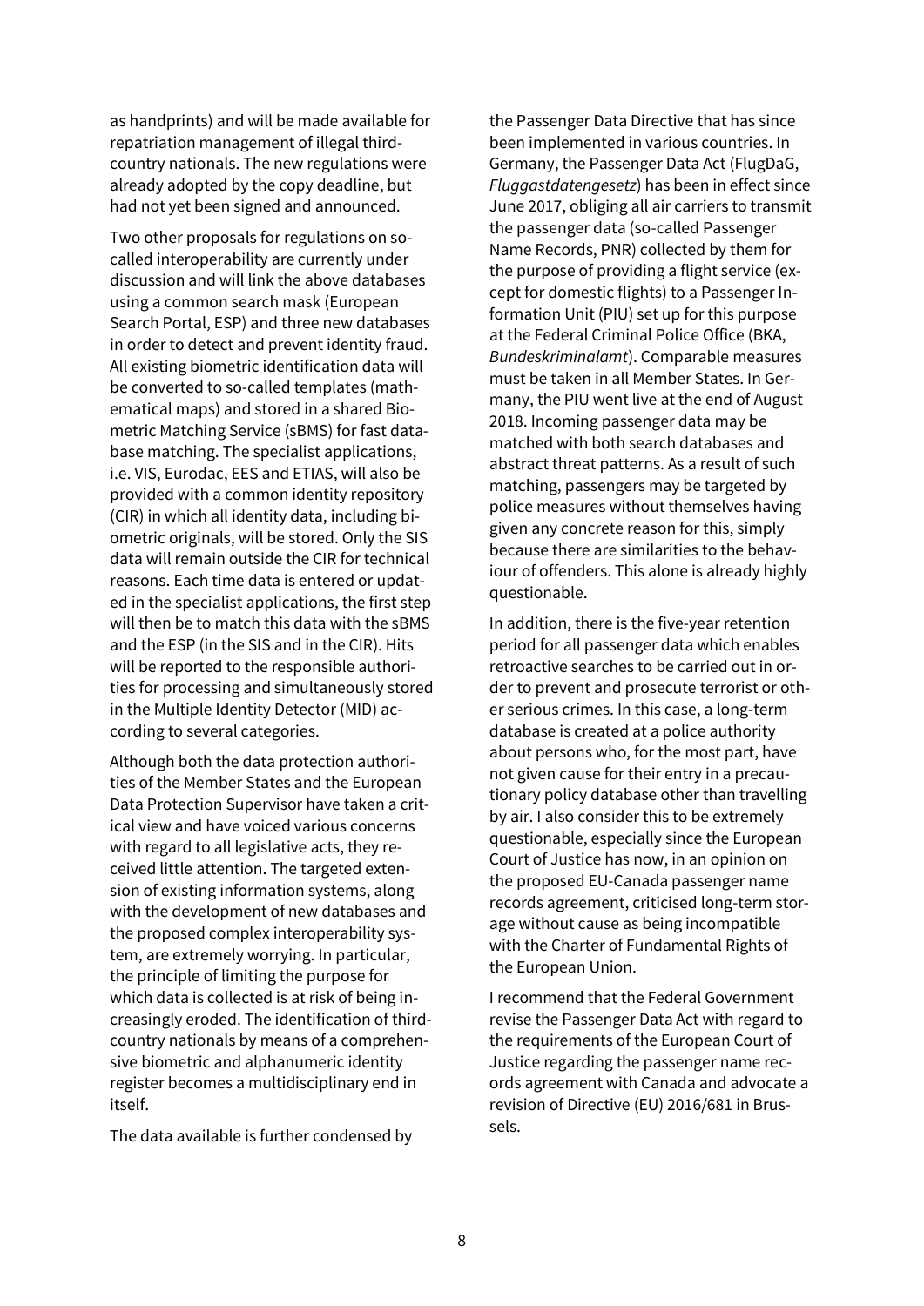as handprints) and will be made available for repatriation management of illegal third-country nationals. The new regulations were already adopted by the copy deadline, but had not yet been signed and announced.

Two other proposals for regulations on so-called interoperability are currently under discussion and will link the above databases using a common search mask (European Search Portal, ESP) and three new databases in order to detect and prevent identity fraud. All existing biometric identification data will be converted to so-called templates (mathematical maps) and stored in a shared Biometric Matching Service (sBMS) for fast database matching. The specialist applications, i.e. VIS, Eurodac, EES and ETIAS, will also be provided with a common identity repository (CIR) in which all identity data, including biometric originals, will be stored. Only the SIS data will remain outside the CIR for technical reasons. Each time data is entered or updated in the specialist applications, the first step will then be to match this data with the sBMS and the ESP (in the SIS and in the CIR). Hits will be reported to the responsible authorities for processing and simultaneously stored in the Multiple Identity Detector (MID) according to several categories.

Although both the data protection authorities of the Member States and the European Data Protection Supervisor have taken a critical view and have voiced various concerns with regard to all legislative acts, they received little attention. The targeted extension of existing information systems, along with the development of new databases and the proposed complex interoperability system, are extremely worrying. In particular, the principle of limiting the purpose for which data is collected is at risk of being increasingly eroded. The identification of third-country nationals by means of a comprehensive biometric and alphanumeric identity register becomes a multidisciplinary end in itself.

The data available is further condensed by the Passenger Data Directive that has since been implemented in various countries. In Germany, the Passenger Data Act (FlugDaG, *Fluggastdatengesetz*) has been in effect since June 2017, obliging all air carriers to transmit the passenger data (so-called Passenger Name Records, PNR) collected by them for the purpose of providing a flight service (except for domestic flights) to a Passenger Information Unit (PIU) set up for this purpose at the Federal Criminal Police Office (BKA, *Bundeskriminalamt*). Comparable measures must be taken in all Member States. In Germany, the PIU went live at the end of August 2018. Incoming passenger data may be matched with both search databases and abstract threat patterns. As a result of such matching, passengers may be targeted by police measures without themselves having given any concrete reason for this, simply because there are similarities to the behaviour of offenders. This alone is already highly questionable.

In addition, there is the five-year retention period for all passenger data which enables retroactive searches to be carried out in order to prevent and prosecute terrorist or other serious crimes. In this case, a long-term database is created at a police authority about persons who, for the most part, have not given cause for their entry in a precautionary policy database other than travelling by air. I also consider this to be extremely questionable, especially since the European Court of Justice has now, in an opinion on the proposed EU-Canada passenger name records agreement, criticised long-term storage without cause as being incompatible with the Charter of Fundamental Rights of the European Union.

I recommend that the Federal Government revise the Passenger Data Act with regard to the requirements of the European Court of Justice regarding the passenger name records agreement with Canada and advocate a revision of Directive (EU) 2016/681 in Brussels.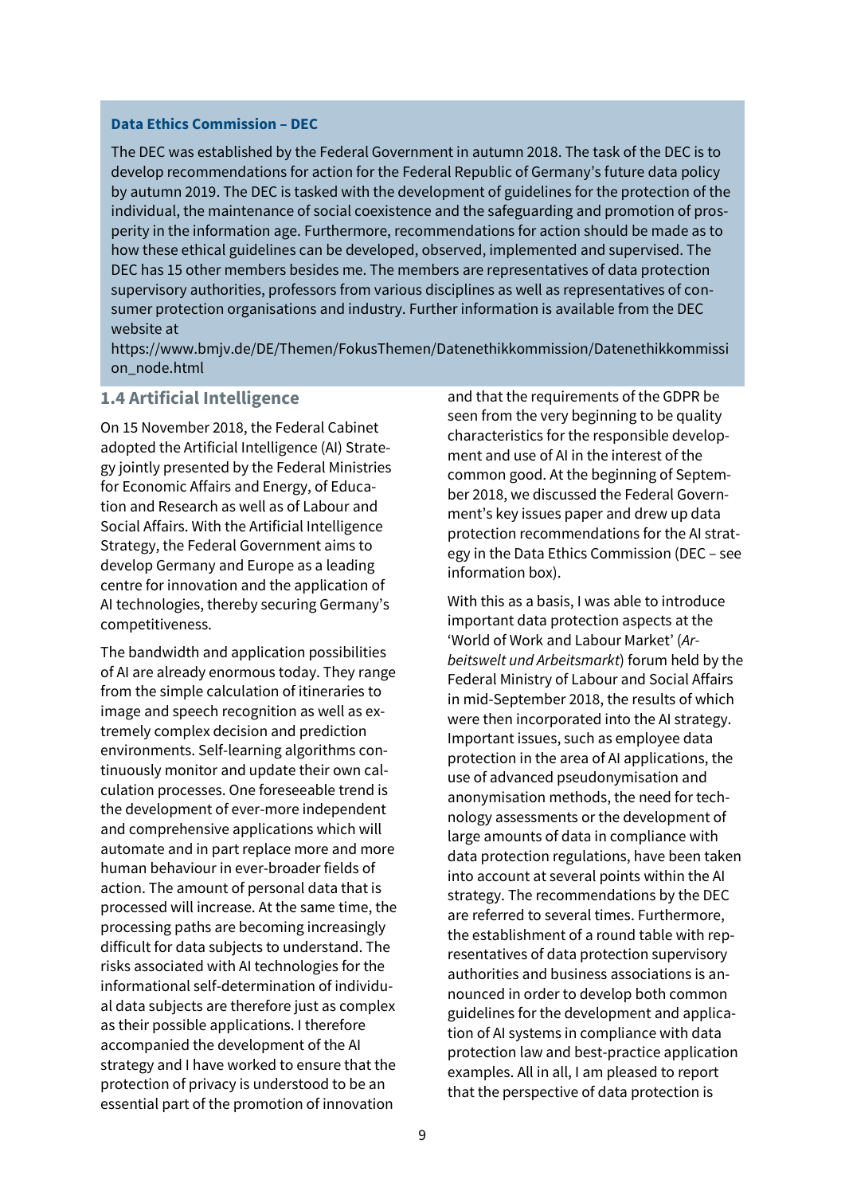**Data Ethics Commission – DEC**

The DEC was established by the Federal Government in autumn 2018. The task of the DEC is to develop recommendations for action for the Federal Republic of Germany's future data policy by autumn 2019. The DEC is tasked with the development of guidelines for the protection of the individual, the maintenance of social coexistence and the safeguarding and promotion of prosperity in the information age. Furthermore, recommendations for action should be made as to how these ethical guidelines can be developed, observed, implemented and supervised. The DEC has 15 other members besides me. The members are representatives of data protection supervisory authorities, professors from various disciplines as well as representatives of consumer protection organisations and industry. Further information is available from the DEC website at https://www.bmjv.de/DE/Themen/FokusThemen/Datenethikkommission/Datenethikkommission_node.html

## 1.4 Artificial Intelligence

On 15 November 2018, the Federal Cabinet adopted the Artificial Intelligence (AI) Strategy jointly presented by the Federal Ministries for Economic Affairs and Energy, of Education and Research as well as of Labour and Social Affairs. With the Artificial Intelligence Strategy, the Federal Government aims to develop Germany and Europe as a leading centre for innovation and the application of AI technologies, thereby securing Germany's competitiveness.

The bandwidth and application possibilities of AI are already enormous today. They range from the simple calculation of itineraries to image and speech recognition as well as extremely complex decision and prediction environments. Self-learning algorithms continuously monitor and update their own calculation processes. One foreseeable trend is the development of ever-more independent and comprehensive applications which will automate and in part replace more and more human behaviour in ever-broader fields of action. The amount of personal data that is processed will increase. At the same time, the processing paths are becoming increasingly difficult for data subjects to understand. The risks associated with AI technologies for the informational self-determination of individual data subjects are therefore just as complex as their possible applications. I therefore accompanied the development of the AI strategy and I have worked to ensure that the protection of privacy is understood to be an essential part of the promotion of innovation and that the requirements of the GDPR be seen from the very beginning to be quality characteristics for the responsible development and use of AI in the interest of the common good. At the beginning of September 2018, we discussed the Federal Government's key issues paper and drew up data protection recommendations for the AI strategy in the Data Ethics Commission (DEC – see information box).

With this as a basis, I was able to introduce important data protection aspects at the 'World of Work and Labour Market' (*Arbeitswelt und Arbeitsmarkt*) forum held by the Federal Ministry of Labour and Social Affairs in mid-September 2018, the results of which were then incorporated into the AI strategy. Important issues, such as employee data protection in the area of AI applications, the use of advanced pseudonymisation and anonymisation methods, the need for technology assessments or the development of large amounts of data in compliance with data protection regulations, have been taken into account at several points within the AI strategy. The recommendations by the DEC are referred to several times. Furthermore, the establishment of a round table with representatives of data protection supervisory authorities and business associations is announced in order to develop both common guidelines for the development and application of AI systems in compliance with data protection law and best-practice application examples. All in all, I am pleased to report that the perspective of data protection is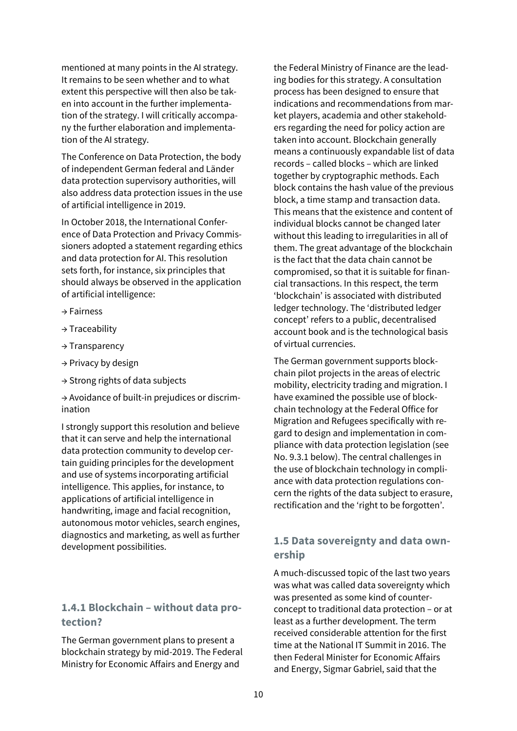mentioned at many points in the AI strategy. It remains to be seen whether and to what extent this perspective will then also be taken into account in the further implementation of the strategy. I will critically accompany the further elaboration and implementation of the AI strategy.

The Conference on Data Protection, the body of independent German federal and Länder data protection supervisory authorities, will also address data protection issues in the use of artificial intelligence in 2019.

In October 2018, the International Conference of Data Protection and Privacy Commissioners adopted a statement regarding ethics and data protection for AI. This resolution sets forth, for instance, six principles that should always be observed in the application of artificial intelligence:

→ Fairness

→ Traceability

→ Transparency

→ Privacy by design

→ Strong rights of data subjects

→ Avoidance of built-in prejudices or discrimination

I strongly support this resolution and believe that it can serve and help the international data protection community to develop certain guiding principles for the development and use of systems incorporating artificial intelligence. This applies, for instance, to applications of artificial intelligence in handwriting, image and facial recognition, autonomous motor vehicles, search engines, diagnostics and marketing, as well as further development possibilities.

### 1.4.1 Blockchain – without data protection?

The German government plans to present a blockchain strategy by mid-2019. The Federal Ministry for Economic Affairs and Energy and the Federal Ministry of Finance are the leading bodies for this strategy. A consultation process has been designed to ensure that indications and recommendations from market players, academia and other stakeholders regarding the need for policy action are taken into account. Blockchain generally means a continuously expandable list of data records – called blocks – which are linked together by cryptographic methods. Each block contains the hash value of the previous block, a time stamp and transaction data. This means that the existence and content of individual blocks cannot be changed later without this leading to irregularities in all of them. The great advantage of the blockchain is the fact that the data chain cannot be compromised, so that it is suitable for financial transactions. In this respect, the term 'blockchain' is associated with distributed ledger technology. The 'distributed ledger concept' refers to a public, decentralised account book and is the technological basis of virtual currencies.

The German government supports blockchain pilot projects in the areas of electric mobility, electricity trading and migration. I have examined the possible use of blockchain technology at the Federal Office for Migration and Refugees specifically with regard to design and implementation in compliance with data protection legislation (see No. 9.3.1 below). The central challenges in the use of blockchain technology in compliance with data protection regulations concern the rights of the data subject to erasure, rectification and the 'right to be forgotten'.

## 1.5 Data sovereignty and data ownership

A much-discussed topic of the last two years was what was called data sovereignty which was presented as some kind of counter-concept to traditional data protection – or at least as a further development. The term received considerable attention for the first time at the National IT Summit in 2016. The then Federal Minister for Economic Affairs and Energy, Sigmar Gabriel, said that the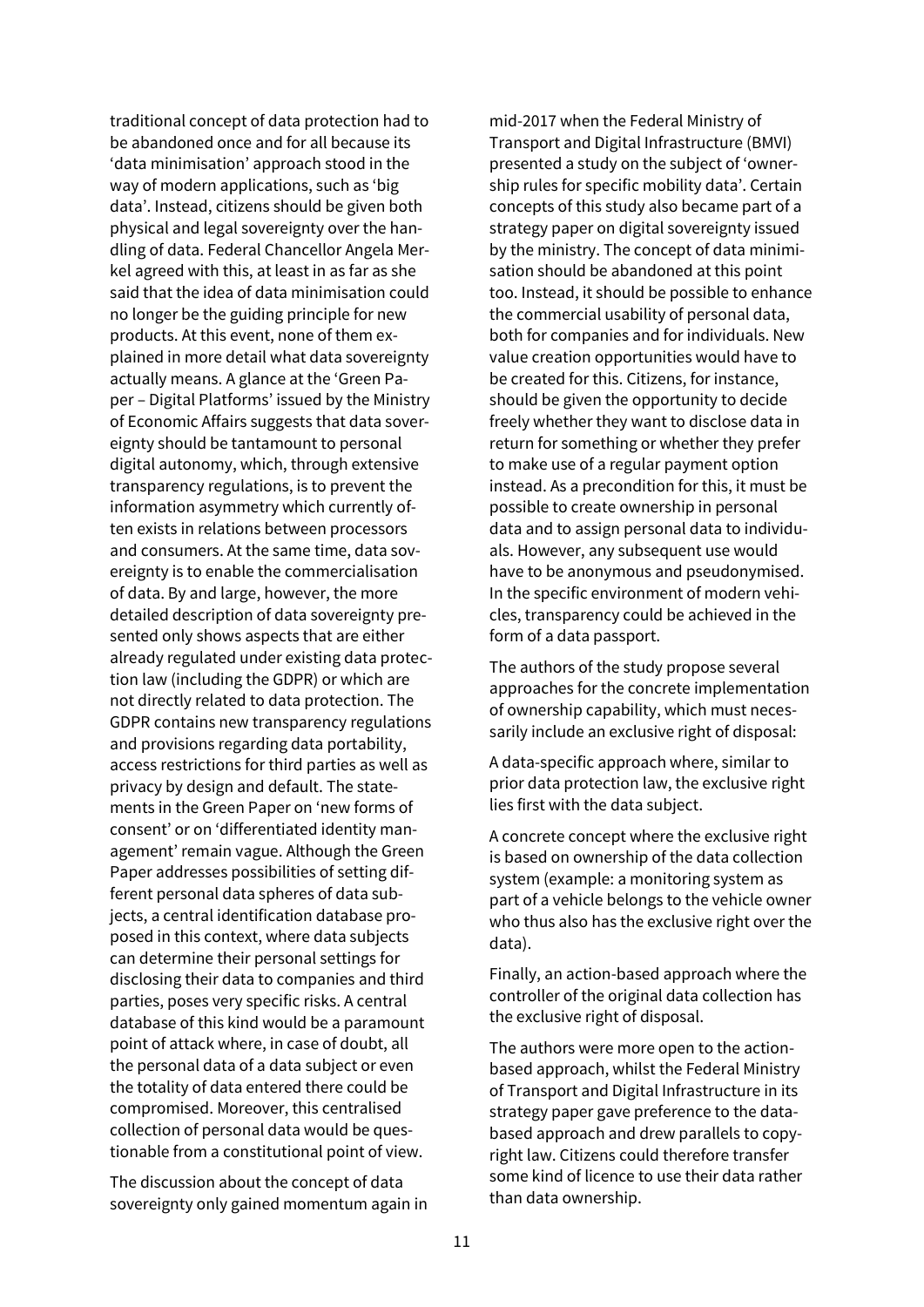traditional concept of data protection had to be abandoned once and for all because its 'data minimisation' approach stood in the way of modern applications, such as 'big data'. Instead, citizens should be given both physical and legal sovereignty over the handling of data. Federal Chancellor Angela Merkel agreed with this, at least in as far as she said that the idea of data minimisation could no longer be the guiding principle for new products. At this event, none of them explained in more detail what data sovereignty actually means. A glance at the 'Green Paper – Digital Platforms' issued by the Ministry of Economic Affairs suggests that data sovereignty should be tantamount to personal digital autonomy, which, through extensive transparency regulations, is to prevent the information asymmetry which currently often exists in relations between processors and consumers. At the same time, data sovereignty is to enable the commercialisation of data. By and large, however, the more detailed description of data sovereignty presented only shows aspects that are either already regulated under existing data protection law (including the GDPR) or which are not directly related to data protection. The GDPR contains new transparency regulations and provisions regarding data portability, access restrictions for third parties as well as privacy by design and default. The statements in the Green Paper on 'new forms of consent' or on 'differentiated identity management' remain vague. Although the Green Paper addresses possibilities of setting different personal data spheres of data subjects, a central identification database proposed in this context, where data subjects can determine their personal settings for disclosing their data to companies and third parties, poses very specific risks. A central database of this kind would be a paramount point of attack where, in case of doubt, all the personal data of a data subject or even the totality of data entered there could be compromised. Moreover, this centralised collection of personal data would be questionable from a constitutional point of view.

The discussion about the concept of data sovereignty only gained momentum again in mid-2017 when the Federal Ministry of Transport and Digital Infrastructure (BMVI) presented a study on the subject of 'ownership rules for specific mobility data'. Certain concepts of this study also became part of a strategy paper on digital sovereignty issued by the ministry. The concept of data minimisation should be abandoned at this point too. Instead, it should be possible to enhance the commercial usability of personal data, both for companies and for individuals. New value creation opportunities would have to be created for this. Citizens, for instance, should be given the opportunity to decide freely whether they want to disclose data in return for something or whether they prefer to make use of a regular payment option instead. As a precondition for this, it must be possible to create ownership in personal data and to assign personal data to individuals. However, any subsequent use would have to be anonymous and pseudonymised. In the specific environment of modern vehicles, transparency could be achieved in the form of a data passport.

The authors of the study propose several approaches for the concrete implementation of ownership capability, which must necessarily include an exclusive right of disposal:

A data-specific approach where, similar to prior data protection law, the exclusive right lies first with the data subject.

A concrete concept where the exclusive right is based on ownership of the data collection system (example: a monitoring system as part of a vehicle belongs to the vehicle owner who thus also has the exclusive right over the data).

Finally, an action-based approach where the controller of the original data collection has the exclusive right of disposal.

The authors were more open to the action-based approach, whilst the Federal Ministry of Transport and Digital Infrastructure in its strategy paper gave preference to the data-based approach and drew parallels to copyright law. Citizens could therefore transfer some kind of licence to use their data rather than data ownership.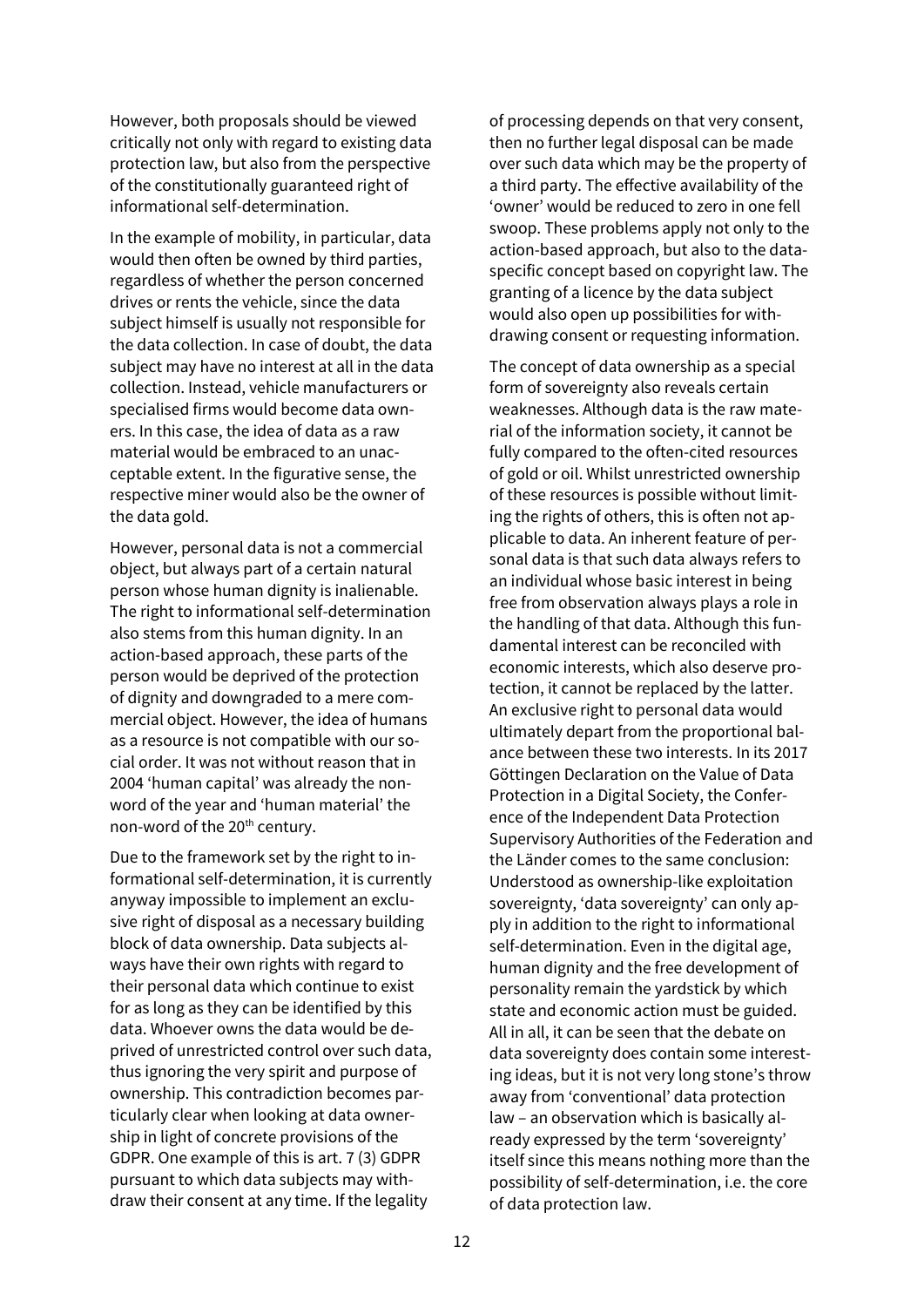However, both proposals should be viewed critically not only with regard to existing data protection law, but also from the perspective of the constitutionally guaranteed right of informational self-determination.

In the example of mobility, in particular, data would then often be owned by third parties, regardless of whether the person concerned drives or rents the vehicle, since the data subject himself is usually not responsible for the data collection. In case of doubt, the data subject may have no interest at all in the data collection. Instead, vehicle manufacturers or specialised firms would become data owners. In this case, the idea of data as a raw material would be embraced to an unacceptable extent. In the figurative sense, the respective miner would also be the owner of the data gold.

However, personal data is not a commercial object, but always part of a certain natural person whose human dignity is inalienable. The right to informational self-determination also stems from this human dignity. In an action-based approach, these parts of the person would be deprived of the protection of dignity and downgraded to a mere commercial object. However, the idea of humans as a resource is not compatible with our social order. It was not without reason that in 2004 'human capital' was already the non-word of the year and 'human material' the non-word of the 20th century.

Due to the framework set by the right to informational self-determination, it is currently anyway impossible to implement an exclusive right of disposal as a necessary building block of data ownership. Data subjects always have their own rights with regard to their personal data which continue to exist for as long as they can be identified by this data. Whoever owns the data would be deprived of unrestricted control over such data, thus ignoring the very spirit and purpose of ownership. This contradiction becomes particularly clear when looking at data ownership in light of concrete provisions of the GDPR. One example of this is art. 7 (3) GDPR pursuant to which data subjects may withdraw their consent at any time. If the legality of processing depends on that very consent, then no further legal disposal can be made over such data which may be the property of a third party. The effective availability of the 'owner' would be reduced to zero in one fell swoop. These problems apply not only to the action-based approach, but also to the data-specific concept based on copyright law. The granting of a licence by the data subject would also open up possibilities for withdrawing consent or requesting information.

The concept of data ownership as a special form of sovereignty also reveals certain weaknesses. Although data is the raw material of the information society, it cannot be fully compared to the often-cited resources of gold or oil. Whilst unrestricted ownership of these resources is possible without limiting the rights of others, this is often not applicable to data. An inherent feature of personal data is that such data always refers to an individual whose basic interest in being free from observation always plays a role in the handling of that data. Although this fundamental interest can be reconciled with economic interests, which also deserve protection, it cannot be replaced by the latter. An exclusive right to personal data would ultimately depart from the proportional balance between these two interests. In its 2017 Göttingen Declaration on the Value of Data Protection in a Digital Society, the Conference of the Independent Data Protection Supervisory Authorities of the Federation and the Länder comes to the same conclusion: Understood as ownership-like exploitation sovereignty, 'data sovereignty' can only apply in addition to the right to informational self-determination. Even in the digital age, human dignity and the free development of personality remain the yardstick by which state and economic action must be guided. All in all, it can be seen that the debate on data sovereignty does contain some interesting ideas, but it is not very long stone's throw away from 'conventional' data protection law – an observation which is basically already expressed by the term 'sovereignty' itself since this means nothing more than the possibility of self-determination, i.e. the core of data protection law.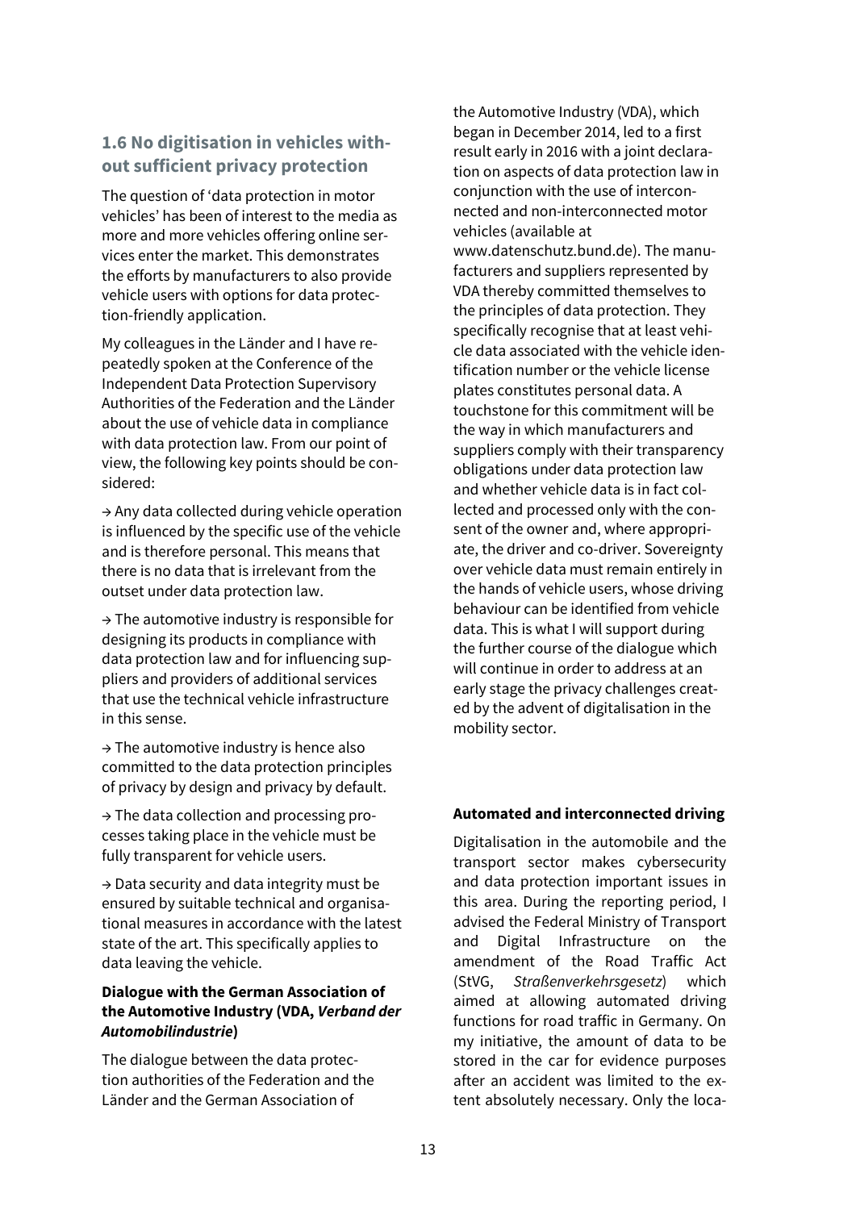## 1.6 No digitisation in vehicles without sufficient privacy protection

The question of 'data protection in motor vehicles' has been of interest to the media as more and more vehicles offering online services enter the market. This demonstrates the efforts by manufacturers to also provide vehicle users with options for data protection-friendly application.

My colleagues in the Länder and I have repeatedly spoken at the Conference of the Independent Data Protection Supervisory Authorities of the Federation and the Länder about the use of vehicle data in compliance with data protection law. From our point of view, the following key points should be considered:

→ Any data collected during vehicle operation is influenced by the specific use of the vehicle and is therefore personal. This means that there is no data that is irrelevant from the outset under data protection law.

→ The automotive industry is responsible for designing its products in compliance with data protection law and for influencing suppliers and providers of additional services that use the technical vehicle infrastructure in this sense.

→ The automotive industry is hence also committed to the data protection principles of privacy by design and privacy by default.

→ The data collection and processing processes taking place in the vehicle must be fully transparent for vehicle users.

→ Data security and data integrity must be ensured by suitable technical and organisational measures in accordance with the latest state of the art. This specifically applies to data leaving the vehicle.

**Dialogue with the German Association of the Automotive Industry (VDA, *Verband der Automobilindustrie*)**

The dialogue between the data protection authorities of the Federation and the Länder and the German Association of the Automotive Industry (VDA), which began in December 2014, led to a first result early in 2016 with a joint declaration on aspects of data protection law in conjunction with the use of interconnected and non-interconnected motor vehicles (available at www.datenschutz.bund.de). The manufacturers and suppliers represented by VDA thereby committed themselves to the principles of data protection. They specifically recognise that at least vehicle data associated with the vehicle identification number or the vehicle license plates constitutes personal data. A touchstone for this commitment will be the way in which manufacturers and suppliers comply with their transparency obligations under data protection law and whether vehicle data is in fact collected and processed only with the consent of the owner and, where appropriate, the driver and co-driver. Sovereignty over vehicle data must remain entirely in the hands of vehicle users, whose driving behaviour can be identified from vehicle data. This is what I will support during the further course of the dialogue which will continue in order to address at an early stage the privacy challenges created by the advent of digitalisation in the mobility sector.

**Automated and interconnected driving**

Digitalisation in the automobile and the transport sector makes cybersecurity and data protection important issues in this area. During the reporting period, I advised the Federal Ministry of Transport and Digital Infrastructure on the amendment of the Road Traffic Act (StVG, *Straßenverkehrsgesetz*) which aimed at allowing automated driving functions for road traffic in Germany. On my initiative, the amount of data to be stored in the car for evidence purposes after an accident was limited to the extent absolutely necessary. Only the loca-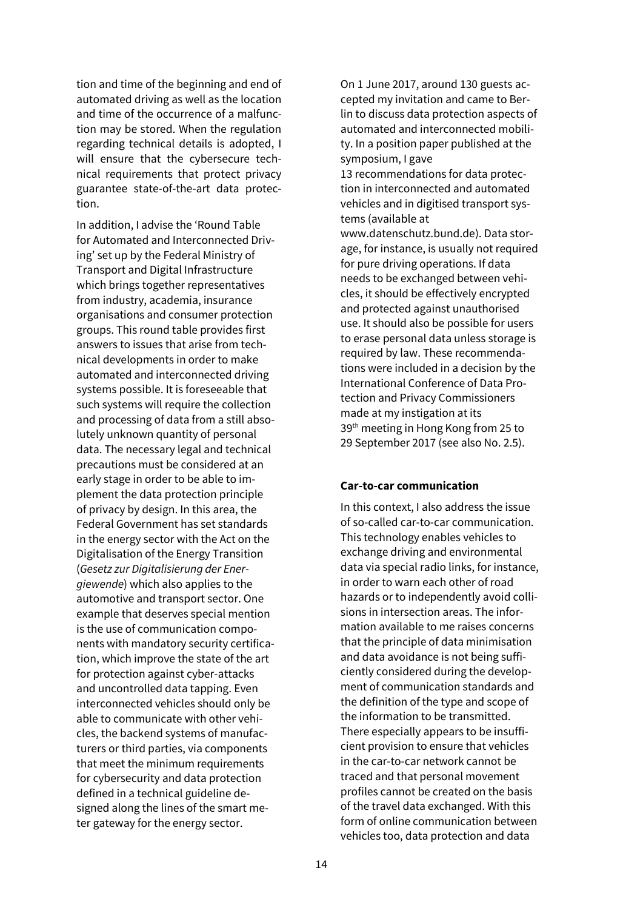tion and time of the beginning and end of automated driving as well as the location and time of the occurrence of a malfunction may be stored. When the regulation regarding technical details is adopted, I will ensure that the cybersecure technical requirements that protect privacy guarantee state-of-the-art data protection.

In addition, I advise the 'Round Table for Automated and Interconnected Driving' set up by the Federal Ministry of Transport and Digital Infrastructure which brings together representatives from industry, academia, insurance organisations and consumer protection groups. This round table provides first answers to issues that arise from technical developments in order to make automated and interconnected driving systems possible. It is foreseeable that such systems will require the collection and processing of data from a still absolutely unknown quantity of personal data. The necessary legal and technical precautions must be considered at an early stage in order to be able to implement the data protection principle of privacy by design. In this area, the Federal Government has set standards in the energy sector with the Act on the Digitalisation of the Energy Transition (*Gesetz zur Digitalisierung der Energiewende*) which also applies to the automotive and transport sector. One example that deserves special mention is the use of communication components with mandatory security certification, which improve the state of the art for protection against cyber-attacks and uncontrolled data tapping. Even interconnected vehicles should only be able to communicate with other vehicles, the backend systems of manufacturers or third parties, via components that meet the minimum requirements for cybersecurity and data protection defined in a technical guideline designed along the lines of the smart meter gateway for the energy sector.

On 1 June 2017, around 130 guests accepted my invitation and came to Berlin to discuss data protection aspects of automated and interconnected mobility. In a position paper published at the symposium, I gave 13 recommendations for data protection in interconnected and automated vehicles and in digitised transport systems (available at www.datenschutz.bund.de). Data storage, for instance, is usually not required for pure driving operations. If data needs to be exchanged between vehicles, it should be effectively encrypted and protected against unauthorised use. It should also be possible for users to erase personal data unless storage is required by law. These recommendations were included in a decision by the International Conference of Data Protection and Privacy Commissioners made at my instigation at its 39th meeting in Hong Kong from 25 to 29 September 2017 (see also No. 2.5).

**Car-to-car communication**

In this context, I also address the issue of so-called car-to-car communication. This technology enables vehicles to exchange driving and environmental data via special radio links, for instance, in order to warn each other of road hazards or to independently avoid collisions in intersection areas. The information available to me raises concerns that the principle of data minimisation and data avoidance is not being sufficiently considered during the development of communication standards and the definition of the type and scope of the information to be transmitted. There especially appears to be insufficient provision to ensure that vehicles in the car-to-car network cannot be traced and that personal movement profiles cannot be created on the basis of the travel data exchanged. With this form of online communication between vehicles too, data protection and data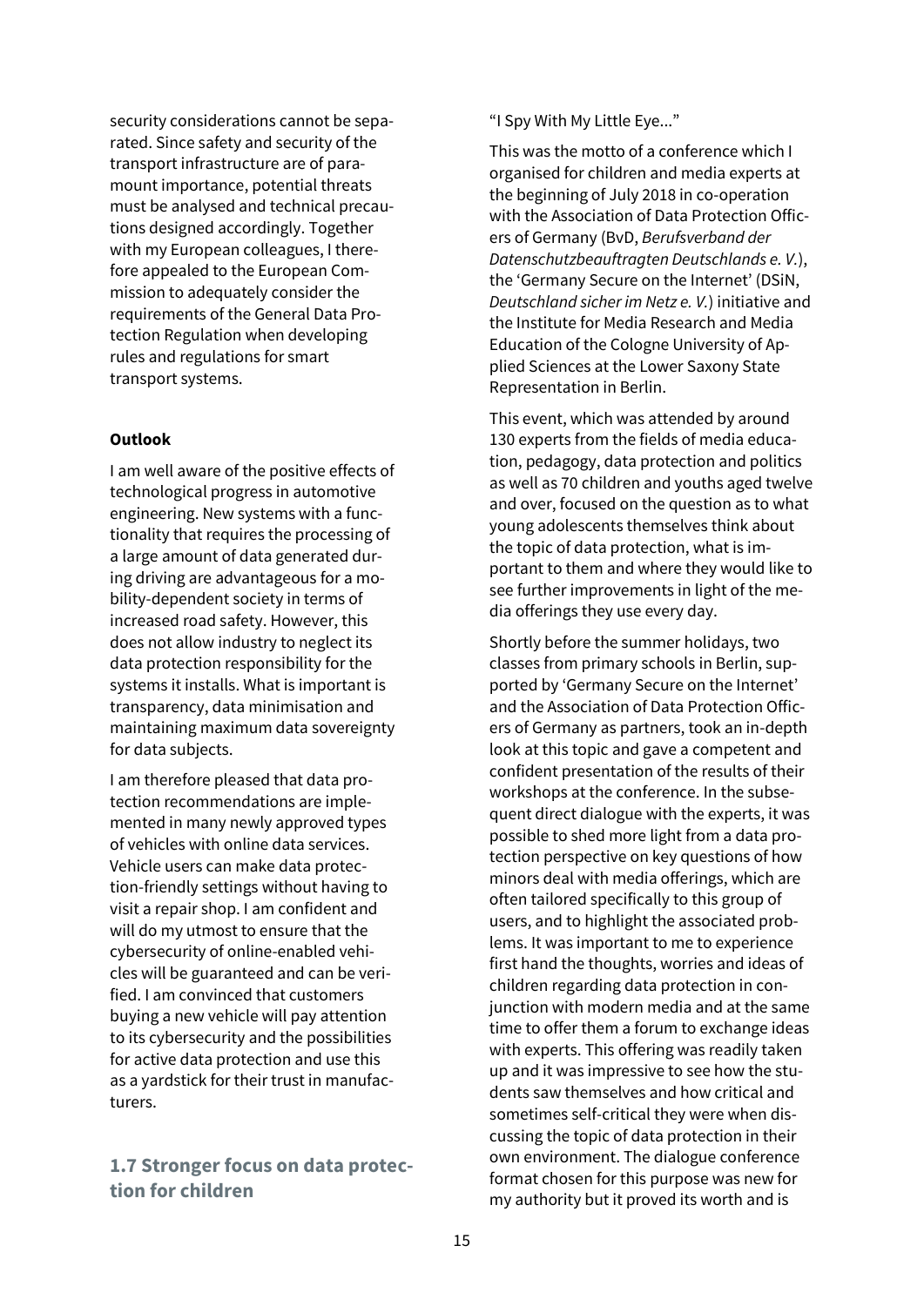security considerations cannot be separated. Since safety and security of the transport infrastructure are of paramount importance, potential threats must be analysed and technical precautions designed accordingly. Together with my European colleagues, I therefore appealed to the European Commission to adequately consider the requirements of the General Data Protection Regulation when developing rules and regulations for smart transport systems.

**Outlook**

I am well aware of the positive effects of technological progress in automotive engineering. New systems with a functionality that requires the processing of a large amount of data generated during driving are advantageous for a mobility-dependent society in terms of increased road safety. However, this does not allow industry to neglect its data protection responsibility for the systems it installs. What is important is transparency, data minimisation and maintaining maximum data sovereignty for data subjects.

I am therefore pleased that data protection recommendations are implemented in many newly approved types of vehicles with online data services. Vehicle users can make data protection-friendly settings without having to visit a repair shop. I am confident and will do my utmost to ensure that the cybersecurity of online-enabled vehicles will be guaranteed and can be verified. I am convinced that customers buying a new vehicle will pay attention to its cybersecurity and the possibilities for active data protection and use this as a yardstick for their trust in manufacturers.

## 1.7 Stronger focus on data protection for children

“I Spy With My Little Eye...”

This was the motto of a conference which I organised for children and media experts at the beginning of July 2018 in co-operation with the Association of Data Protection Officers of Germany (BvD, *Berufsverband der Datenschutzbeauftragten Deutschlands e. V.*), the ‘Germany Secure on the Internet’ (DSiN, *Deutschland sicher im Netz e. V.*) initiative and the Institute for Media Research and Media Education of the Cologne University of Applied Sciences at the Lower Saxony State Representation in Berlin.

This event, which was attended by around 130 experts from the fields of media education, pedagogy, data protection and politics as well as 70 children and youths aged twelve and over, focused on the question as to what young adolescents themselves think about the topic of data protection, what is important to them and where they would like to see further improvements in light of the media offerings they use every day.

Shortly before the summer holidays, two classes from primary schools in Berlin, supported by ‘Germany Secure on the Internet’ and the Association of Data Protection Officers of Germany as partners, took an in-depth look at this topic and gave a competent and confident presentation of the results of their workshops at the conference. In the subsequent direct dialogue with the experts, it was possible to shed more light from a data protection perspective on key questions of how minors deal with media offerings, which are often tailored specifically to this group of users, and to highlight the associated problems. It was important to me to experience first hand the thoughts, worries and ideas of children regarding data protection in conjunction with modern media and at the same time to offer them a forum to exchange ideas with experts. This offering was readily taken up and it was impressive to see how the students saw themselves and how critical and sometimes self-critical they were when discussing the topic of data protection in their own environment. The dialogue conference format chosen for this purpose was new for my authority but it proved its worth and is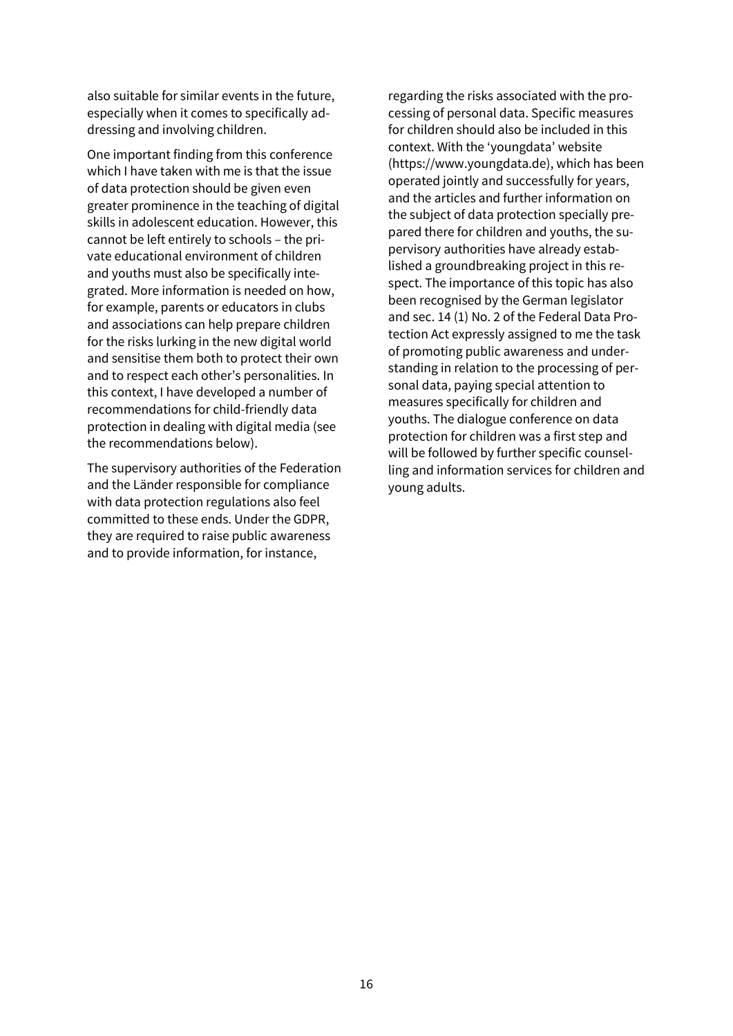also suitable for similar events in the future, especially when it comes to specifically addressing and involving children.

One important finding from this conference which I have taken with me is that the issue of data protection should be given even greater prominence in the teaching of digital skills in adolescent education. However, this cannot be left entirely to schools – the private educational environment of children and youths must also be specifically integrated. More information is needed on how, for example, parents or educators in clubs and associations can help prepare children for the risks lurking in the new digital world and sensitise them both to protect their own and to respect each other's personalities. In this context, I have developed a number of recommendations for child-friendly data protection in dealing with digital media (see the recommendations below).

The supervisory authorities of the Federation and the Länder responsible for compliance with data protection regulations also feel committed to these ends. Under the GDPR, they are required to raise public awareness and to provide information, for instance, regarding the risks associated with the processing of personal data. Specific measures for children should also be included in this context. With the 'youngdata' website (https://www.youngdata.de), which has been operated jointly and successfully for years, and the articles and further information on the subject of data protection specially prepared there for children and youths, the supervisory authorities have already established a groundbreaking project in this respect. The importance of this topic has also been recognised by the German legislator and sec. 14 (1) No. 2 of the Federal Data Protection Act expressly assigned to me the task of promoting public awareness and understanding in relation to the processing of personal data, paying special attention to measures specifically for children and youths. The dialogue conference on data protection for children was a first step and will be followed by further specific counselling and information services for children and young adults.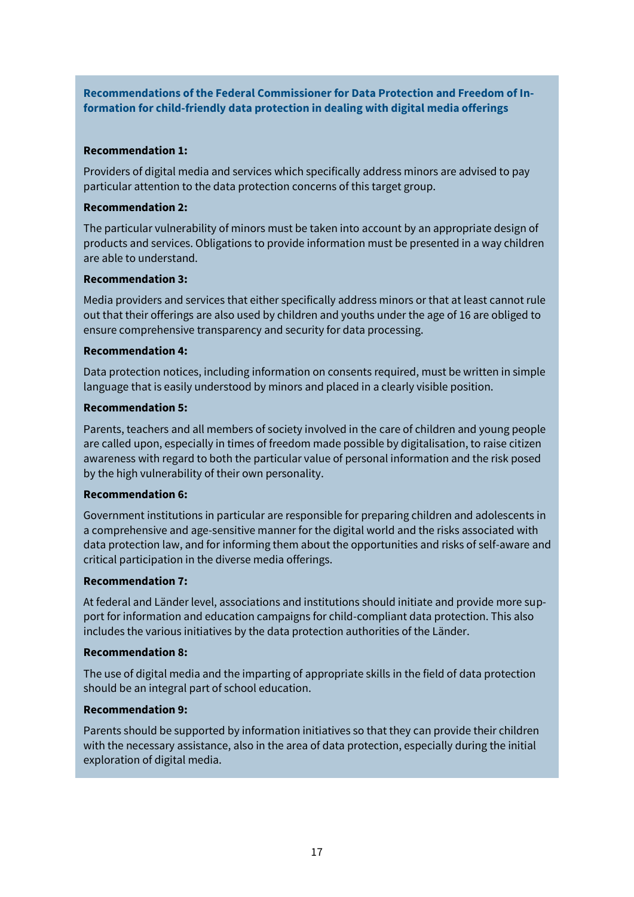**Recommendations of the Federal Commissioner for Data Protection and Freedom of Information for child-friendly data protection in dealing with digital media offerings**

**Recommendation 1:**

Providers of digital media and services which specifically address minors are advised to pay particular attention to the data protection concerns of this target group.

**Recommendation 2:**

The particular vulnerability of minors must be taken into account by an appropriate design of products and services. Obligations to provide information must be presented in a way children are able to understand.

**Recommendation 3:**

Media providers and services that either specifically address minors or that at least cannot rule out that their offerings are also used by children and youths under the age of 16 are obliged to ensure comprehensive transparency and security for data processing.

**Recommendation 4:**

Data protection notices, including information on consents required, must be written in simple language that is easily understood by minors and placed in a clearly visible position.

**Recommendation 5:**

Parents, teachers and all members of society involved in the care of children and young people are called upon, especially in times of freedom made possible by digitalisation, to raise citizen awareness with regard to both the particular value of personal information and the risk posed by the high vulnerability of their own personality.

**Recommendation 6:**

Government institutions in particular are responsible for preparing children and adolescents in a comprehensive and age-sensitive manner for the digital world and the risks associated with data protection law, and for informing them about the opportunities and risks of self-aware and critical participation in the diverse media offerings.

**Recommendation 7:**

At federal and Länder level, associations and institutions should initiate and provide more support for information and education campaigns for child-compliant data protection. This also includes the various initiatives by the data protection authorities of the Länder.

**Recommendation 8:**

The use of digital media and the imparting of appropriate skills in the field of data protection should be an integral part of school education.

**Recommendation 9:**

Parents should be supported by information initiatives so that they can provide their children with the necessary assistance, also in the area of data protection, especially during the initial exploration of digital media.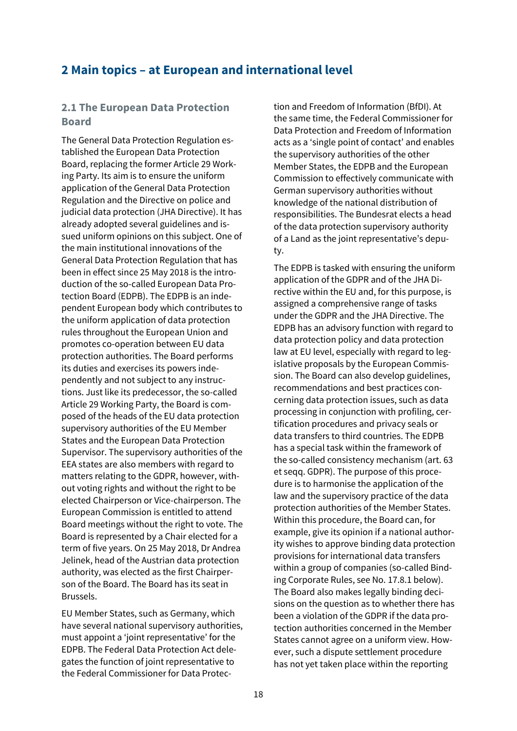# 2 Main topics – at European and international level

## 2.1 The European Data Protection Board

The General Data Protection Regulation established the European Data Protection Board, replacing the former Article 29 Working Party. Its aim is to ensure the uniform application of the General Data Protection Regulation and the Directive on police and judicial data protection (JHA Directive). It has already adopted several guidelines and issued uniform opinions on this subject. One of the main institutional innovations of the General Data Protection Regulation that has been in effect since 25 May 2018 is the introduction of the so-called European Data Protection Board (EDPB). The EDPB is an independent European body which contributes to the uniform application of data protection rules throughout the European Union and promotes co-operation between EU data protection authorities. The Board performs its duties and exercises its powers independently and not subject to any instructions. Just like its predecessor, the so-called Article 29 Working Party, the Board is composed of the heads of the EU data protection supervisory authorities of the EU Member States and the European Data Protection Supervisor. The supervisory authorities of the EEA states are also members with regard to matters relating to the GDPR, however, without voting rights and without the right to be elected Chairperson or Vice-chairperson. The European Commission is entitled to attend Board meetings without the right to vote. The Board is represented by a Chair elected for a term of five years. On 25 May 2018, Dr Andrea Jelinek, head of the Austrian data protection authority, was elected as the first Chairperson of the Board. The Board has its seat in Brussels.

EU Member States, such as Germany, which have several national supervisory authorities, must appoint a 'joint representative' for the EDPB. The Federal Data Protection Act delegates the function of joint representative to the Federal Commissioner for Data Protection and Freedom of Information (BfDI). At the same time, the Federal Commissioner for Data Protection and Freedom of Information acts as a 'single point of contact' and enables the supervisory authorities of the other Member States, the EDPB and the European Commission to effectively communicate with German supervisory authorities without knowledge of the national distribution of responsibilities. The Bundesrat elects a head of the data protection supervisory authority of a Land as the joint representative's deputy.

The EDPB is tasked with ensuring the uniform application of the GDPR and of the JHA Directive within the EU and, for this purpose, is assigned a comprehensive range of tasks under the GDPR and the JHA Directive. The EDPB has an advisory function with regard to data protection policy and data protection law at EU level, especially with regard to legislative proposals by the European Commission. The Board can also develop guidelines, recommendations and best practices concerning data protection issues, such as data processing in conjunction with profiling, certification procedures and privacy seals or data transfers to third countries. The EDPB has a special task within the framework of the so-called consistency mechanism (art. 63 et seqq. GDPR). The purpose of this procedure is to harmonise the application of the law and the supervisory practice of the data protection authorities of the Member States. Within this procedure, the Board can, for example, give its opinion if a national authority wishes to approve binding data protection provisions for international data transfers within a group of companies (so-called Binding Corporate Rules, see No. 17.8.1 below). The Board also makes legally binding decisions on the question as to whether there has been a violation of the GDPR if the data protection authorities concerned in the Member States cannot agree on a uniform view. However, such a dispute settlement procedure has not yet taken place within the reporting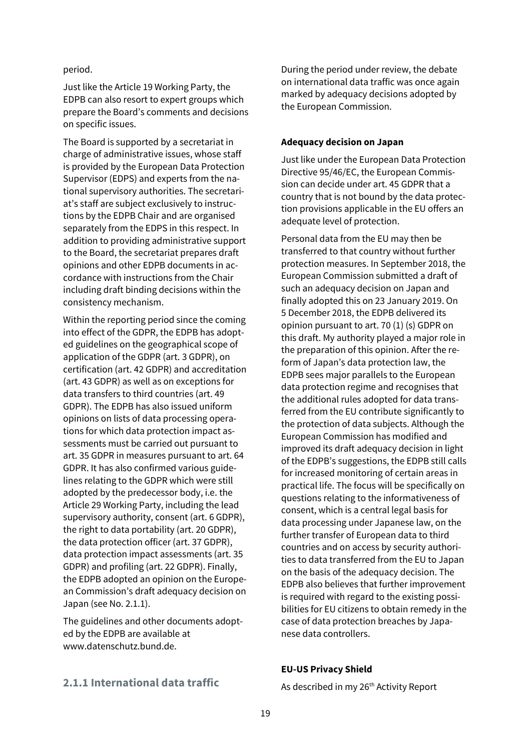period.

Just like the Article 19 Working Party, the EDPB can also resort to expert groups which prepare the Board's comments and decisions on specific issues.

The Board is supported by a secretariat in charge of administrative issues, whose staff is provided by the European Data Protection Supervisor (EDPS) and experts from the national supervisory authorities. The secretariat's staff are subject exclusively to instructions by the EDPB Chair and are organised separately from the EDPS in this respect. In addition to providing administrative support to the Board, the secretariat prepares draft opinions and other EDPB documents in accordance with instructions from the Chair including draft binding decisions within the consistency mechanism.

Within the reporting period since the coming into effect of the GDPR, the EDPB has adopted guidelines on the geographical scope of application of the GDPR (art. 3 GDPR), on certification (art. 42 GDPR) and accreditation (art. 43 GDPR) as well as on exceptions for data transfers to third countries (art. 49 GDPR). The EDPB has also issued uniform opinions on lists of data processing operations for which data protection impact assessments must be carried out pursuant to art. 35 GDPR in measures pursuant to art. 64 GDPR. It has also confirmed various guidelines relating to the GDPR which were still adopted by the predecessor body, i.e. the Article 29 Working Party, including the lead supervisory authority, consent (art. 6 GDPR), the right to data portability (art. 20 GDPR), the data protection officer (art. 37 GDPR), data protection impact assessments (art. 35 GDPR) and profiling (art. 22 GDPR). Finally, the EDPB adopted an opinion on the European Commission's draft adequacy decision on Japan (see No. 2.1.1).

The guidelines and other documents adopted by the EDPB are available at www.datenschutz.bund.de.

### 2.1.1 International data traffic

During the period under review, the debate on international data traffic was once again marked by adequacy decisions adopted by the European Commission.

**Adequacy decision on Japan**

Just like under the European Data Protection Directive 95/46/EC, the European Commission can decide under art. 45 GDPR that a country that is not bound by the data protection provisions applicable in the EU offers an adequate level of protection.

Personal data from the EU may then be transferred to that country without further protection measures. In September 2018, the European Commission submitted a draft of such an adequacy decision on Japan and finally adopted this on 23 January 2019. On 5 December 2018, the EDPB delivered its opinion pursuant to art. 70 (1) (s) GDPR on this draft. My authority played a major role in the preparation of this opinion. After the reform of Japan's data protection law, the EDPB sees major parallels to the European data protection regime and recognises that the additional rules adopted for data transferred from the EU contribute significantly to the protection of data subjects. Although the European Commission has modified and improved its draft adequacy decision in light of the EDPB's suggestions, the EDPB still calls for increased monitoring of certain areas in practical life. The focus will be specifically on questions relating to the informativeness of consent, which is a central legal basis for data processing under Japanese law, on the further transfer of European data to third countries and on access by security authorities to data transferred from the EU to Japan on the basis of the adequacy decision. The EDPB also believes that further improvement is required with regard to the existing possibilities for EU citizens to obtain remedy in the case of data protection breaches by Japanese data controllers.

**EU-US Privacy Shield**

As described in my 26th Activity Report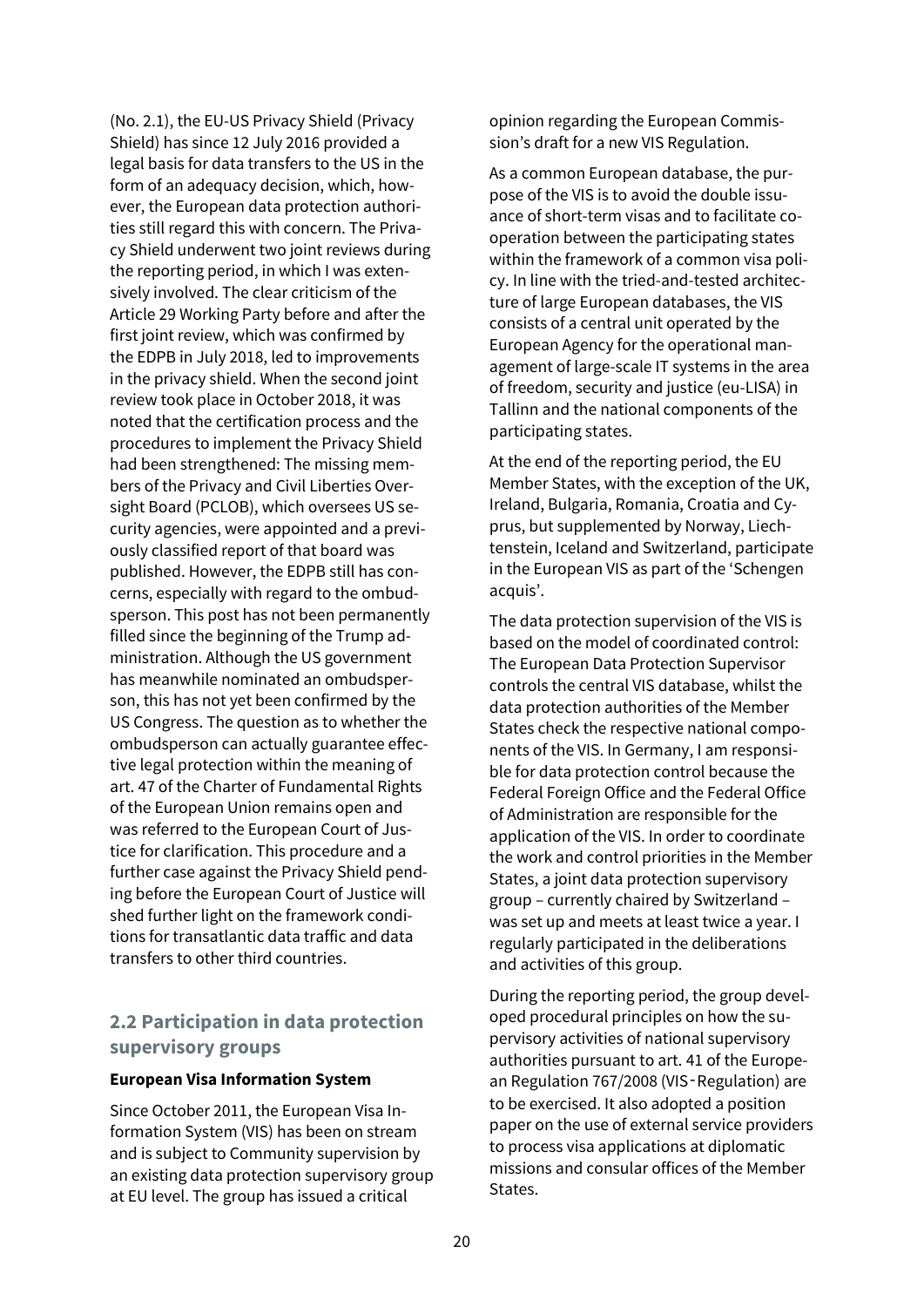(No. 2.1), the EU-US Privacy Shield (Privacy Shield) has since 12 July 2016 provided a legal basis for data transfers to the US in the form of an adequacy decision, which, however, the European data protection authorities still regard this with concern. The Privacy Shield underwent two joint reviews during the reporting period, in which I was extensively involved. The clear criticism of the Article 29 Working Party before and after the first joint review, which was confirmed by the EDPB in July 2018, led to improvements in the privacy shield. When the second joint review took place in October 2018, it was noted that the certification process and the procedures to implement the Privacy Shield had been strengthened: The missing members of the Privacy and Civil Liberties Oversight Board (PCLOB), which oversees US security agencies, were appointed and a previously classified report of that board was published. However, the EDPB still has concerns, especially with regard to the ombudsperson. This post has not been permanently filled since the beginning of the Trump administration. Although the US government has meanwhile nominated an ombudsperson, this has not yet been confirmed by the US Congress. The question as to whether the ombudsperson can actually guarantee effective legal protection within the meaning of art. 47 of the Charter of Fundamental Rights of the European Union remains open and was referred to the European Court of Justice for clarification. This procedure and a further case against the Privacy Shield pending before the European Court of Justice will shed further light on the framework conditions for transatlantic data traffic and data transfers to other third countries.

## 2.2 Participation in data protection supervisory groups

**European Visa Information System**

Since October 2011, the European Visa Information System (VIS) has been on stream and is subject to Community supervision by an existing data protection supervisory group at EU level. The group has issued a critical opinion regarding the European Commission's draft for a new VIS Regulation.

As a common European database, the purpose of the VIS is to avoid the double issuance of short-term visas and to facilitate cooperation between the participating states within the framework of a common visa policy. In line with the tried-and-tested architecture of large European databases, the VIS consists of a central unit operated by the European Agency for the operational management of large-scale IT systems in the area of freedom, security and justice (eu-LISA) in Tallinn and the national components of the participating states.

At the end of the reporting period, the EU Member States, with the exception of the UK, Ireland, Bulgaria, Romania, Croatia and Cyprus, but supplemented by Norway, Liechtenstein, Iceland and Switzerland, participate in the European VIS as part of the 'Schengen acquis'.

The data protection supervision of the VIS is based on the model of coordinated control: The European Data Protection Supervisor controls the central VIS database, whilst the data protection authorities of the Member States check the respective national components of the VIS. In Germany, I am responsible for data protection control because the Federal Foreign Office and the Federal Office of Administration are responsible for the application of the VIS. In order to coordinate the work and control priorities in the Member States, a joint data protection supervisory group – currently chaired by Switzerland – was set up and meets at least twice a year. I regularly participated in the deliberations and activities of this group.

During the reporting period, the group developed procedural principles on how the supervisory activities of national supervisory authorities pursuant to art. 41 of the European Regulation 767/2008 (VIS-Regulation) are to be exercised. It also adopted a position paper on the use of external service providers to process visa applications at diplomatic missions and consular offices of the Member States.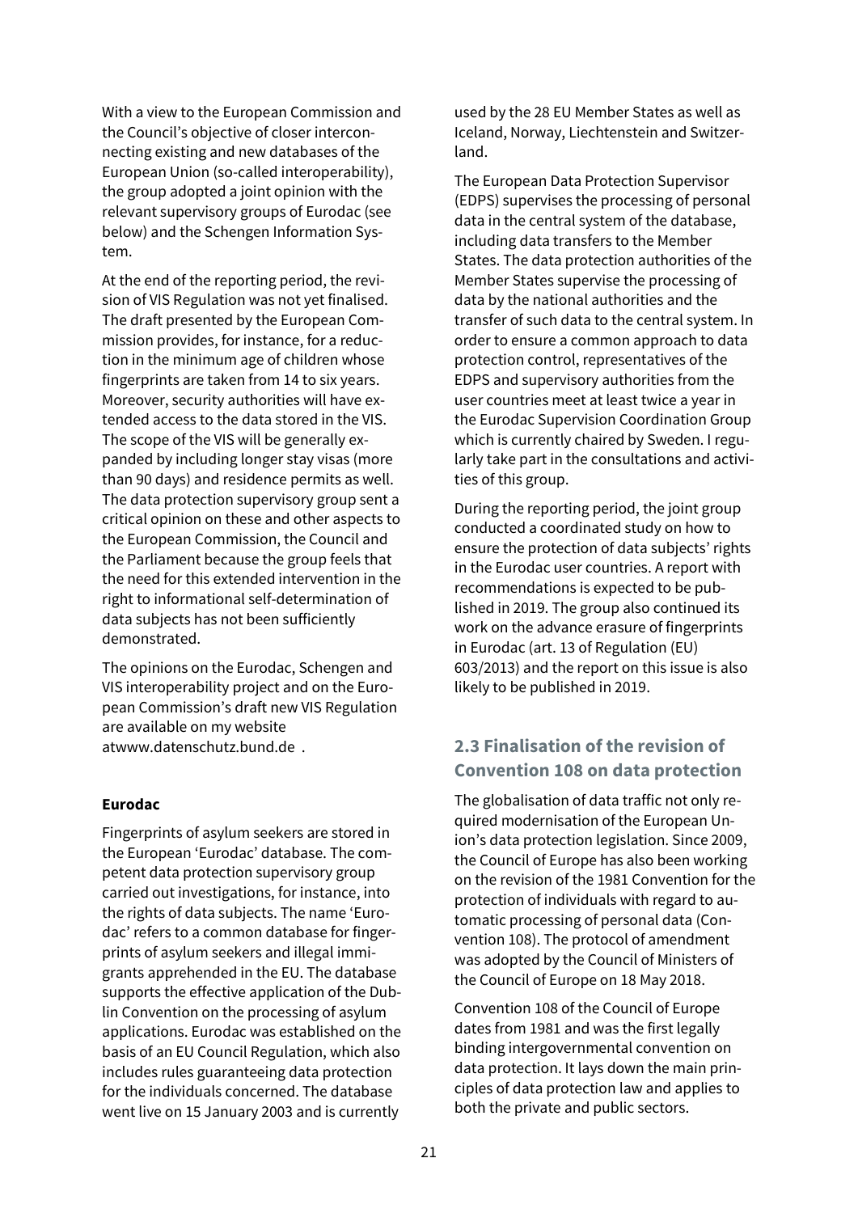With a view to the European Commission and the Council's objective of closer interconnecting existing and new databases of the European Union (so-called interoperability), the group adopted a joint opinion with the relevant supervisory groups of Eurodac (see below) and the Schengen Information System.

At the end of the reporting period, the revision of VIS Regulation was not yet finalised. The draft presented by the European Commission provides, for instance, for a reduction in the minimum age of children whose fingerprints are taken from 14 to six years. Moreover, security authorities will have extended access to the data stored in the VIS. The scope of the VIS will be generally expanded by including longer stay visas (more than 90 days) and residence permits as well. The data protection supervisory group sent a critical opinion on these and other aspects to the European Commission, the Council and the Parliament because the group feels that the need for this extended intervention in the right to informational self-determination of data subjects has not been sufficiently demonstrated.

The opinions on the Eurodac, Schengen and VIS interoperability project and on the European Commission's draft new VIS Regulation are available on my website atwww.datenschutz.bund.de .

**Eurodac**

Fingerprints of asylum seekers are stored in the European 'Eurodac' database. The competent data protection supervisory group carried out investigations, for instance, into the rights of data subjects. The name 'Eurodac' refers to a common database for fingerprints of asylum seekers and illegal immigrants apprehended in the EU. The database supports the effective application of the Dublin Convention on the processing of asylum applications. Eurodac was established on the basis of an EU Council Regulation, which also includes rules guaranteeing data protection for the individuals concerned. The database went live on 15 January 2003 and is currently used by the 28 EU Member States as well as Iceland, Norway, Liechtenstein and Switzerland.

The European Data Protection Supervisor (EDPS) supervises the processing of personal data in the central system of the database, including data transfers to the Member States. The data protection authorities of the Member States supervise the processing of data by the national authorities and the transfer of such data to the central system. In order to ensure a common approach to data protection control, representatives of the EDPS and supervisory authorities from the user countries meet at least twice a year in the Eurodac Supervision Coordination Group which is currently chaired by Sweden. I regularly take part in the consultations and activities of this group.

During the reporting period, the joint group conducted a coordinated study on how to ensure the protection of data subjects' rights in the Eurodac user countries. A report with recommendations is expected to be published in 2019. The group also continued its work on the advance erasure of fingerprints in Eurodac (art. 13 of Regulation (EU) 603/2013) and the report on this issue is also likely to be published in 2019.

## 2.3 Finalisation of the revision of Convention 108 on data protection

The globalisation of data traffic not only required modernisation of the European Union's data protection legislation. Since 2009, the Council of Europe has also been working on the revision of the 1981 Convention for the protection of individuals with regard to automatic processing of personal data (Convention 108). The protocol of amendment was adopted by the Council of Ministers of the Council of Europe on 18 May 2018.

Convention 108 of the Council of Europe dates from 1981 and was the first legally binding intergovernmental convention on data protection. It lays down the main principles of data protection law and applies to both the private and public sectors.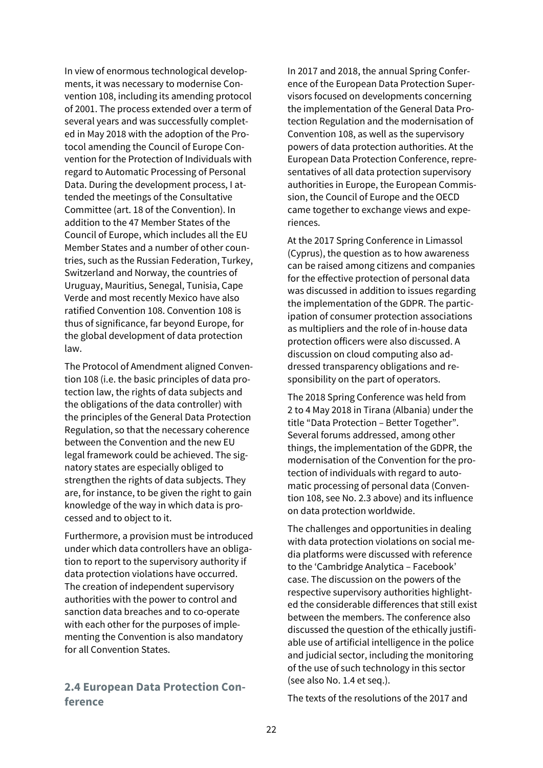In view of enormous technological developments, it was necessary to modernise Convention 108, including its amending protocol of 2001. The process extended over a term of several years and was successfully completed in May 2018 with the adoption of the Protocol amending the Council of Europe Convention for the Protection of Individuals with regard to Automatic Processing of Personal Data. During the development process, I attended the meetings of the Consultative Committee (art. 18 of the Convention). In addition to the 47 Member States of the Council of Europe, which includes all the EU Member States and a number of other countries, such as the Russian Federation, Turkey, Switzerland and Norway, the countries of Uruguay, Mauritius, Senegal, Tunisia, Cape Verde and most recently Mexico have also ratified Convention 108. Convention 108 is thus of significance, far beyond Europe, for the global development of data protection law.

The Protocol of Amendment aligned Convention 108 (i.e. the basic principles of data protection law, the rights of data subjects and the obligations of the data controller) with the principles of the General Data Protection Regulation, so that the necessary coherence between the Convention and the new EU legal framework could be achieved. The signatory states are especially obliged to strengthen the rights of data subjects. They are, for instance, to be given the right to gain knowledge of the way in which data is processed and to object to it.

Furthermore, a provision must be introduced under which data controllers have an obligation to report to the supervisory authority if data protection violations have occurred. The creation of independent supervisory authorities with the power to control and sanction data breaches and to co-operate with each other for the purposes of implementing the Convention is also mandatory for all Convention States.

## 2.4 European Data Protection Conference

In 2017 and 2018, the annual Spring Conference of the European Data Protection Supervisors focused on developments concerning the implementation of the General Data Protection Regulation and the modernisation of Convention 108, as well as the supervisory powers of data protection authorities. At the European Data Protection Conference, representatives of all data protection supervisory authorities in Europe, the European Commission, the Council of Europe and the OECD came together to exchange views and experiences.

At the 2017 Spring Conference in Limassol (Cyprus), the question as to how awareness can be raised among citizens and companies for the effective protection of personal data was discussed in addition to issues regarding the implementation of the GDPR. The participation of consumer protection associations as multipliers and the role of in-house data protection officers were also discussed. A discussion on cloud computing also addressed transparency obligations and responsibility on the part of operators.

The 2018 Spring Conference was held from 2 to 4 May 2018 in Tirana (Albania) under the title "Data Protection – Better Together". Several forums addressed, among other things, the implementation of the GDPR, the modernisation of the Convention for the protection of individuals with regard to automatic processing of personal data (Convention 108, see No. 2.3 above) and its influence on data protection worldwide.

The challenges and opportunities in dealing with data protection violations on social media platforms were discussed with reference to the 'Cambridge Analytica – Facebook' case. The discussion on the powers of the respective supervisory authorities highlighted the considerable differences that still exist between the members. The conference also discussed the question of the ethically justifiable use of artificial intelligence in the police and judicial sector, including the monitoring of the use of such technology in this sector (see also No. 1.4 et seq.).

The texts of the resolutions of the 2017 and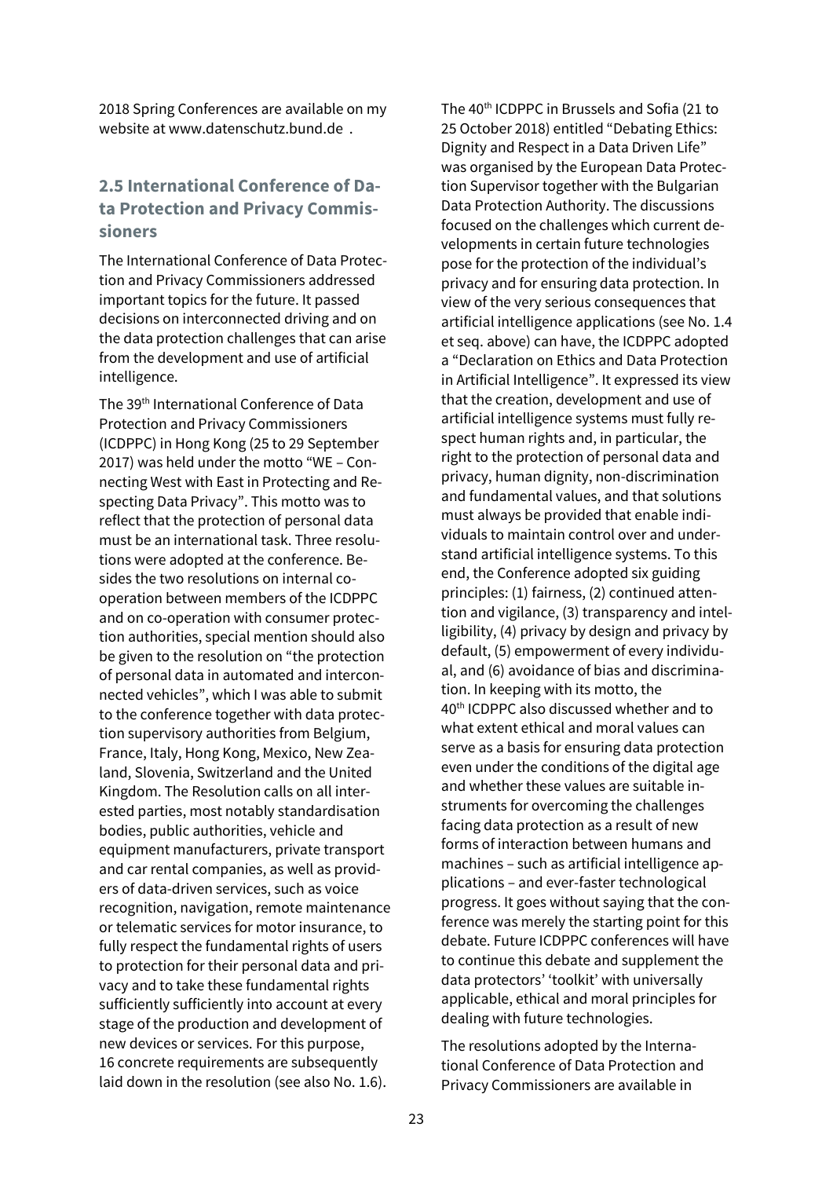2018 Spring Conferences are available on my website at www.datenschutz.bund.de .

## 2.5 International Conference of Data Protection and Privacy Commissioners

The International Conference of Data Protection and Privacy Commissioners addressed important topics for the future. It passed decisions on interconnected driving and on the data protection challenges that can arise from the development and use of artificial intelligence.

The 39th International Conference of Data Protection and Privacy Commissioners (ICDPPC) in Hong Kong (25 to 29 September 2017) was held under the motto "WE – Connecting West with East in Protecting and Respecting Data Privacy". This motto was to reflect that the protection of personal data must be an international task. Three resolutions were adopted at the conference. Besides the two resolutions on internal co-operation between members of the ICDPPC and on co-operation with consumer protection authorities, special mention should also be given to the resolution on "the protection of personal data in automated and interconnected vehicles", which I was able to submit to the conference together with data protection supervisory authorities from Belgium, France, Italy, Hong Kong, Mexico, New Zealand, Slovenia, Switzerland and the United Kingdom. The Resolution calls on all interested parties, most notably standardisation bodies, public authorities, vehicle and equipment manufacturers, private transport and car rental companies, as well as providers of data-driven services, such as voice recognition, navigation, remote maintenance or telematic services for motor insurance, to fully respect the fundamental rights of users to protection for their personal data and privacy and to take these fundamental rights sufficiently sufficiently into account at every stage of the production and development of new devices or services. For this purpose, 16 concrete requirements are subsequently laid down in the resolution (see also No. 1.6).

The 40th ICDPPC in Brussels and Sofia (21 to 25 October 2018) entitled "Debating Ethics: Dignity and Respect in a Data Driven Life" was organised by the European Data Protection Supervisor together with the Bulgarian Data Protection Authority. The discussions focused on the challenges which current developments in certain future technologies pose for the protection of the individual's privacy and for ensuring data protection. In view of the very serious consequences that artificial intelligence applications (see No. 1.4 et seq. above) can have, the ICDPPC adopted a "Declaration on Ethics and Data Protection in Artificial Intelligence". It expressed its view that the creation, development and use of artificial intelligence systems must fully respect human rights and, in particular, the right to the protection of personal data and privacy, human dignity, non-discrimination and fundamental values, and that solutions must always be provided that enable individuals to maintain control over and understand artificial intelligence systems. To this end, the Conference adopted six guiding principles: (1) fairness, (2) continued attention and vigilance, (3) transparency and intelligibility, (4) privacy by design and privacy by default, (5) empowerment of every individual, and (6) avoidance of bias and discrimination. In keeping with its motto, the 40th ICDPPC also discussed whether and to what extent ethical and moral values can serve as a basis for ensuring data protection even under the conditions of the digital age and whether these values are suitable instruments for overcoming the challenges facing data protection as a result of new forms of interaction between humans and machines – such as artificial intelligence applications – and ever-faster technological progress. It goes without saying that the conference was merely the starting point for this debate. Future ICDPPC conferences will have to continue this debate and supplement the data protectors' 'toolkit' with universally applicable, ethical and moral principles for dealing with future technologies.

The resolutions adopted by the International Conference of Data Protection and Privacy Commissioners are available in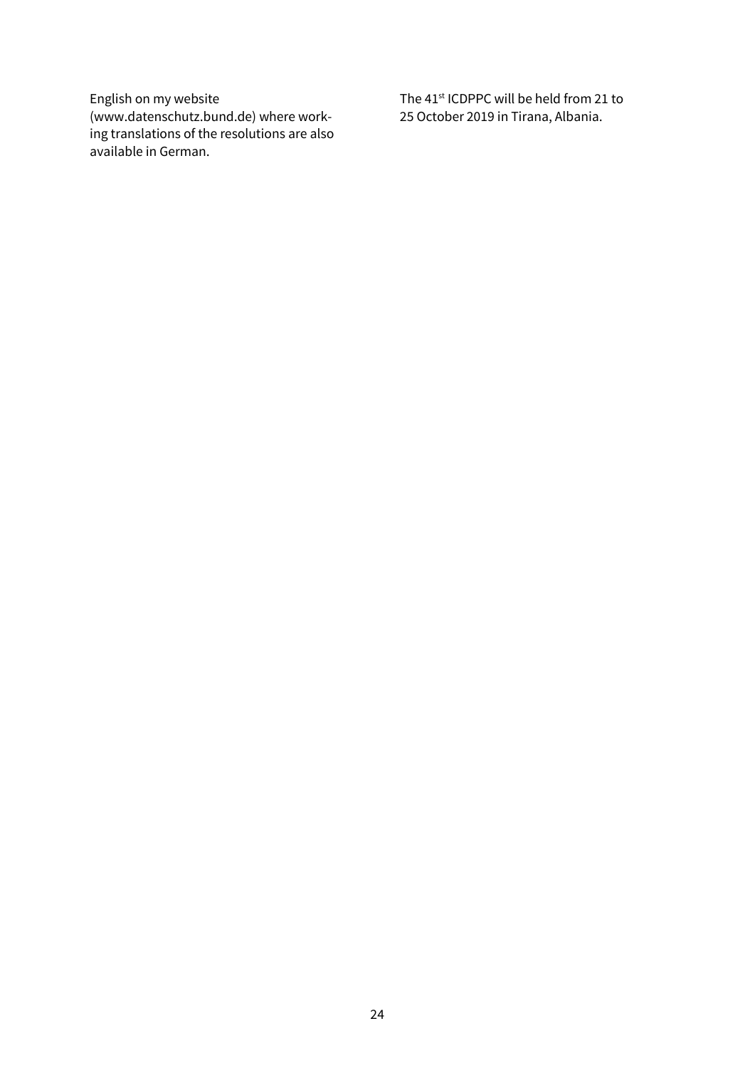English on my website (www.datenschutz.bund.de) where working translations of the resolutions are also available in German.

The 41st ICDPPC will be held from 21 to 25 October 2019 in Tirana, Albania.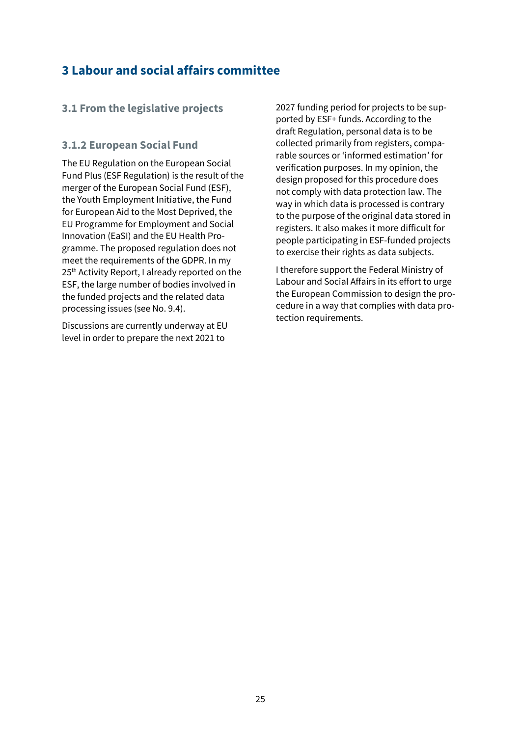# 3 Labour and social affairs committee

## 3.1 From the legislative projects

### 3.1.2 European Social Fund

The EU Regulation on the European Social Fund Plus (ESF Regulation) is the result of the merger of the European Social Fund (ESF), the Youth Employment Initiative, the Fund for European Aid to the Most Deprived, the EU Programme for Employment and Social Innovation (EaSI) and the EU Health Programme. The proposed regulation does not meet the requirements of the GDPR. In my 25th Activity Report, I already reported on the ESF, the large number of bodies involved in the funded projects and the related data processing issues (see No. 9.4).

Discussions are currently underway at EU level in order to prepare the next 2021 to 2027 funding period for projects to be supported by ESF+ funds. According to the draft Regulation, personal data is to be collected primarily from registers, comparable sources or 'informed estimation' for verification purposes. In my opinion, the design proposed for this procedure does not comply with data protection law. The way in which data is processed is contrary to the purpose of the original data stored in registers. It also makes it more difficult for people participating in ESF-funded projects to exercise their rights as data subjects.

I therefore support the Federal Ministry of Labour and Social Affairs in its effort to urge the European Commission to design the procedure in a way that complies with data protection requirements.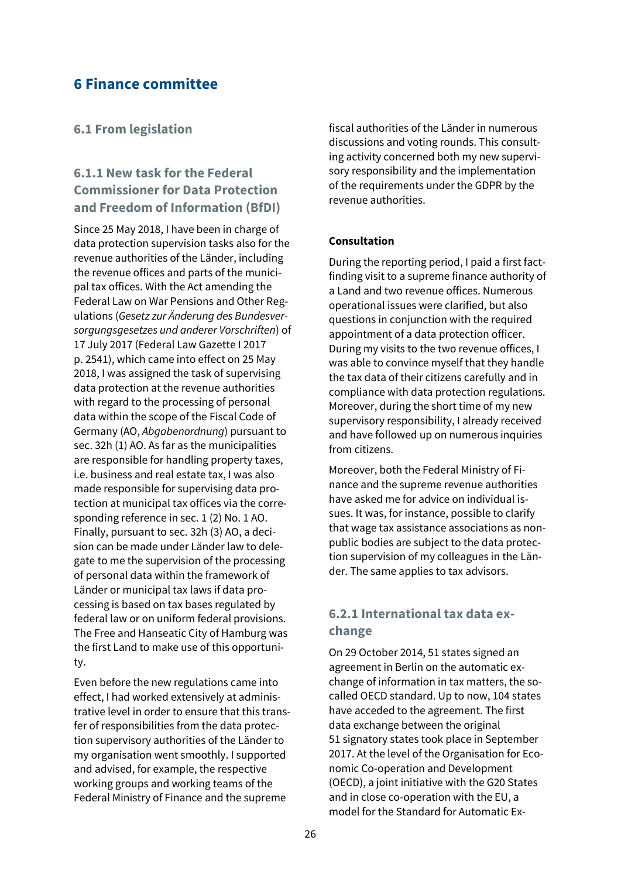# 6 Finance committee

## 6.1 From legislation

### 6.1.1 New task for the Federal Commissioner for Data Protection and Freedom of Information (BfDI)

Since 25 May 2018, I have been in charge of data protection supervision tasks also for the revenue authorities of the Länder, including the revenue offices and parts of the municipal tax offices. With the Act amending the Federal Law on War Pensions and Other Regulations (*Gesetz zur Änderung des Bundesversorgungsgesetzes und anderer Vorschriften*) of 17 July 2017 (Federal Law Gazette I 2017 p. 2541), which came into effect on 25 May 2018, I was assigned the task of supervising data protection at the revenue authorities with regard to the processing of personal data within the scope of the Fiscal Code of Germany (AO, *Abgabenordnung*) pursuant to sec. 32h (1) AO. As far as the municipalities are responsible for handling property taxes, i.e. business and real estate tax, I was also made responsible for supervising data protection at municipal tax offices via the corresponding reference in sec. 1 (2) No. 1 AO. Finally, pursuant to sec. 32h (3) AO, a decision can be made under Länder law to delegate to me the supervision of the processing of personal data within the framework of Länder or municipal tax laws if data processing is based on tax bases regulated by federal law or on uniform federal provisions. The Free and Hanseatic City of Hamburg was the first Land to make use of this opportunity.

Even before the new regulations came into effect, I had worked extensively at administrative level in order to ensure that this transfer of responsibilities from the data protection supervisory authorities of the Länder to my organisation went smoothly. I supported and advised, for example, the respective working groups and working teams of the Federal Ministry of Finance and the supreme fiscal authorities of the Länder in numerous discussions and voting rounds. This consulting activity concerned both my new supervisory responsibility and the implementation of the requirements under the GDPR by the revenue authorities.

**Consultation**

During the reporting period, I paid a first fact-finding visit to a supreme finance authority of a Land and two revenue offices. Numerous operational issues were clarified, but also questions in conjunction with the required appointment of a data protection officer. During my visits to the two revenue offices, I was able to convince myself that they handle the tax data of their citizens carefully and in compliance with data protection regulations. Moreover, during the short time of my new supervisory responsibility, I already received and have followed up on numerous inquiries from citizens.

Moreover, both the Federal Ministry of Finance and the supreme revenue authorities have asked me for advice on individual issues. It was, for instance, possible to clarify that wage tax assistance associations as non-public bodies are subject to the data protection supervision of my colleagues in the Länder. The same applies to tax advisors.

### 6.2.1 International tax data exchange

On 29 October 2014, 51 states signed an agreement in Berlin on the automatic exchange of information in tax matters, the so-called OECD standard. Up to now, 104 states have acceded to the agreement. The first data exchange between the original 51 signatory states took place in September 2017. At the level of the Organisation for Economic Co-operation and Development (OECD), a joint initiative with the G20 States and in close co-operation with the EU, a model for the Standard for Automatic Ex-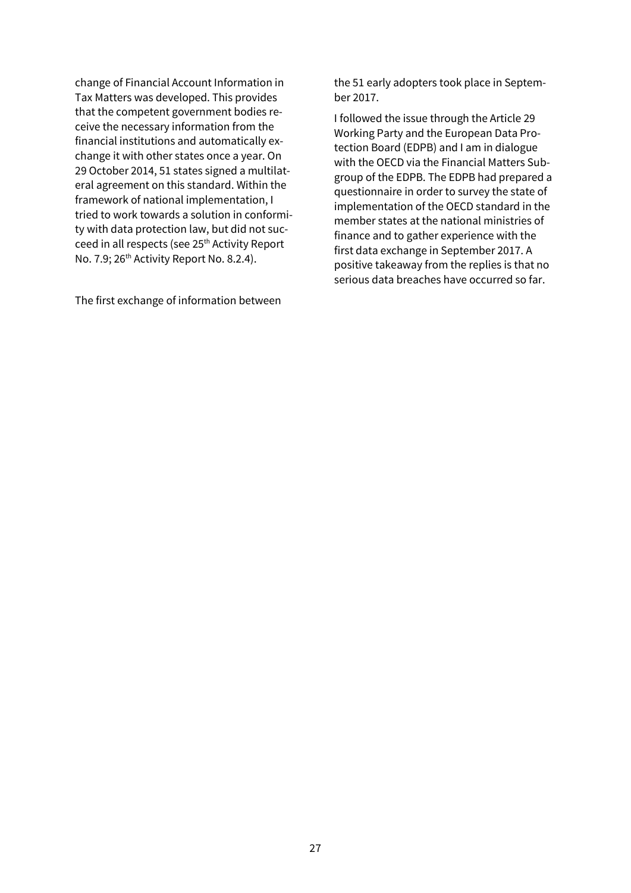change of Financial Account Information in Tax Matters was developed. This provides that the competent government bodies receive the necessary information from the financial institutions and automatically exchange it with other states once a year. On 29 October 2014, 51 states signed a multilateral agreement on this standard. Within the framework of national implementation, I tried to work towards a solution in conformity with data protection law, but did not succeed in all respects (see 25th Activity Report No. 7.9; 26th Activity Report No. 8.2.4).

The first exchange of information between the 51 early adopters took place in September 2017.

I followed the issue through the Article 29 Working Party and the European Data Protection Board (EDPB) and I am in dialogue with the OECD via the Financial Matters Subgroup of the EDPB. The EDPB had prepared a questionnaire in order to survey the state of implementation of the OECD standard in the member states at the national ministries of finance and to gather experience with the first data exchange in September 2017. A positive takeaway from the replies is that no serious data breaches have occurred so far.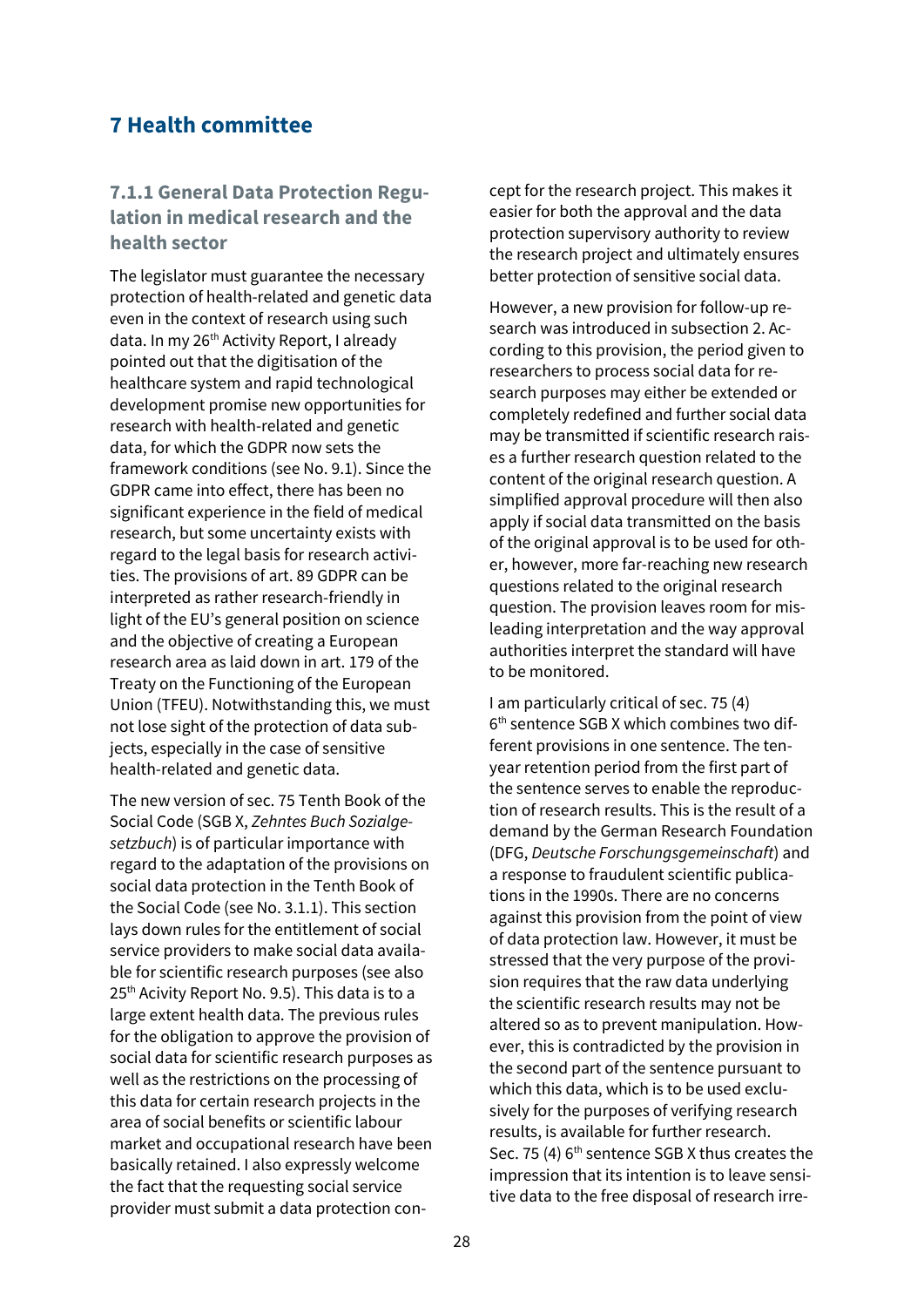# 7 Health committee

### 7.1.1 General Data Protection Regulation in medical research and the health sector

The legislator must guarantee the necessary protection of health-related and genetic data even in the context of research using such data. In my 26th Activity Report, I already pointed out that the digitisation of the healthcare system and rapid technological development promise new opportunities for research with health-related and genetic data, for which the GDPR now sets the framework conditions (see No. 9.1). Since the GDPR came into effect, there has been no significant experience in the field of medical research, but some uncertainty exists with regard to the legal basis for research activities. The provisions of art. 89 GDPR can be interpreted as rather research-friendly in light of the EU's general position on science and the objective of creating a European research area as laid down in art. 179 of the Treaty on the Functioning of the European Union (TFEU). Notwithstanding this, we must not lose sight of the protection of data subjects, especially in the case of sensitive health-related and genetic data.

The new version of sec. 75 Tenth Book of the Social Code (SGB X, *Zehntes Buch Sozialgesetzbuch*) is of particular importance with regard to the adaptation of the provisions on social data protection in the Tenth Book of the Social Code (see No. 3.1.1). This section lays down rules for the entitlement of social service providers to make social data available for scientific research purposes (see also 25th Acivity Report No. 9.5). This data is to a large extent health data. The previous rules for the obligation to approve the provision of social data for scientific research purposes as well as the restrictions on the processing of this data for certain research projects in the area of social benefits or scientific labour market and occupational research have been basically retained. I also expressly welcome the fact that the requesting social service provider must submit a data protection concept for the research project. This makes it easier for both the approval and the data protection supervisory authority to review the research project and ultimately ensures better protection of sensitive social data.

However, a new provision for follow-up research was introduced in subsection 2. According to this provision, the period given to researchers to process social data for research purposes may either be extended or completely redefined and further social data may be transmitted if scientific research raises a further research question related to the content of the original research question. A simplified approval procedure will then also apply if social data transmitted on the basis of the original approval is to be used for other, however, more far-reaching new research questions related to the original research question. The provision leaves room for misleading interpretation and the way approval authorities interpret the standard will have to be monitored.

I am particularly critical of sec. 75 (4) 6th sentence SGB X which combines two different provisions in one sentence. The ten-year retention period from the first part of the sentence serves to enable the reproduction of research results. This is the result of a demand by the German Research Foundation (DFG, *Deutsche Forschungsgemeinschaft*) and a response to fraudulent scientific publications in the 1990s. There are no concerns against this provision from the point of view of data protection law. However, it must be stressed that the very purpose of the provision requires that the raw data underlying the scientific research results may not be altered so as to prevent manipulation. However, this is contradicted by the provision in the second part of the sentence pursuant to which this data, which is to be used exclusively for the purposes of verifying research results, is available for further research. Sec. 75 (4) 6th sentence SGB X thus creates the impression that its intention is to leave sensitive data to the free disposal of research irre-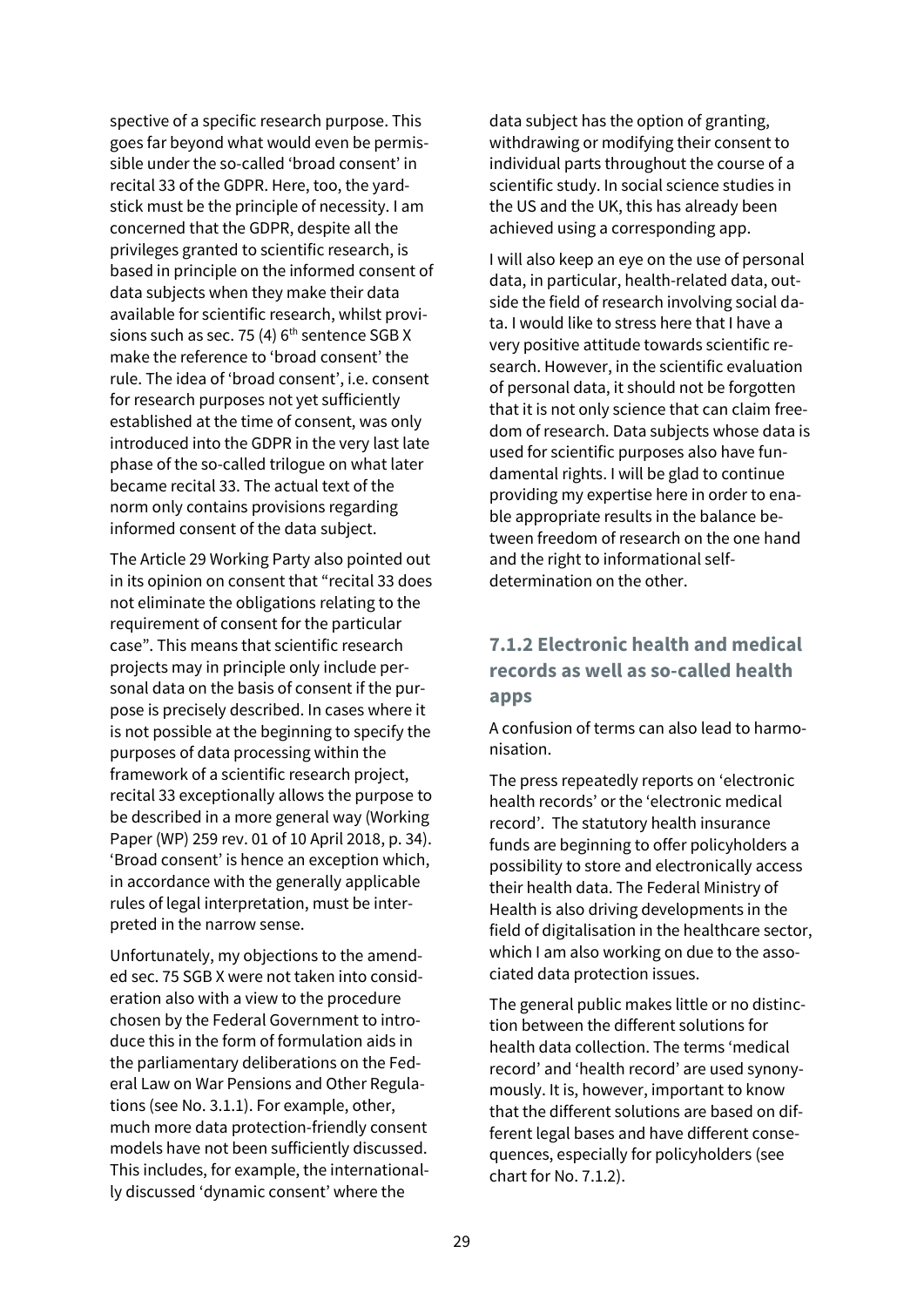spective of a specific research purpose. This goes far beyond what would even be permissible under the so-called 'broad consent' in recital 33 of the GDPR. Here, too, the yardstick must be the principle of necessity. I am concerned that the GDPR, despite all the privileges granted to scientific research, is based in principle on the informed consent of data subjects when they make their data available for scientific research, whilst provisions such as sec. 75 (4) 6th sentence SGB X make the reference to 'broad consent' the rule. The idea of 'broad consent', i.e. consent for research purposes not yet sufficiently established at the time of consent, was only introduced into the GDPR in the very last late phase of the so-called trilogue on what later became recital 33. The actual text of the norm only contains provisions regarding informed consent of the data subject.

The Article 29 Working Party also pointed out in its opinion on consent that "recital 33 does not eliminate the obligations relating to the requirement of consent for the particular case". This means that scientific research projects may in principle only include personal data on the basis of consent if the purpose is precisely described. In cases where it is not possible at the beginning to specify the purposes of data processing within the framework of a scientific research project, recital 33 exceptionally allows the purpose to be described in a more general way (Working Paper (WP) 259 rev. 01 of 10 April 2018, p. 34). 'Broad consent' is hence an exception which, in accordance with the generally applicable rules of legal interpretation, must be interpreted in the narrow sense.

Unfortunately, my objections to the amended sec. 75 SGB X were not taken into consideration also with a view to the procedure chosen by the Federal Government to introduce this in the form of formulation aids in the parliamentary deliberations on the Federal Law on War Pensions and Other Regulations (see No. 3.1.1). For example, other, much more data protection-friendly consent models have not been sufficiently discussed. This includes, for example, the internationally discussed 'dynamic consent' where the data subject has the option of granting, withdrawing or modifying their consent to individual parts throughout the course of a scientific study. In social science studies in the US and the UK, this has already been achieved using a corresponding app.

I will also keep an eye on the use of personal data, in particular, health-related data, outside the field of research involving social data. I would like to stress here that I have a very positive attitude towards scientific research. However, in the scientific evaluation of personal data, it should not be forgotten that it is not only science that can claim freedom of research. Data subjects whose data is used for scientific purposes also have fundamental rights. I will be glad to continue providing my expertise here in order to enable appropriate results in the balance between freedom of research on the one hand and the right to informational self-determination on the other.

### 7.1.2 Electronic health and medical records as well as so-called health apps

A confusion of terms can also lead to harmonisation.

The press repeatedly reports on 'electronic health records' or the 'electronic medical record'. The statutory health insurance funds are beginning to offer policyholders a possibility to store and electronically access their health data. The Federal Ministry of Health is also driving developments in the field of digitalisation in the healthcare sector, which I am also working on due to the associated data protection issues.

The general public makes little or no distinction between the different solutions for health data collection. The terms 'medical record' and 'health record' are used synonymously. It is, however, important to know that the different solutions are based on different legal bases and have different consequences, especially for policyholders (see chart for No. 7.1.2).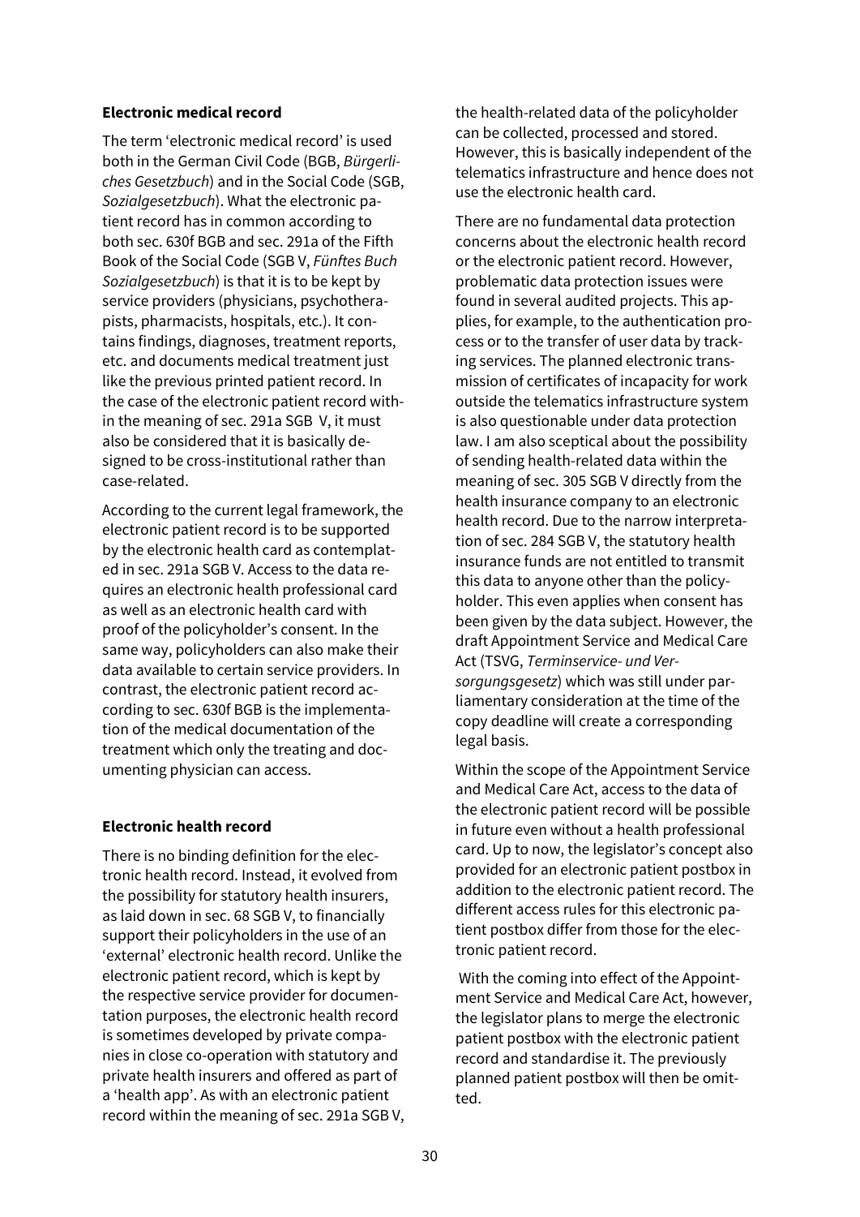**Electronic medical record**

The term 'electronic medical record' is used both in the German Civil Code (BGB, *Bürgerliches Gesetzbuch*) and in the Social Code (SGB, *Sozialgesetzbuch*). What the electronic patient record has in common according to both sec. 630f BGB and sec. 291a of the Fifth Book of the Social Code (SGB V, *Fünftes Buch Sozialgesetzbuch*) is that it is to be kept by service providers (physicians, psychotherapists, pharmacists, hospitals, etc.). It contains findings, diagnoses, treatment reports, etc. and documents medical treatment just like the previous printed patient record. In the case of the electronic patient record within the meaning of sec. 291a SGB V, it must also be considered that it is basically designed to be cross-institutional rather than case-related.

According to the current legal framework, the electronic patient record is to be supported by the electronic health card as contemplated in sec. 291a SGB V. Access to the data requires an electronic health professional card as well as an electronic health card with proof of the policyholder's consent. In the same way, policyholders can also make their data available to certain service providers. In contrast, the electronic patient record according to sec. 630f BGB is the implementation of the medical documentation of the treatment which only the treating and documenting physician can access.

**Electronic health record**

There is no binding definition for the electronic health record. Instead, it evolved from the possibility for statutory health insurers, as laid down in sec. 68 SGB V, to financially support their policyholders in the use of an 'external' electronic health record. Unlike the electronic patient record, which is kept by the respective service provider for documentation purposes, the electronic health record is sometimes developed by private companies in close co-operation with statutory and private health insurers and offered as part of a 'health app'. As with an electronic patient record within the meaning of sec. 291a SGB V, the health-related data of the policyholder can be collected, processed and stored. However, this is basically independent of the telematics infrastructure and hence does not use the electronic health card.

There are no fundamental data protection concerns about the electronic health record or the electronic patient record. However, problematic data protection issues were found in several audited projects. This applies, for example, to the authentication process or to the transfer of user data by tracking services. The planned electronic transmission of certificates of incapacity for work outside the telematics infrastructure system is also questionable under data protection law. I am also sceptical about the possibility of sending health-related data within the meaning of sec. 305 SGB V directly from the health insurance company to an electronic health record. Due to the narrow interpretation of sec. 284 SGB V, the statutory health insurance funds are not entitled to transmit this data to anyone other than the policyholder. This even applies when consent has been given by the data subject. However, the draft Appointment Service and Medical Care Act (TSVG, *Terminservice- und Versorgungsgesetz*) which was still under parliamentary consideration at the time of the copy deadline will create a corresponding legal basis.

Within the scope of the Appointment Service and Medical Care Act, access to the data of the electronic patient record will be possible in future even without a health professional card. Up to now, the legislator's concept also provided for an electronic patient postbox in addition to the electronic patient record. The different access rules for this electronic patient postbox differ from those for the electronic patient record.

With the coming into effect of the Appointment Service and Medical Care Act, however, the legislator plans to merge the electronic patient postbox with the electronic patient record and standardise it. The previously planned patient postbox will then be omitted.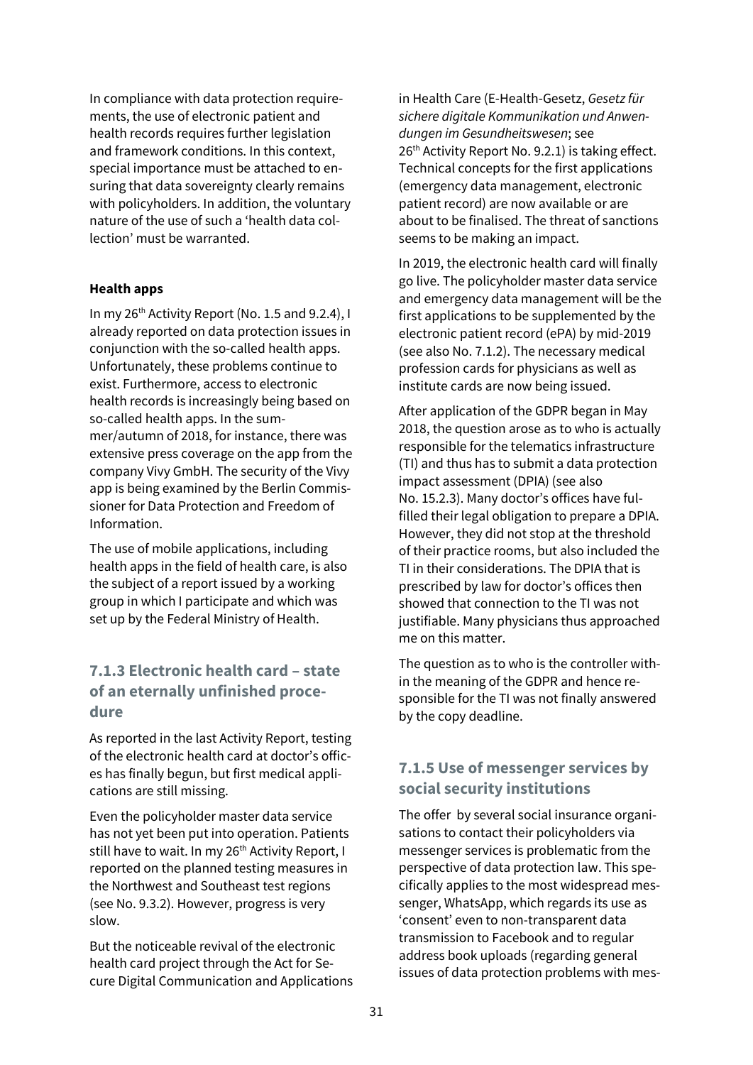In compliance with data protection requirements, the use of electronic patient and health records requires further legislation and framework conditions. In this context, special importance must be attached to ensuring that data sovereignty clearly remains with policyholders. In addition, the voluntary nature of the use of such a 'health data collection' must be warranted.

**Health apps**

In my 26th Activity Report (No. 1.5 and 9.2.4), I already reported on data protection issues in conjunction with the so-called health apps. Unfortunately, these problems continue to exist. Furthermore, access to electronic health records is increasingly being based on so-called health apps. In the summer/autumn of 2018, for instance, there was extensive press coverage on the app from the company Vivy GmbH. The security of the Vivy app is being examined by the Berlin Commissioner for Data Protection and Freedom of Information.

The use of mobile applications, including health apps in the field of health care, is also the subject of a report issued by a working group in which I participate and which was set up by the Federal Ministry of Health.

### 7.1.3 Electronic health card – state of an eternally unfinished procedure

As reported in the last Activity Report, testing of the electronic health card at doctor's offices has finally begun, but first medical applications are still missing.

Even the policyholder master data service has not yet been put into operation. Patients still have to wait. In my 26th Activity Report, I reported on the planned testing measures in the Northwest and Southeast test regions (see No. 9.3.2). However, progress is very slow.

But the noticeable revival of the electronic health card project through the Act for Secure Digital Communication and Applications in Health Care (E-Health-Gesetz, *Gesetz für sichere digitale Kommunikation und Anwendungen im Gesundheitswesen*; see 26th Activity Report No. 9.2.1) is taking effect. Technical concepts for the first applications (emergency data management, electronic patient record) are now available or are about to be finalised. The threat of sanctions seems to be making an impact.

In 2019, the electronic health card will finally go live. The policyholder master data service and emergency data management will be the first applications to be supplemented by the electronic patient record (ePA) by mid-2019 (see also No. 7.1.2). The necessary medical profession cards for physicians as well as institute cards are now being issued.

After application of the GDPR began in May 2018, the question arose as to who is actually responsible for the telematics infrastructure (TI) and thus has to submit a data protection impact assessment (DPIA) (see also No. 15.2.3). Many doctor's offices have fulfilled their legal obligation to prepare a DPIA. However, they did not stop at the threshold of their practice rooms, but also included the TI in their considerations. The DPIA that is prescribed by law for doctor's offices then showed that connection to the TI was not justifiable. Many physicians thus approached me on this matter.

The question as to who is the controller within the meaning of the GDPR and hence responsible for the TI was not finally answered by the copy deadline.

### 7.1.5 Use of messenger services by social security institutions

The offer by several social insurance organisations to contact their policyholders via messenger services is problematic from the perspective of data protection law. This specifically applies to the most widespread messenger, WhatsApp, which regards its use as 'consent' even to non-transparent data transmission to Facebook and to regular address book uploads (regarding general issues of data protection problems with mes-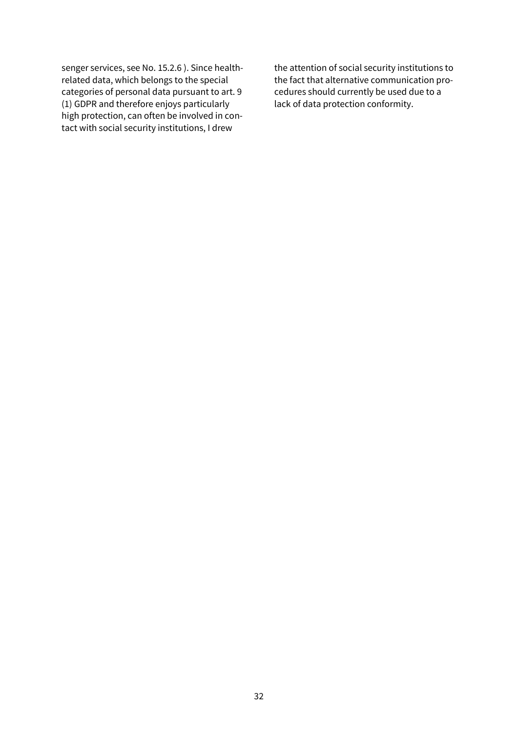senger services, see No. 15.2.6 ). Since health-related data, which belongs to the special categories of personal data pursuant to art. 9 (1) GDPR and therefore enjoys particularly high protection, can often be involved in contact with social security institutions, I drew the attention of social security institutions to the fact that alternative communication procedures should currently be used due to a lack of data protection conformity.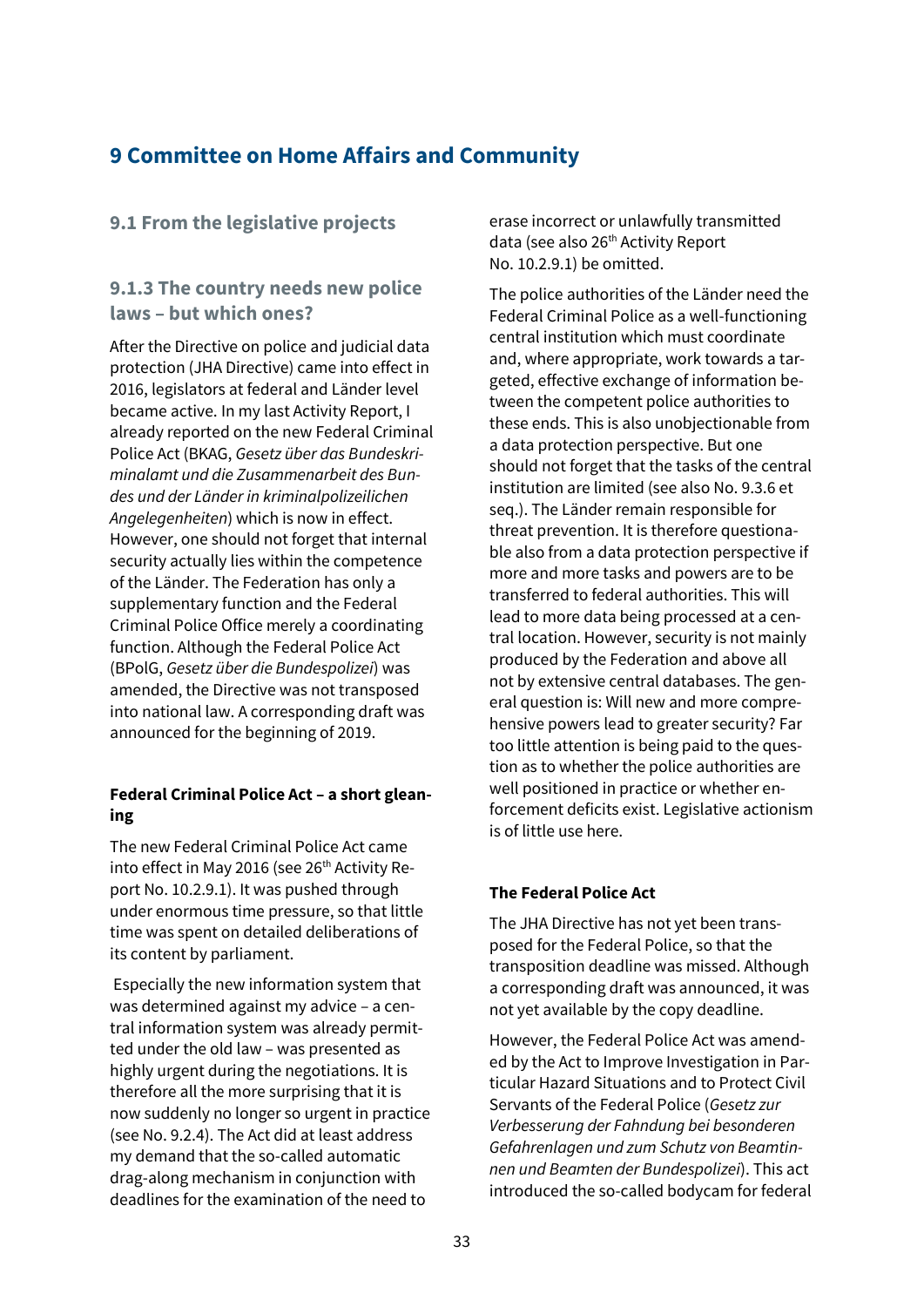# 9 Committee on Home Affairs and Community

## 9.1 From the legislative projects

### 9.1.3 The country needs new police laws – but which ones?

After the Directive on police and judicial data protection (JHA Directive) came into effect in 2016, legislators at federal and Länder level became active. In my last Activity Report, I already reported on the new Federal Criminal Police Act (BKAG, *Gesetz über das Bundeskriminalamt und die Zusammenarbeit des Bundes und der Länder in kriminalpolizeilichen Angelegenheiten*) which is now in effect. However, one should not forget that internal security actually lies within the competence of the Länder. The Federation has only a supplementary function and the Federal Criminal Police Office merely a coordinating function. Although the Federal Police Act (BPolG, *Gesetz über die Bundespolizei*) was amended, the Directive was not transposed into national law. A corresponding draft was announced for the beginning of 2019.

**Federal Criminal Police Act – a short gleaning**

The new Federal Criminal Police Act came into effect in May 2016 (see 26th Activity Report No. 10.2.9.1). It was pushed through under enormous time pressure, so that little time was spent on detailed deliberations of its content by parliament.

Especially the new information system that was determined against my advice – a central information system was already permitted under the old law – was presented as highly urgent during the negotiations. It is therefore all the more surprising that it is now suddenly no longer so urgent in practice (see No. 9.2.4). The Act did at least address my demand that the so-called automatic drag-along mechanism in conjunction with deadlines for the examination of the need to erase incorrect or unlawfully transmitted data (see also 26th Activity Report No. 10.2.9.1) be omitted.

The police authorities of the Länder need the Federal Criminal Police as a well-functioning central institution which must coordinate and, where appropriate, work towards a targeted, effective exchange of information between the competent police authorities to these ends. This is also unobjectionable from a data protection perspective. But one should not forget that the tasks of the central institution are limited (see also No. 9.3.6 et seq.). The Länder remain responsible for threat prevention. It is therefore questionable also from a data protection perspective if more and more tasks and powers are to be transferred to federal authorities. This will lead to more data being processed at a central location. However, security is not mainly produced by the Federation and above all not by extensive central databases. The general question is: Will new and more comprehensive powers lead to greater security? Far too little attention is being paid to the question as to whether the police authorities are well positioned in practice or whether enforcement deficits exist. Legislative actionism is of little use here.

**The Federal Police Act**

The JHA Directive has not yet been transposed for the Federal Police, so that the transposition deadline was missed. Although a corresponding draft was announced, it was not yet available by the copy deadline.

However, the Federal Police Act was amended by the Act to Improve Investigation in Particular Hazard Situations and to Protect Civil Servants of the Federal Police (*Gesetz zur Verbesserung der Fahndung bei besonderen Gefahrenlagen und zum Schutz von Beamtinnen und Beamten der Bundespolizei*). This act introduced the so-called bodycam for federal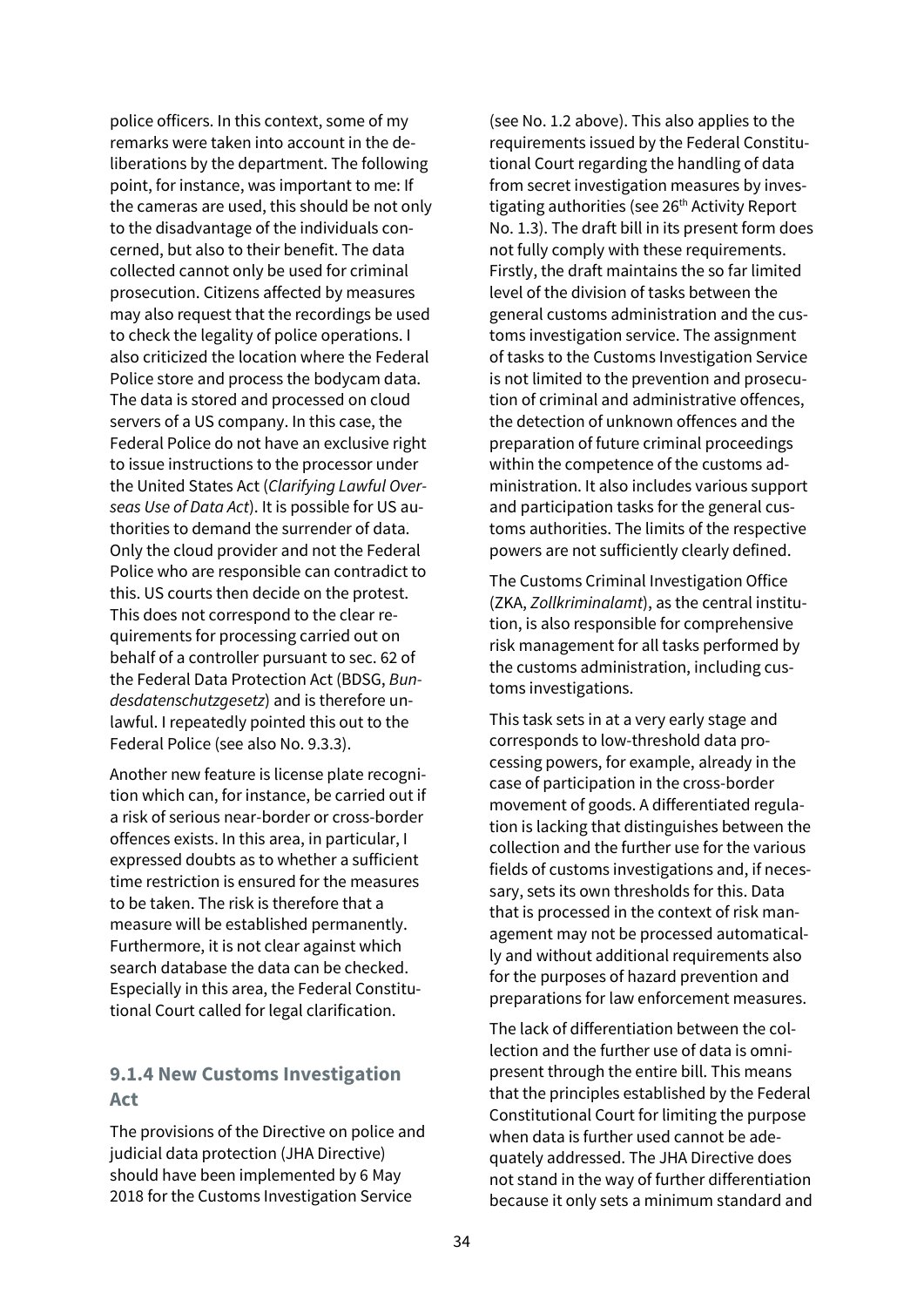police officers. In this context, some of my remarks were taken into account in the deliberations by the department. The following point, for instance, was important to me: If the cameras are used, this should be not only to the disadvantage of the individuals concerned, but also to their benefit. The data collected cannot only be used for criminal prosecution. Citizens affected by measures may also request that the recordings be used to check the legality of police operations. I also criticized the location where the Federal Police store and process the bodycam data. The data is stored and processed on cloud servers of a US company. In this case, the Federal Police do not have an exclusive right to issue instructions to the processor under the United States Act (*Clarifying Lawful Overseas Use of Data Act*). It is possible for US authorities to demand the surrender of data. Only the cloud provider and not the Federal Police who are responsible can contradict to this. US courts then decide on the protest. This does not correspond to the clear requirements for processing carried out on behalf of a controller pursuant to sec. 62 of the Federal Data Protection Act (BDSG, *Bundesdatenschutzgesetz*) and is therefore unlawful. I repeatedly pointed this out to the Federal Police (see also No. 9.3.3).

Another new feature is license plate recognition which can, for instance, be carried out if a risk of serious near-border or cross-border offences exists. In this area, in particular, I expressed doubts as to whether a sufficient time restriction is ensured for the measures to be taken. The risk is therefore that a measure will be established permanently. Furthermore, it is not clear against which search database the data can be checked. Especially in this area, the Federal Constitutional Court called for legal clarification.

### 9.1.4 New Customs Investigation Act

The provisions of the Directive on police and judicial data protection (JHA Directive) should have been implemented by 6 May 2018 for the Customs Investigation Service (see No. 1.2 above). This also applies to the requirements issued by the Federal Constitutional Court regarding the handling of data from secret investigation measures by investigating authorities (see 26th Activity Report No. 1.3). The draft bill in its present form does not fully comply with these requirements. Firstly, the draft maintains the so far limited level of the division of tasks between the general customs administration and the customs investigation service. The assignment of tasks to the Customs Investigation Service is not limited to the prevention and prosecution of criminal and administrative offences, the detection of unknown offences and the preparation of future criminal proceedings within the competence of the customs administration. It also includes various support and participation tasks for the general customs authorities. The limits of the respective powers are not sufficiently clearly defined.

The Customs Criminal Investigation Office (ZKA, *Zollkriminalamt*), as the central institution, is also responsible for comprehensive risk management for all tasks performed by the customs administration, including customs investigations.

This task sets in at a very early stage and corresponds to low-threshold data processing powers, for example, already in the case of participation in the cross-border movement of goods. A differentiated regulation is lacking that distinguishes between the collection and the further use for the various fields of customs investigations and, if necessary, sets its own thresholds for this. Data that is processed in the context of risk management may not be processed automatically and without additional requirements also for the purposes of hazard prevention and preparations for law enforcement measures.

The lack of differentiation between the collection and the further use of data is omnipresent through the entire bill. This means that the principles established by the Federal Constitutional Court for limiting the purpose when data is further used cannot be adequately addressed. The JHA Directive does not stand in the way of further differentiation because it only sets a minimum standard and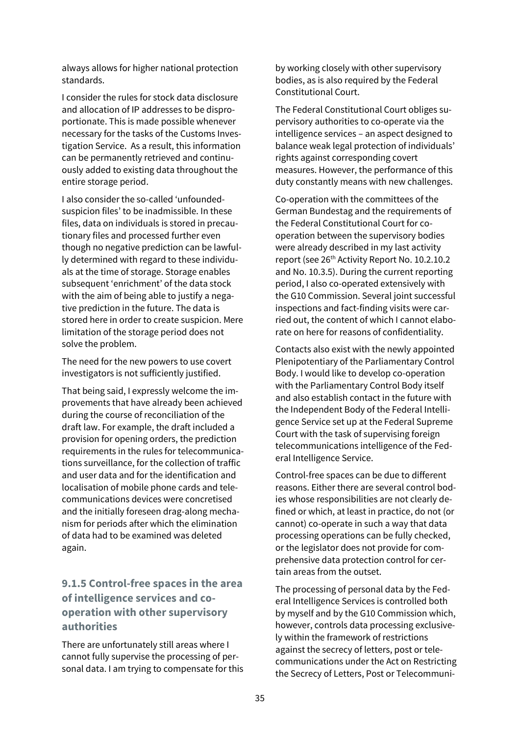always allows for higher national protection standards.

I consider the rules for stock data disclosure and allocation of IP addresses to be disproportionate. This is made possible whenever necessary for the tasks of the Customs Investigation Service. As a result, this information can be permanently retrieved and continuously added to existing data throughout the entire storage period.

I also consider the so-called 'unfounded-suspicion files' to be inadmissible. In these files, data on individuals is stored in precautionary files and processed further even though no negative prediction can be lawfully determined with regard to these individuals at the time of storage. Storage enables subsequent 'enrichment' of the data stock with the aim of being able to justify a negative prediction in the future. The data is stored here in order to create suspicion. Mere limitation of the storage period does not solve the problem.

The need for the new powers to use covert investigators is not sufficiently justified.

That being said, I expressly welcome the improvements that have already been achieved during the course of reconciliation of the draft law. For example, the draft included a provision for opening orders, the prediction requirements in the rules for telecommunications surveillance, for the collection of traffic and user data and for the identification and localisation of mobile phone cards and telecommunications devices were concretised and the initially foreseen drag-along mechanism for periods after which the elimination of data had to be examined was deleted again.

### 9.1.5 Control-free spaces in the area of intelligence services and co-operation with other supervisory authorities

There are unfortunately still areas where I cannot fully supervise the processing of personal data. I am trying to compensate for this by working closely with other supervisory bodies, as is also required by the Federal Constitutional Court.

The Federal Constitutional Court obliges supervisory authorities to co-operate via the intelligence services – an aspect designed to balance weak legal protection of individuals' rights against corresponding covert measures. However, the performance of this duty constantly means with new challenges.

Co-operation with the committees of the German Bundestag and the requirements of the Federal Constitutional Court for co-operation between the supervisory bodies were already described in my last activity report (see 26th Activity Report No. 10.2.10.2 and No. 10.3.5). During the current reporting period, I also co-operated extensively with the G10 Commission. Several joint successful inspections and fact-finding visits were carried out, the content of which I cannot elaborate on here for reasons of confidentiality.

Contacts also exist with the newly appointed Plenipotentiary of the Parliamentary Control Body. I would like to develop co-operation with the Parliamentary Control Body itself and also establish contact in the future with the Independent Body of the Federal Intelligence Service set up at the Federal Supreme Court with the task of supervising foreign telecommunications intelligence of the Federal Intelligence Service.

Control-free spaces can be due to different reasons. Either there are several control bodies whose responsibilities are not clearly defined or which, at least in practice, do not (or cannot) co-operate in such a way that data processing operations can be fully checked, or the legislator does not provide for comprehensive data protection control for certain areas from the outset.

The processing of personal data by the Federal Intelligence Services is controlled both by myself and by the G10 Commission which, however, controls data processing exclusively within the framework of restrictions against the secrecy of letters, post or telecommunications under the Act on Restricting the Secrecy of Letters, Post or Telecommuni-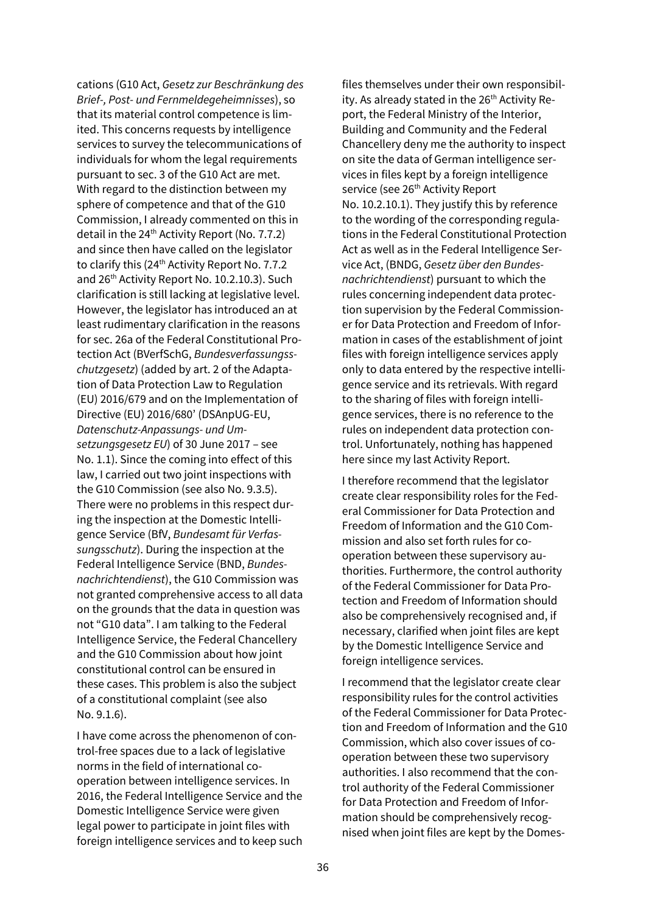cations (G10 Act, *Gesetz zur Beschränkung des Brief-, Post- und Fernmeldegeheimnisses*), so that its material control competence is limited. This concerns requests by intelligence services to survey the telecommunications of individuals for whom the legal requirements pursuant to sec. 3 of the G10 Act are met. With regard to the distinction between my sphere of competence and that of the G10 Commission, I already commented on this in detail in the 24th Activity Report (No. 7.7.2) and since then have called on the legislator to clarify this (24th Activity Report No. 7.7.2 and 26th Activity Report No. 10.2.10.3). Such clarification is still lacking at legislative level. However, the legislator has introduced an at least rudimentary clarification in the reasons for sec. 26a of the Federal Constitutional Protection Act (BVerfSchG, *Bundesverfassungsschutzgesetz*) (added by art. 2 of the Adaptation of Data Protection Law to Regulation (EU) 2016/679 and on the Implementation of Directive (EU) 2016/680' (DSAnpUG-EU, *Datenschutz-Anpassungs- und Umsetzungsgesetz EU*) of 30 June 2017 – see No. 1.1). Since the coming into effect of this law, I carried out two joint inspections with the G10 Commission (see also No. 9.3.5). There were no problems in this respect during the inspection at the Domestic Intelligence Service (BfV, *Bundesamt für Verfassungsschutz*). During the inspection at the Federal Intelligence Service (BND, *Bundesnachrichtendienst*), the G10 Commission was not granted comprehensive access to all data on the grounds that the data in question was not "G10 data". I am talking to the Federal Intelligence Service, the Federal Chancellery and the G10 Commission about how joint constitutional control can be ensured in these cases. This problem is also the subject of a constitutional complaint (see also No. 9.1.6).

I have come across the phenomenon of control-free spaces due to a lack of legislative norms in the field of international cooperation between intelligence services. In 2016, the Federal Intelligence Service and the Domestic Intelligence Service were given legal power to participate in joint files with foreign intelligence services and to keep such files themselves under their own responsibility. As already stated in the 26th Activity Report, the Federal Ministry of the Interior, Building and Community and the Federal Chancellery deny me the authority to inspect on site the data of German intelligence services in files kept by a foreign intelligence service (see 26th Activity Report No. 10.2.10.1). They justify this by reference to the wording of the corresponding regulations in the Federal Constitutional Protection Act as well as in the Federal Intelligence Service Act, (BNDG, *Gesetz über den Bundesnachrichtendienst*) pursuant to which the rules concerning independent data protection supervision by the Federal Commissioner for Data Protection and Freedom of Information in cases of the establishment of joint files with foreign intelligence services apply only to data entered by the respective intelligence service and its retrievals. With regard to the sharing of files with foreign intelligence services, there is no reference to the rules on independent data protection control. Unfortunately, nothing has happened here since my last Activity Report.

I therefore recommend that the legislator create clear responsibility roles for the Federal Commissioner for Data Protection and Freedom of Information and the G10 Commission and also set forth rules for cooperation between these supervisory authorities. Furthermore, the control authority of the Federal Commissioner for Data Protection and Freedom of Information should also be comprehensively recognised and, if necessary, clarified when joint files are kept by the Domestic Intelligence Service and foreign intelligence services.

I recommend that the legislator create clear responsibility rules for the control activities of the Federal Commissioner for Data Protection and Freedom of Information and the G10 Commission, which also cover issues of cooperation between these two supervisory authorities. I also recommend that the control authority of the Federal Commissioner for Data Protection and Freedom of Information should be comprehensively recognised when joint files are kept by the Domes-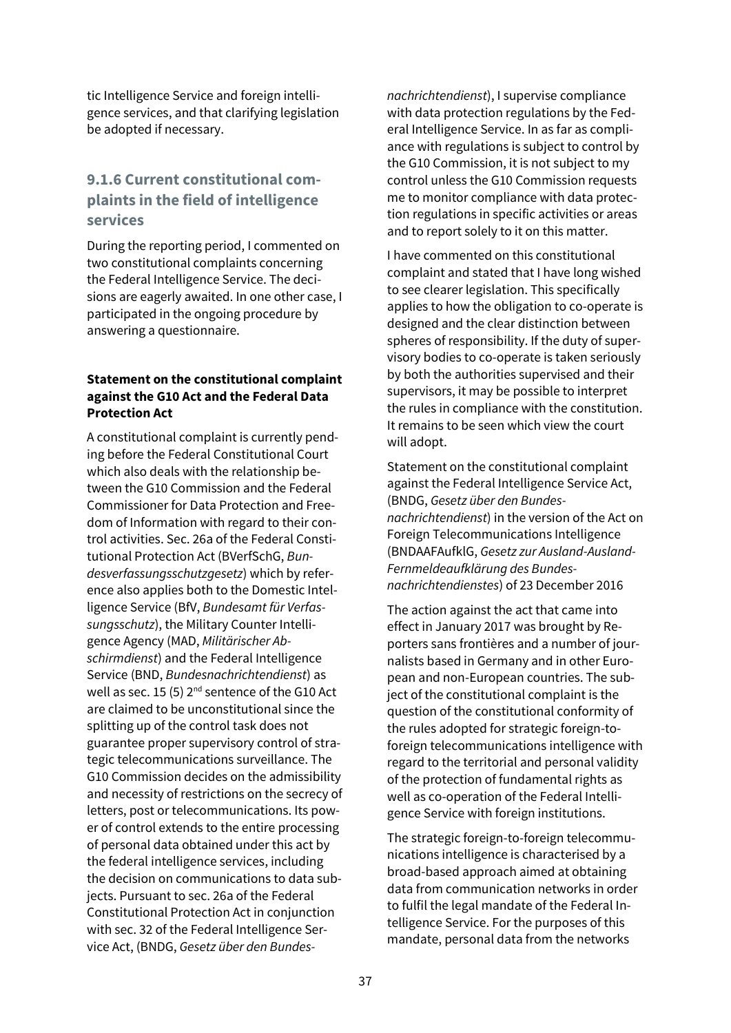tic Intelligence Service and foreign intelligence services, and that clarifying legislation be adopted if necessary.

### 9.1.6 Current constitutional complaints in the field of intelligence services

During the reporting period, I commented on two constitutional complaints concerning the Federal Intelligence Service. The decisions are eagerly awaited. In one other case, I participated in the ongoing procedure by answering a questionnaire.

**Statement on the constitutional complaint against the G10 Act and the Federal Data Protection Act**

A constitutional complaint is currently pending before the Federal Constitutional Court which also deals with the relationship between the G10 Commission and the Federal Commissioner for Data Protection and Freedom of Information with regard to their control activities. Sec. 26a of the Federal Constitutional Protection Act (BVerfSchG, *Bundesverfassungsschutzgesetz*) which by reference also applies both to the Domestic Intelligence Service (BfV, *Bundesamt für Verfassungsschutz*), the Military Counter Intelligence Agency (MAD, *Militärischer Abschirmdienst*) and the Federal Intelligence Service (BND, *Bundesnachrichtendienst*) as well as sec. 15 (5) 2nd sentence of the G10 Act are claimed to be unconstitutional since the splitting up of the control task does not guarantee proper supervisory control of strategic telecommunications surveillance. The G10 Commission decides on the admissibility and necessity of restrictions on the secrecy of letters, post or telecommunications. Its power of control extends to the entire processing of personal data obtained under this act by the federal intelligence services, including the decision on communications to data subjects. Pursuant to sec. 26a of the Federal Constitutional Protection Act in conjunction with sec. 32 of the Federal Intelligence Service Act, (BNDG, *Gesetz über den Bundesnachrichtendienst*), I supervise compliance with data protection regulations by the Federal Intelligence Service. In as far as compliance with regulations is subject to control by the G10 Commission, it is not subject to my control unless the G10 Commission requests me to monitor compliance with data protection regulations in specific activities or areas and to report solely to it on this matter.

I have commented on this constitutional complaint and stated that I have long wished to see clearer legislation. This specifically applies to how the obligation to co-operate is designed and the clear distinction between spheres of responsibility. If the duty of supervisory bodies to co-operate is taken seriously by both the authorities supervised and their supervisors, it may be possible to interpret the rules in compliance with the constitution. It remains to be seen which view the court will adopt.

Statement on the constitutional complaint against the Federal Intelligence Service Act, (BNDG, *Gesetz über den Bundesnachrichtendienst*) in the version of the Act on Foreign Telecommunications Intelligence (BNDAAFAufklG, *Gesetz zur Ausland-Ausland-Fernmeldeaufklärung des Bundesnachrichtendienstes*) of 23 December 2016

The action against the act that came into effect in January 2017 was brought by Reporters sans frontières and a number of journalists based in Germany and in other European and non-European countries. The subject of the constitutional complaint is the question of the constitutional conformity of the rules adopted for strategic foreign-to-foreign telecommunications intelligence with regard to the territorial and personal validity of the protection of fundamental rights as well as co-operation of the Federal Intelligence Service with foreign institutions.

The strategic foreign-to-foreign telecommunications intelligence is characterised by a broad-based approach aimed at obtaining data from communication networks in order to fulfil the legal mandate of the Federal Intelligence Service. For the purposes of this mandate, personal data from the networks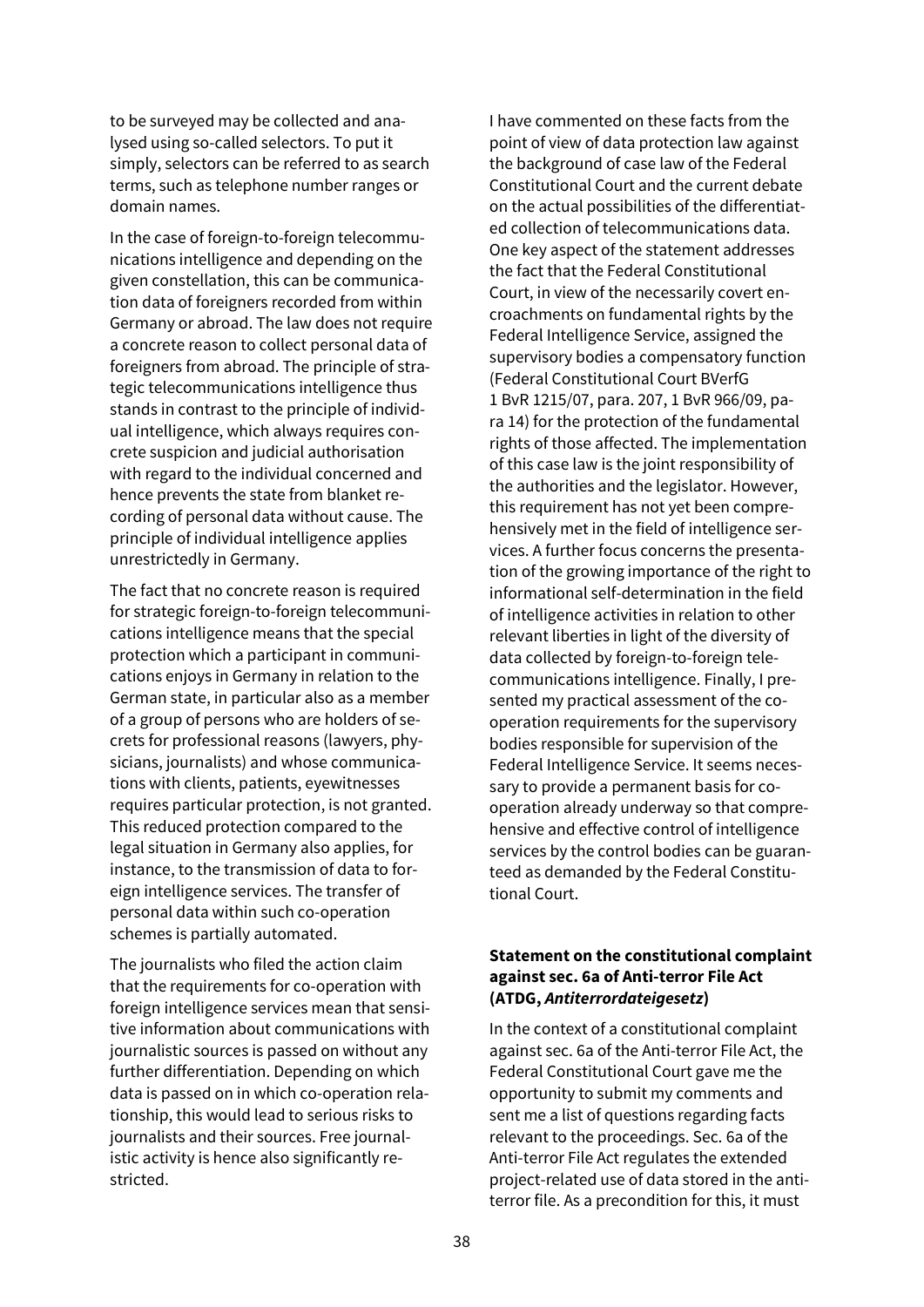to be surveyed may be collected and analysed using so-called selectors. To put it simply, selectors can be referred to as search terms, such as telephone number ranges or domain names.

In the case of foreign-to-foreign telecommunications intelligence and depending on the given constellation, this can be communication data of foreigners recorded from within Germany or abroad. The law does not require a concrete reason to collect personal data of foreigners from abroad. The principle of strategic telecommunications intelligence thus stands in contrast to the principle of individual intelligence, which always requires concrete suspicion and judicial authorisation with regard to the individual concerned and hence prevents the state from blanket recording of personal data without cause. The principle of individual intelligence applies unrestrictedly in Germany.

The fact that no concrete reason is required for strategic foreign-to-foreign telecommunications intelligence means that the special protection which a participant in communications enjoys in Germany in relation to the German state, in particular also as a member of a group of persons who are holders of secrets for professional reasons (lawyers, physicians, journalists) and whose communications with clients, patients, eyewitnesses requires particular protection, is not granted. This reduced protection compared to the legal situation in Germany also applies, for instance, to the transmission of data to foreign intelligence services. The transfer of personal data within such co-operation schemes is partially automated.

The journalists who filed the action claim that the requirements for co-operation with foreign intelligence services mean that sensitive information about communications with journalistic sources is passed on without any further differentiation. Depending on which data is passed on in which co-operation relationship, this would lead to serious risks to journalists and their sources. Free journalistic activity is hence also significantly restricted.

I have commented on these facts from the point of view of data protection law against the background of case law of the Federal Constitutional Court and the current debate on the actual possibilities of the differentiated collection of telecommunications data. One key aspect of the statement addresses the fact that the Federal Constitutional Court, in view of the necessarily covert encroachments on fundamental rights by the Federal Intelligence Service, assigned the supervisory bodies a compensatory function (Federal Constitutional Court BVerfG 1 BvR 1215/07, para. 207, 1 BvR 966/09, para 14) for the protection of the fundamental rights of those affected. The implementation of this case law is the joint responsibility of the authorities and the legislator. However, this requirement has not yet been comprehensively met in the field of intelligence services. A further focus concerns the presentation of the growing importance of the right to informational self-determination in the field of intelligence activities in relation to other relevant liberties in light of the diversity of data collected by foreign-to-foreign telecommunications intelligence. Finally, I presented my practical assessment of the co-operation requirements for the supervisory bodies responsible for supervision of the Federal Intelligence Service. It seems necessary to provide a permanent basis for co-operation already underway so that comprehensive and effective control of intelligence services by the control bodies can be guaranteed as demanded by the Federal Constitutional Court.

### Statement on the constitutional complaint against sec. 6a of Anti-terror File Act (ATDG, *Antiterrordateigesetz*)

In the context of a constitutional complaint against sec. 6a of the Anti-terror File Act, the Federal Constitutional Court gave me the opportunity to submit my comments and sent me a list of questions regarding facts relevant to the proceedings. Sec. 6a of the Anti-terror File Act regulates the extended project-related use of data stored in the anti-terror file. As a precondition for this, it must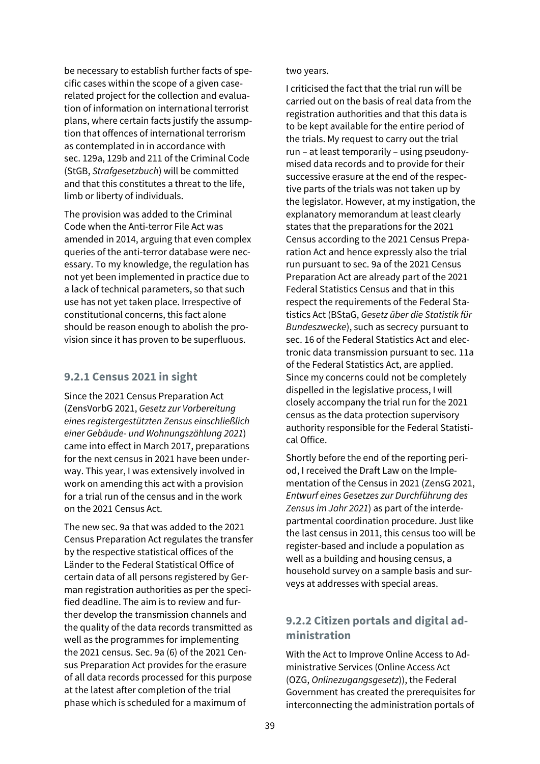be necessary to establish further facts of specific cases within the scope of a given case-related project for the collection and evaluation of information on international terrorist plans, where certain facts justify the assumption that offences of international terrorism as contemplated in in accordance with sec. 129a, 129b and 211 of the Criminal Code (StGB, *Strafgesetzbuch*) will be committed and that this constitutes a threat to the life, limb or liberty of individuals.

The provision was added to the Criminal Code when the Anti-terror File Act was amended in 2014, arguing that even complex queries of the anti-terror database were necessary. To my knowledge, the regulation has not yet been implemented in practice due to a lack of technical parameters, so that such use has not yet taken place. Irrespective of constitutional concerns, this fact alone should be reason enough to abolish the provision since it has proven to be superfluous.

### 9.2.1 Census 2021 in sight

Since the 2021 Census Preparation Act (ZensVorbG 2021, *Gesetz zur Vorbereitung eines registergestützten Zensus einschließlich einer Gebäude- und Wohnungszählung 2021*) came into effect in March 2017, preparations for the next census in 2021 have been underway. This year, I was extensively involved in work on amending this act with a provision for a trial run of the census and in the work on the 2021 Census Act.

The new sec. 9a that was added to the 2021 Census Preparation Act regulates the transfer by the respective statistical offices of the Länder to the Federal Statistical Office of certain data of all persons registered by German registration authorities as per the specified deadline. The aim is to review and further develop the transmission channels and the quality of the data records transmitted as well as the programmes for implementing the 2021 census. Sec. 9a (6) of the 2021 Census Preparation Act provides for the erasure of all data records processed for this purpose at the latest after completion of the trial phase which is scheduled for a maximum of two years.

I criticised the fact that the trial run will be carried out on the basis of real data from the registration authorities and that this data is to be kept available for the entire period of the trials. My request to carry out the trial run – at least temporarily – using pseudonymised data records and to provide for their successive erasure at the end of the respective parts of the trials was not taken up by the legislator. However, at my instigation, the explanatory memorandum at least clearly states that the preparations for the 2021 Census according to the 2021 Census Preparation Act and hence expressly also the trial run pursuant to sec. 9a of the 2021 Census Preparation Act are already part of the 2021 Federal Statistics Census and that in this respect the requirements of the Federal Statistics Act (BStaG, *Gesetz über die Statistik für Bundeszwecke*), such as secrecy pursuant to sec. 16 of the Federal Statistics Act and electronic data transmission pursuant to sec. 11a of the Federal Statistics Act, are applied. Since my concerns could not be completely dispelled in the legislative process, I will closely accompany the trial run for the 2021 census as the data protection supervisory authority responsible for the Federal Statistical Office.

Shortly before the end of the reporting period, I received the Draft Law on the Implementation of the Census in 2021 (ZensG 2021, *Entwurf eines Gesetzes zur Durchführung des Zensus im Jahr 2021*) as part of the interdepartmental coordination procedure. Just like the last census in 2011, this census too will be register-based and include a population as well as a building and housing census, a household survey on a sample basis and surveys at addresses with special areas.

### 9.2.2 Citizen portals and digital administration

With the Act to Improve Online Access to Administrative Services (Online Access Act (OZG, *Onlinezugangsgesetz*)), the Federal Government has created the prerequisites for interconnecting the administration portals of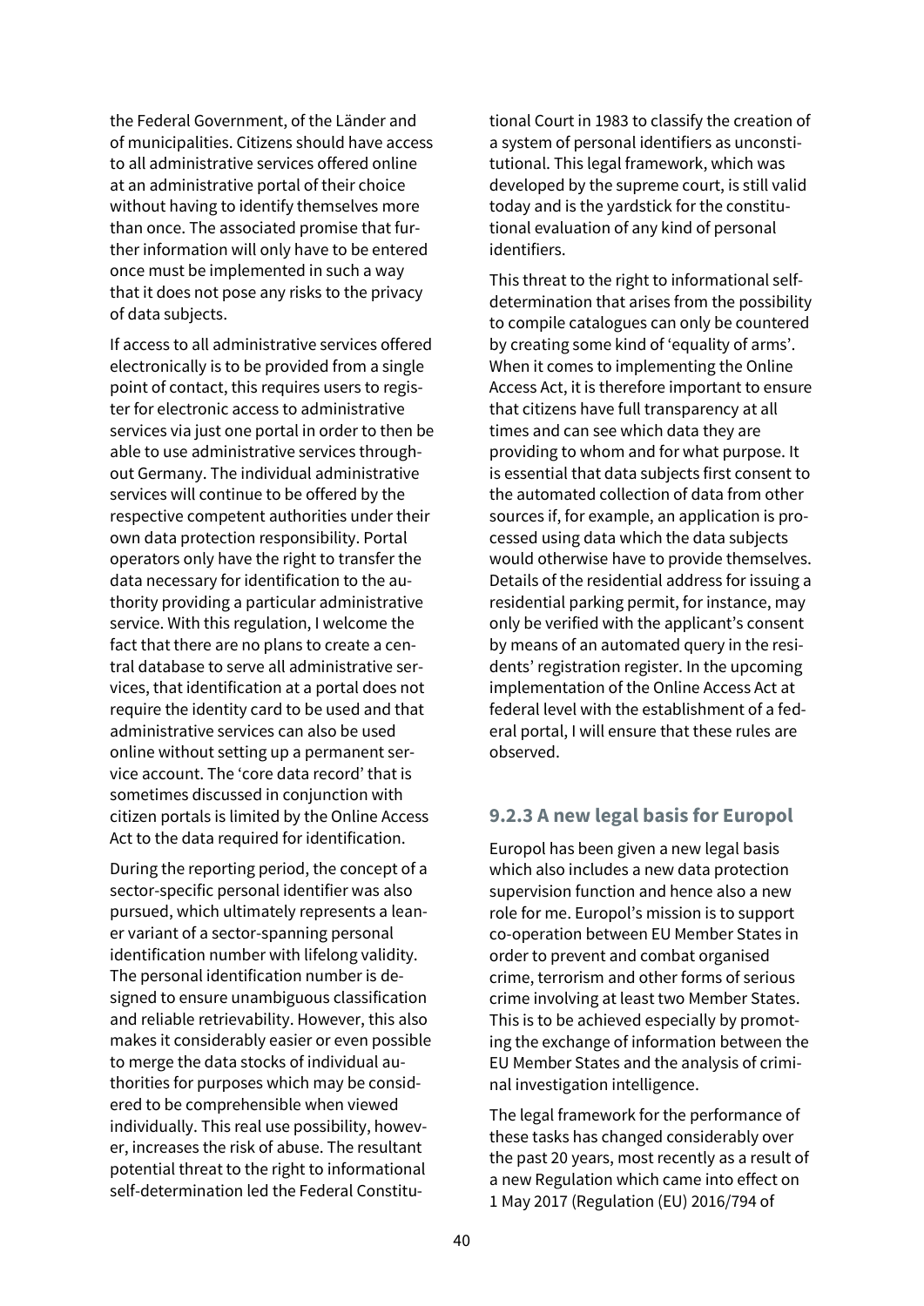the Federal Government, of the Länder and of municipalities. Citizens should have access to all administrative services offered online at an administrative portal of their choice without having to identify themselves more than once. The associated promise that further information will only have to be entered once must be implemented in such a way that it does not pose any risks to the privacy of data subjects.

If access to all administrative services offered electronically is to be provided from a single point of contact, this requires users to register for electronic access to administrative services via just one portal in order to then be able to use administrative services throughout Germany. The individual administrative services will continue to be offered by the respective competent authorities under their own data protection responsibility. Portal operators only have the right to transfer the data necessary for identification to the authority providing a particular administrative service. With this regulation, I welcome the fact that there are no plans to create a central database to serve all administrative services, that identification at a portal does not require the identity card to be used and that administrative services can also be used online without setting up a permanent service account. The 'core data record' that is sometimes discussed in conjunction with citizen portals is limited by the Online Access Act to the data required for identification.

During the reporting period, the concept of a sector-specific personal identifier was also pursued, which ultimately represents a leaner variant of a sector-spanning personal identification number with lifelong validity. The personal identification number is designed to ensure unambiguous classification and reliable retrievability. However, this also makes it considerably easier or even possible to merge the data stocks of individual authorities for purposes which may be considered to be comprehensible when viewed individually. This real use possibility, however, increases the risk of abuse. The resultant potential threat to the right to informational self-determination led the Federal Constitutional Court in 1983 to classify the creation of a system of personal identifiers as unconstitutional. This legal framework, which was developed by the supreme court, is still valid today and is the yardstick for the constitutional evaluation of any kind of personal identifiers.

This threat to the right to informational self-determination that arises from the possibility to compile catalogues can only be countered by creating some kind of 'equality of arms'. When it comes to implementing the Online Access Act, it is therefore important to ensure that citizens have full transparency at all times and can see which data they are providing to whom and for what purpose. It is essential that data subjects first consent to the automated collection of data from other sources if, for example, an application is processed using data which the data subjects would otherwise have to provide themselves. Details of the residential address for issuing a residential parking permit, for instance, may only be verified with the applicant's consent by means of an automated query in the residents' registration register. In the upcoming implementation of the Online Access Act at federal level with the establishment of a federal portal, I will ensure that these rules are observed.

### 9.2.3 A new legal basis for Europol

Europol has been given a new legal basis which also includes a new data protection supervision function and hence also a new role for me. Europol's mission is to support co-operation between EU Member States in order to prevent and combat organised crime, terrorism and other forms of serious crime involving at least two Member States. This is to be achieved especially by promoting the exchange of information between the EU Member States and the analysis of criminal investigation intelligence.

The legal framework for the performance of these tasks has changed considerably over the past 20 years, most recently as a result of a new Regulation which came into effect on 1 May 2017 (Regulation (EU) 2016/794 of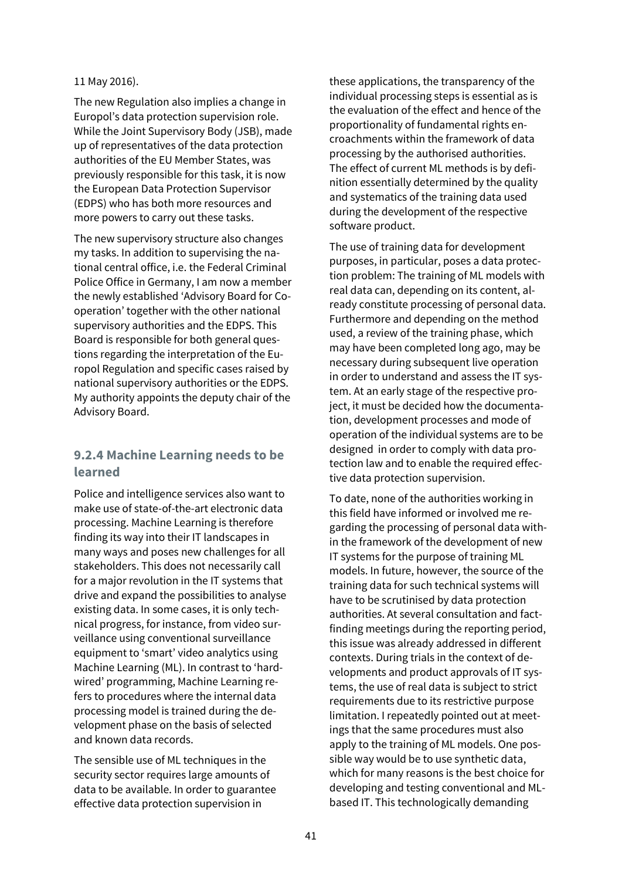11 May 2016).

The new Regulation also implies a change in Europol's data protection supervision role. While the Joint Supervisory Body (JSB), made up of representatives of the data protection authorities of the EU Member States, was previously responsible for this task, it is now the European Data Protection Supervisor (EDPS) who has both more resources and more powers to carry out these tasks.

The new supervisory structure also changes my tasks. In addition to supervising the national central office, i.e. the Federal Criminal Police Office in Germany, I am now a member the newly established 'Advisory Board for Cooperation' together with the other national supervisory authorities and the EDPS. This Board is responsible for both general questions regarding the interpretation of the Europol Regulation and specific cases raised by national supervisory authorities or the EDPS. My authority appoints the deputy chair of the Advisory Board.

### 9.2.4 Machine Learning needs to be learned

Police and intelligence services also want to make use of state-of-the-art electronic data processing. Machine Learning is therefore finding its way into their IT landscapes in many ways and poses new challenges for all stakeholders. This does not necessarily call for a major revolution in the IT systems that drive and expand the possibilities to analyse existing data. In some cases, it is only technical progress, for instance, from video surveillance using conventional surveillance equipment to 'smart' video analytics using Machine Learning (ML). In contrast to 'hardwired' programming, Machine Learning refers to procedures where the internal data processing model is trained during the development phase on the basis of selected and known data records.

The sensible use of ML techniques in the security sector requires large amounts of data to be available. In order to guarantee effective data protection supervision in these applications, the transparency of the individual processing steps is essential as is the evaluation of the effect and hence of the proportionality of fundamental rights encroachments within the framework of data processing by the authorised authorities. The effect of current ML methods is by definition essentially determined by the quality and systematics of the training data used during the development of the respective software product.

The use of training data for development purposes, in particular, poses a data protection problem: The training of ML models with real data can, depending on its content, already constitute processing of personal data. Furthermore and depending on the method used, a review of the training phase, which may have been completed long ago, may be necessary during subsequent live operation in order to understand and assess the IT system. At an early stage of the respective project, it must be decided how the documentation, development processes and mode of operation of the individual systems are to be designed in order to comply with data protection law and to enable the required effective data protection supervision.

To date, none of the authorities working in this field have informed or involved me regarding the processing of personal data within the framework of the development of new IT systems for the purpose of training ML models. In future, however, the source of the training data for such technical systems will have to be scrutinised by data protection authorities. At several consultation and fact-finding meetings during the reporting period, this issue was already addressed in different contexts. During trials in the context of developments and product approvals of IT systems, the use of real data is subject to strict requirements due to its restrictive purpose limitation. I repeatedly pointed out at meetings that the same procedures must also apply to the training of ML models. One possible way would be to use synthetic data, which for many reasons is the best choice for developing and testing conventional and ML-based IT. This technologically demanding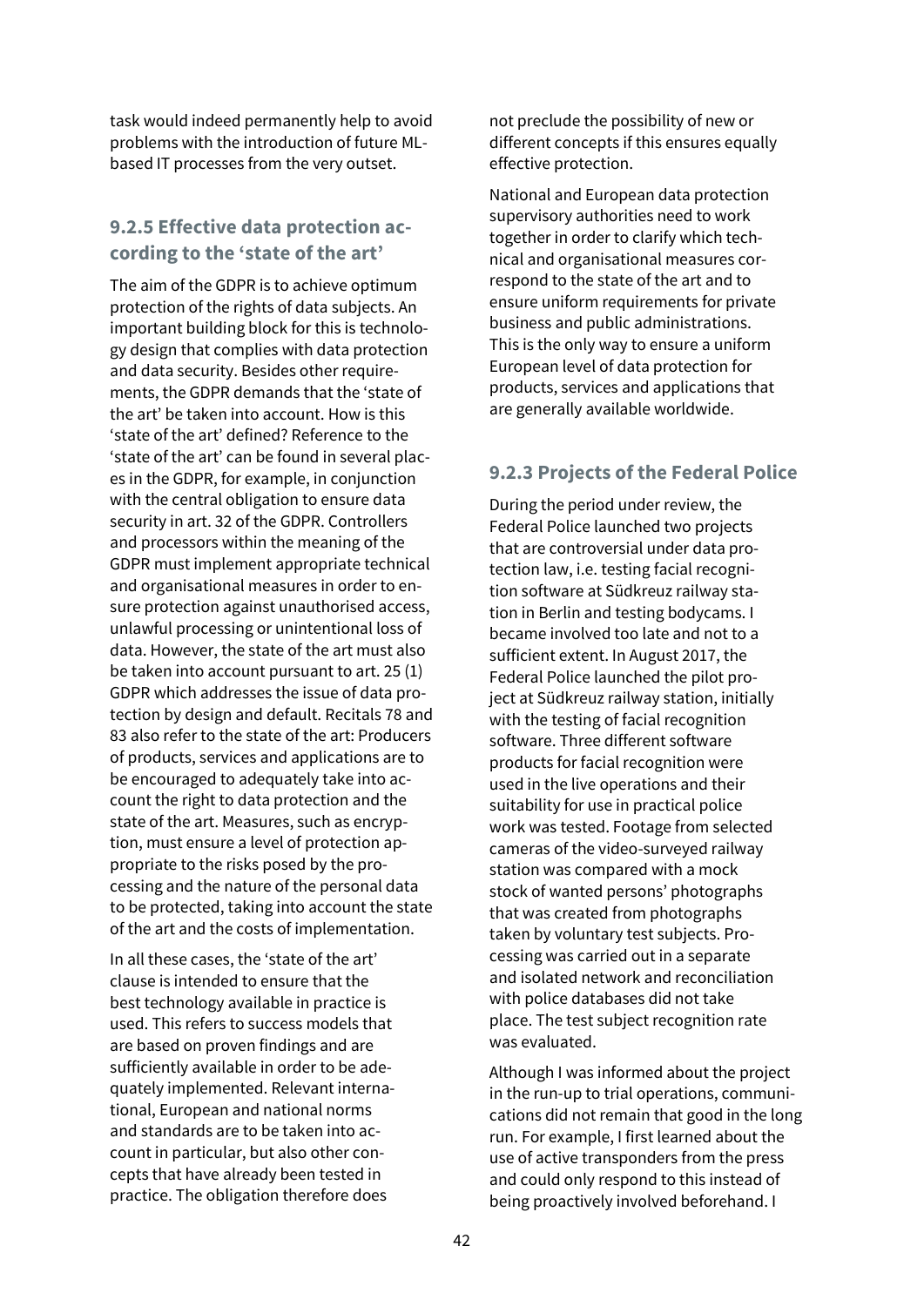task would indeed permanently help to avoid problems with the introduction of future ML-based IT processes from the very outset.

### 9.2.5 Effective data protection according to the 'state of the art'

The aim of the GDPR is to achieve optimum protection of the rights of data subjects. An important building block for this is technology design that complies with data protection and data security. Besides other requirements, the GDPR demands that the 'state of the art' be taken into account. How is this 'state of the art' defined? Reference to the 'state of the art' can be found in several places in the GDPR, for example, in conjunction with the central obligation to ensure data security in art. 32 of the GDPR. Controllers and processors within the meaning of the GDPR must implement appropriate technical and organisational measures in order to ensure protection against unauthorised access, unlawful processing or unintentional loss of data. However, the state of the art must also be taken into account pursuant to art. 25 (1) GDPR which addresses the issue of data protection by design and default. Recitals 78 and 83 also refer to the state of the art: Producers of products, services and applications are to be encouraged to adequately take into account the right to data protection and the state of the art. Measures, such as encryption, must ensure a level of protection appropriate to the risks posed by the processing and the nature of the personal data to be protected, taking into account the state of the art and the costs of implementation.

In all these cases, the 'state of the art' clause is intended to ensure that the best technology available in practice is used. This refers to success models that are based on proven findings and are sufficiently available in order to be adequately implemented. Relevant international, European and national norms and standards are to be taken into account in particular, but also other concepts that have already been tested in practice. The obligation therefore does not preclude the possibility of new or different concepts if this ensures equally effective protection.

National and European data protection supervisory authorities need to work together in order to clarify which technical and organisational measures correspond to the state of the art and to ensure uniform requirements for private business and public administrations. This is the only way to ensure a uniform European level of data protection for products, services and applications that are generally available worldwide.

### 9.2.3 Projects of the Federal Police

During the period under review, the Federal Police launched two projects that are controversial under data protection law, i.e. testing facial recognition software at Südkreuz railway station in Berlin and testing bodycams. I became involved too late and not to a sufficient extent. In August 2017, the Federal Police launched the pilot project at Südkreuz railway station, initially with the testing of facial recognition software. Three different software products for facial recognition were used in the live operations and their suitability for use in practical police work was tested. Footage from selected cameras of the video-surveyed railway station was compared with a mock stock of wanted persons' photographs that was created from photographs taken by voluntary test subjects. Processing was carried out in a separate and isolated network and reconciliation with police databases did not take place. The test subject recognition rate was evaluated.

Although I was informed about the project in the run-up to trial operations, communications did not remain that good in the long run. For example, I first learned about the use of active transponders from the press and could only respond to this instead of being proactively involved beforehand. I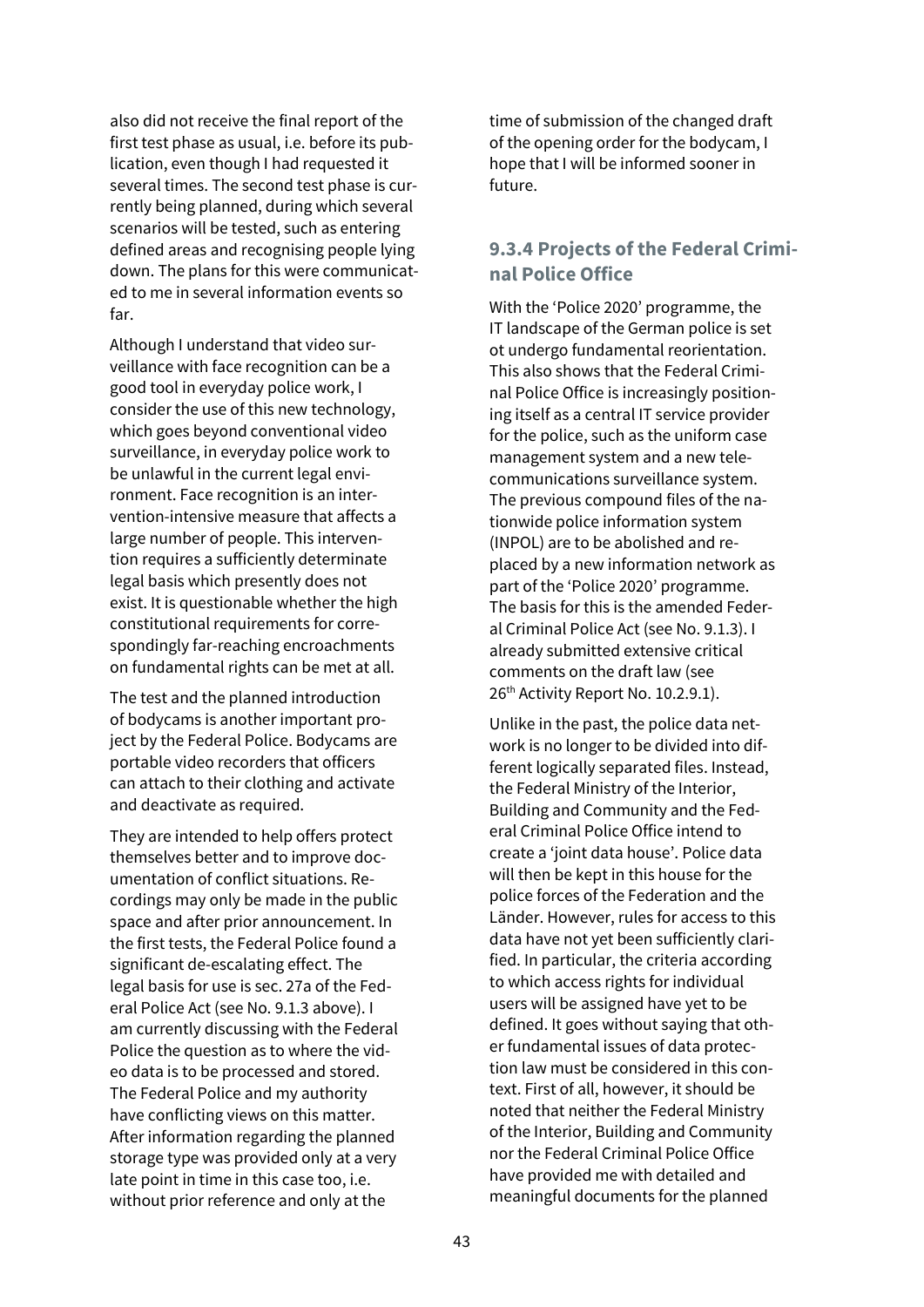also did not receive the final report of the first test phase as usual, i.e. before its publication, even though I had requested it several times. The second test phase is currently being planned, during which several scenarios will be tested, such as entering defined areas and recognising people lying down. The plans for this were communicated to me in several information events so far.

Although I understand that video surveillance with face recognition can be a good tool in everyday police work, I consider the use of this new technology, which goes beyond conventional video surveillance, in everyday police work to be unlawful in the current legal environment. Face recognition is an intervention-intensive measure that affects a large number of people. This intervention requires a sufficiently determinate legal basis which presently does not exist. It is questionable whether the high constitutional requirements for correspondingly far-reaching encroachments on fundamental rights can be met at all.

The test and the planned introduction of bodycams is another important project by the Federal Police. Bodycams are portable video recorders that officers can attach to their clothing and activate and deactivate as required.

They are intended to help offers protect themselves better and to improve documentation of conflict situations. Recordings may only be made in the public space and after prior announcement. In the first tests, the Federal Police found a significant de-escalating effect. The legal basis for use is sec. 27a of the Federal Police Act (see No. 9.1.3 above). I am currently discussing with the Federal Police the question as to where the video data is to be processed and stored. The Federal Police and my authority have conflicting views on this matter. After information regarding the planned storage type was provided only at a very late point in time in this case too, i.e. without prior reference and only at the time of submission of the changed draft of the opening order for the bodycam, I hope that I will be informed sooner in future.

### 9.3.4 Projects of the Federal Criminal Police Office

With the 'Police 2020' programme, the IT landscape of the German police is set ot undergo fundamental reorientation. This also shows that the Federal Criminal Police Office is increasingly positioning itself as a central IT service provider for the police, such as the uniform case management system and a new telecommunications surveillance system. The previous compound files of the nationwide police information system (INPOL) are to be abolished and replaced by a new information network as part of the 'Police 2020' programme. The basis for this is the amended Federal Criminal Police Act (see No. 9.1.3). I already submitted extensive critical comments on the draft law (see 26th Activity Report No. 10.2.9.1).

Unlike in the past, the police data network is no longer to be divided into different logically separated files. Instead, the Federal Ministry of the Interior, Building and Community and the Federal Criminal Police Office intend to create a 'joint data house'. Police data will then be kept in this house for the police forces of the Federation and the Länder. However, rules for access to this data have not yet been sufficiently clarified. In particular, the criteria according to which access rights for individual users will be assigned have yet to be defined. It goes without saying that other fundamental issues of data protection law must be considered in this context. First of all, however, it should be noted that neither the Federal Ministry of the Interior, Building and Community nor the Federal Criminal Police Office have provided me with detailed and meaningful documents for the planned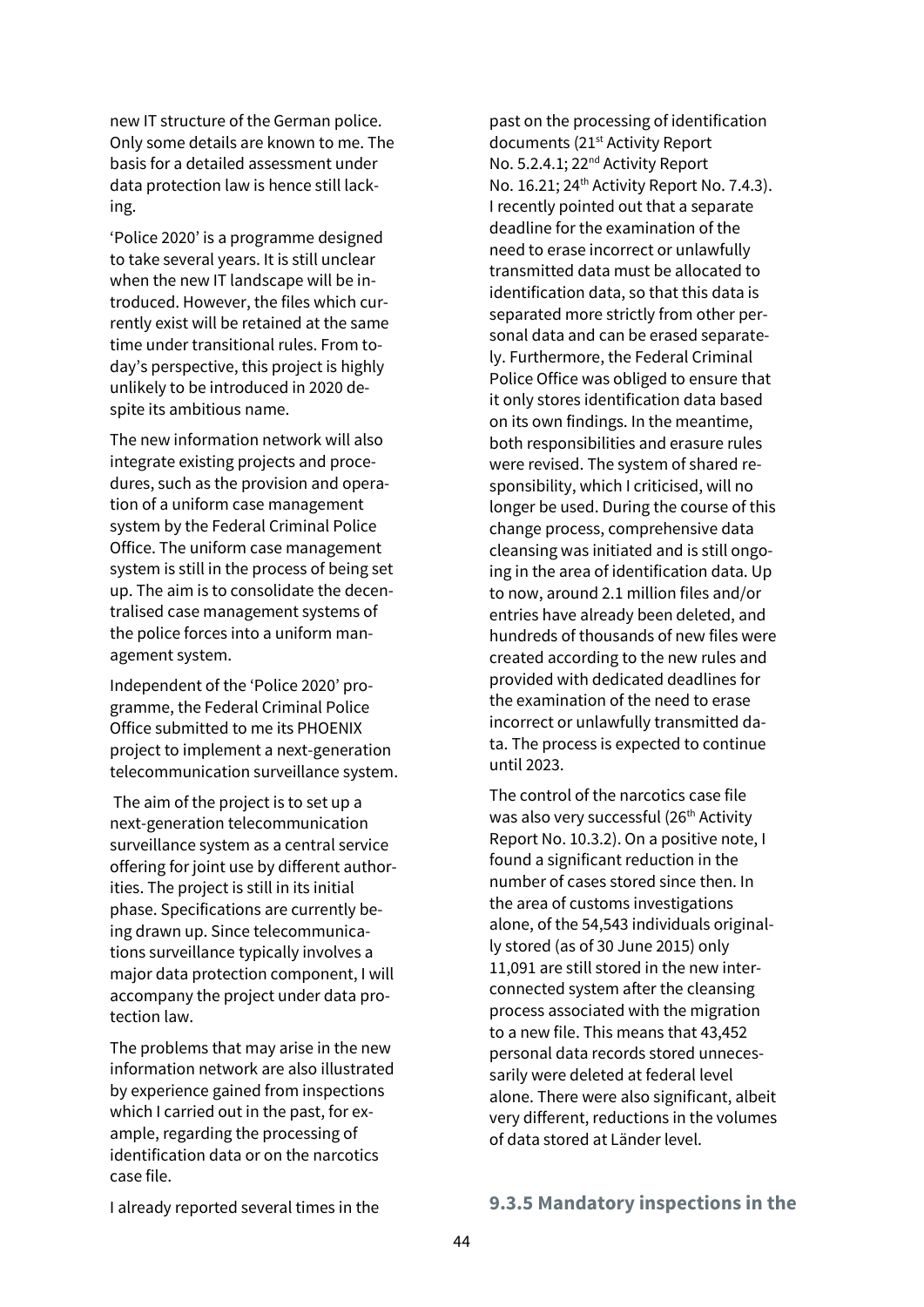new IT structure of the German police. Only some details are known to me. The basis for a detailed assessment under data protection law is hence still lacking.

'Police 2020' is a programme designed to take several years. It is still unclear when the new IT landscape will be introduced. However, the files which currently exist will be retained at the same time under transitional rules. From today's perspective, this project is highly unlikely to be introduced in 2020 despite its ambitious name.

The new information network will also integrate existing projects and procedures, such as the provision and operation of a uniform case management system by the Federal Criminal Police Office. The uniform case management system is still in the process of being set up. The aim is to consolidate the decentralised case management systems of the police forces into a uniform management system.

Independent of the 'Police 2020' programme, the Federal Criminal Police Office submitted to me its PHOENIX project to implement a next-generation telecommunication surveillance system.

The aim of the project is to set up a next-generation telecommunication surveillance system as a central service offering for joint use by different authorities. The project is still in its initial phase. Specifications are currently being drawn up. Since telecommunications surveillance typically involves a major data protection component, I will accompany the project under data protection law.

The problems that may arise in the new information network are also illustrated by experience gained from inspections which I carried out in the past, for example, regarding the processing of identification data or on the narcotics case file.

I already reported several times in the past on the processing of identification documents (21st Activity Report No. 5.2.4.1; 22nd Activity Report No. 16.21; 24th Activity Report No. 7.4.3). I recently pointed out that a separate deadline for the examination of the need to erase incorrect or unlawfully transmitted data must be allocated to identification data, so that this data is separated more strictly from other personal data and can be erased separately. Furthermore, the Federal Criminal Police Office was obliged to ensure that it only stores identification data based on its own findings. In the meantime, both responsibilities and erasure rules were revised. The system of shared responsibility, which I criticised, will no longer be used. During the course of this change process, comprehensive data cleansing was initiated and is still ongoing in the area of identification data. Up to now, around 2.1 million files and/or entries have already been deleted, and hundreds of thousands of new files were created according to the new rules and provided with dedicated deadlines for the examination of the need to erase incorrect or unlawfully transmitted data. The process is expected to continue until 2023.

The control of the narcotics case file was also very successful (26th Activity Report No. 10.3.2). On a positive note, I found a significant reduction in the number of cases stored since then. In the area of customs investigations alone, of the 54,543 individuals originally stored (as of 30 June 2015) only 11,091 are still stored in the new interconnected system after the cleansing process associated with the migration to a new file. This means that 43,452 personal data records stored unnecessarily were deleted at federal level alone. There were also significant, albeit very different, reductions in the volumes of data stored at Länder level.

### 9.3.5 Mandatory inspections in the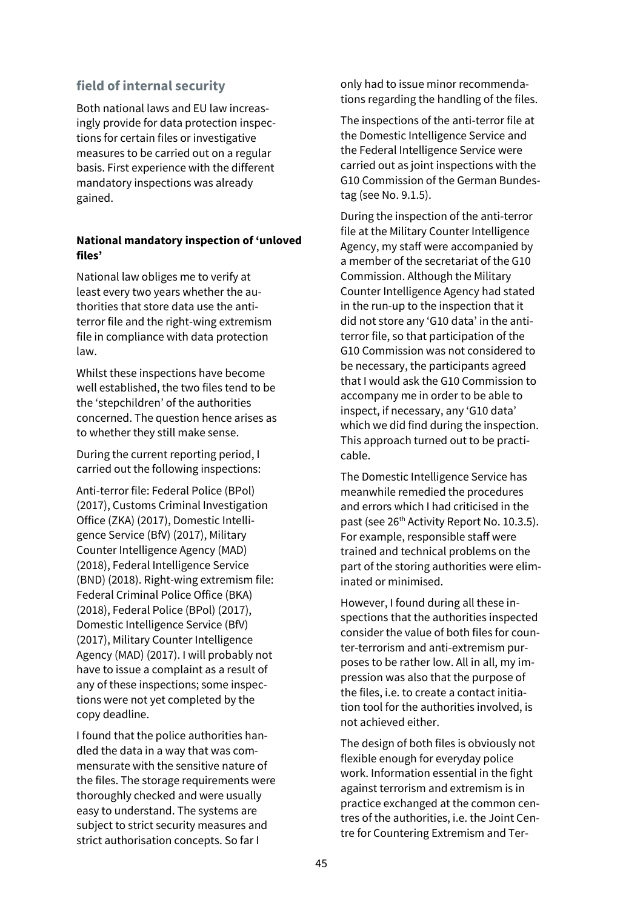## field of internal security

Both national laws and EU law increasingly provide for data protection inspections for certain files or investigative measures to be carried out on a regular basis. First experience with the different mandatory inspections was already gained.

**National mandatory inspection of 'unloved files'**

National law obliges me to verify at least every two years whether the authorities that store data use the anti-terror file and the right-wing extremism file in compliance with data protection law.

Whilst these inspections have become well established, the two files tend to be the 'stepchildren' of the authorities concerned. The question hence arises as to whether they still make sense.

During the current reporting period, I carried out the following inspections:

Anti-terror file: Federal Police (BPol) (2017), Customs Criminal Investigation Office (ZKA) (2017), Domestic Intelligence Service (BfV) (2017), Military Counter Intelligence Agency (MAD) (2018), Federal Intelligence Service (BND) (2018). Right-wing extremism file: Federal Criminal Police Office (BKA) (2018), Federal Police (BPol) (2017), Domestic Intelligence Service (BfV) (2017), Military Counter Intelligence Agency (MAD) (2017). I will probably not have to issue a complaint as a result of any of these inspections; some inspections were not yet completed by the copy deadline.

I found that the police authorities handled the data in a way that was commensurate with the sensitive nature of the files. The storage requirements were thoroughly checked and were usually easy to understand. The systems are subject to strict security measures and strict authorisation concepts. So far I only had to issue minor recommendations regarding the handling of the files.

The inspections of the anti-terror file at the Domestic Intelligence Service and the Federal Intelligence Service were carried out as joint inspections with the G10 Commission of the German Bundestag (see No. 9.1.5).

During the inspection of the anti-terror file at the Military Counter Intelligence Agency, my staff were accompanied by a member of the secretariat of the G10 Commission. Although the Military Counter Intelligence Agency had stated in the run-up to the inspection that it did not store any 'G10 data' in the anti-terror file, so that participation of the G10 Commission was not considered to be necessary, the participants agreed that I would ask the G10 Commission to accompany me in order to be able to inspect, if necessary, any 'G10 data' which we did find during the inspection. This approach turned out to be practicable.

The Domestic Intelligence Service has meanwhile remedied the procedures and errors which I had criticised in the past (see 26th Activity Report No. 10.3.5). For example, responsible staff were trained and technical problems on the part of the storing authorities were eliminated or minimised.

However, I found during all these inspections that the authorities inspected consider the value of both files for counter-terrorism and anti-extremism purposes to be rather low. All in all, my impression was also that the purpose of the files, i.e. to create a contact initiation tool for the authorities involved, is not achieved either.

The design of both files is obviously not flexible enough for everyday police work. Information essential in the fight against terrorism and extremism is in practice exchanged at the common centres of the authorities, i.e. the Joint Centre for Countering Extremism and Ter-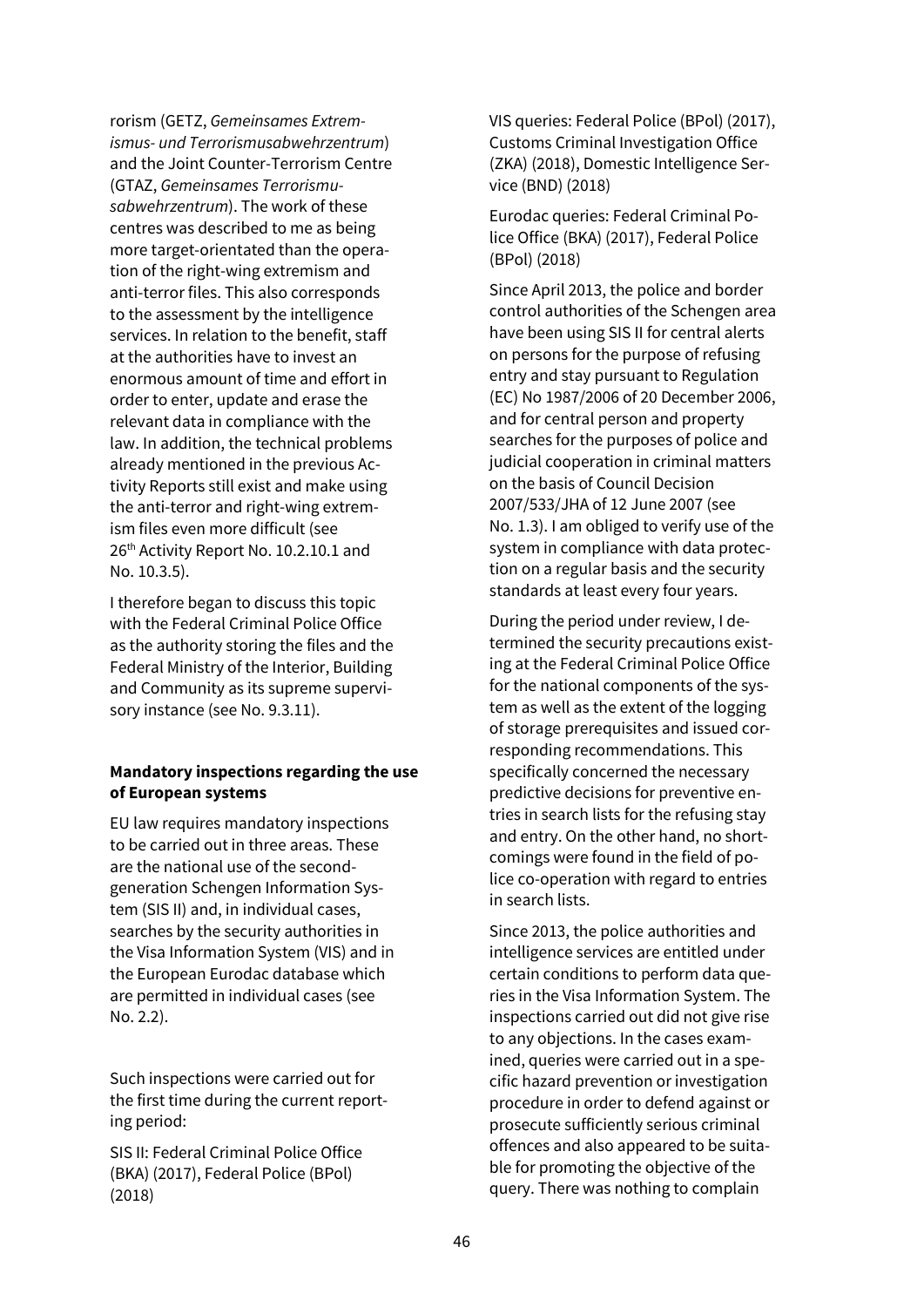rorism (GETZ, *Gemeinsames Extremismus- und Terrorismusabwehrzentrum*) and the Joint Counter-Terrorism Centre (GTAZ, *Gemeinsames Terrorismusabwehrzentrum*). The work of these centres was described to me as being more target-orientated than the operation of the right-wing extremism and anti-terror files. This also corresponds to the assessment by the intelligence services. In relation to the benefit, staff at the authorities have to invest an enormous amount of time and effort in order to enter, update and erase the relevant data in compliance with the law. In addition, the technical problems already mentioned in the previous Activity Reports still exist and make using the anti-terror and right-wing extremism files even more difficult (see 26th Activity Report No. 10.2.10.1 and No. 10.3.5).

I therefore began to discuss this topic with the Federal Criminal Police Office as the authority storing the files and the Federal Ministry of the Interior, Building and Community as its supreme supervisory instance (see No. 9.3.11).

**Mandatory inspections regarding the use of European systems**

EU law requires mandatory inspections to be carried out in three areas. These are the national use of the second-generation Schengen Information System (SIS II) and, in individual cases, searches by the security authorities in the Visa Information System (VIS) and in the European Eurodac database which are permitted in individual cases (see No. 2.2).

Such inspections were carried out for the first time during the current reporting period:

SIS II: Federal Criminal Police Office (BKA) (2017), Federal Police (BPol) (2018)

VIS queries: Federal Police (BPol) (2017), Customs Criminal Investigation Office (ZKA) (2018), Domestic Intelligence Service (BND) (2018)

Eurodac queries: Federal Criminal Police Office (BKA) (2017), Federal Police (BPol) (2018)

Since April 2013, the police and border control authorities of the Schengen area have been using SIS II for central alerts on persons for the purpose of refusing entry and stay pursuant to Regulation (EC) No 1987/2006 of 20 December 2006, and for central person and property searches for the purposes of police and judicial cooperation in criminal matters on the basis of Council Decision 2007/533/JHA of 12 June 2007 (see No. 1.3). I am obliged to verify use of the system in compliance with data protection on a regular basis and the security standards at least every four years.

During the period under review, I determined the security precautions existing at the Federal Criminal Police Office for the national components of the system as well as the extent of the logging of storage prerequisites and issued corresponding recommendations. This specifically concerned the necessary predictive decisions for preventive entries in search lists for the refusing stay and entry. On the other hand, no shortcomings were found in the field of police co-operation with regard to entries in search lists.

Since 2013, the police authorities and intelligence services are entitled under certain conditions to perform data queries in the Visa Information System. The inspections carried out did not give rise to any objections. In the cases examined, queries were carried out in a specific hazard prevention or investigation procedure in order to defend against or prosecute sufficiently serious criminal offences and also appeared to be suitable for promoting the objective of the query. There was nothing to complain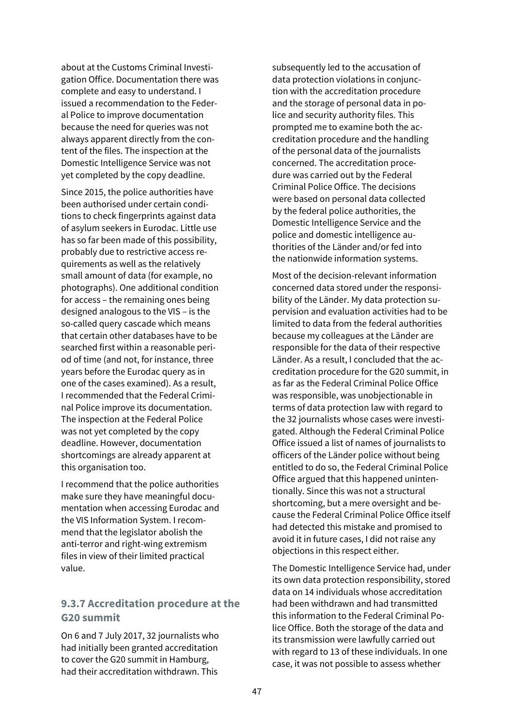about at the Customs Criminal Investigation Office. Documentation there was complete and easy to understand. I issued a recommendation to the Federal Police to improve documentation because the need for queries was not always apparent directly from the content of the files. The inspection at the Domestic Intelligence Service was not yet completed by the copy deadline.

Since 2015, the police authorities have been authorised under certain conditions to check fingerprints against data of asylum seekers in Eurodac. Little use has so far been made of this possibility, probably due to restrictive access requirements as well as the relatively small amount of data (for example, no photographs). One additional condition for access – the remaining ones being designed analogous to the VIS – is the so-called query cascade which means that certain other databases have to be searched first within a reasonable period of time (and not, for instance, three years before the Eurodac query as in one of the cases examined). As a result, I recommended that the Federal Criminal Police improve its documentation. The inspection at the Federal Police was not yet completed by the copy deadline. However, documentation shortcomings are already apparent at this organisation too.

I recommend that the police authorities make sure they have meaningful documentation when accessing Eurodac and the VIS Information System. I recommend that the legislator abolish the anti-terror and right-wing extremism files in view of their limited practical value.

### 9.3.7 Accreditation procedure at the G20 summit

On 6 and 7 July 2017, 32 journalists who had initially been granted accreditation to cover the G20 summit in Hamburg, had their accreditation withdrawn. This subsequently led to the accusation of data protection violations in conjunction with the accreditation procedure and the storage of personal data in police and security authority files. This prompted me to examine both the accreditation procedure and the handling of the personal data of the journalists concerned. The accreditation procedure was carried out by the Federal Criminal Police Office. The decisions were based on personal data collected by the federal police authorities, the Domestic Intelligence Service and the police and domestic intelligence authorities of the Länder and/or fed into the nationwide information systems.

Most of the decision-relevant information concerned data stored under the responsibility of the Länder. My data protection supervision and evaluation activities had to be limited to data from the federal authorities because my colleagues at the Länder are responsible for the data of their respective Länder. As a result, I concluded that the accreditation procedure for the G20 summit, in as far as the Federal Criminal Police Office was responsible, was unobjectionable in terms of data protection law with regard to the 32 journalists whose cases were investigated. Although the Federal Criminal Police Office issued a list of names of journalists to officers of the Länder police without being entitled to do so, the Federal Criminal Police Office argued that this happened unintentionally. Since this was not a structural shortcoming, but a mere oversight and because the Federal Criminal Police Office itself had detected this mistake and promised to avoid it in future cases, I did not raise any objections in this respect either.

The Domestic Intelligence Service had, under its own data protection responsibility, stored data on 14 individuals whose accreditation had been withdrawn and had transmitted this information to the Federal Criminal Police Office. Both the storage of the data and its transmission were lawfully carried out with regard to 13 of these individuals. In one case, it was not possible to assess whether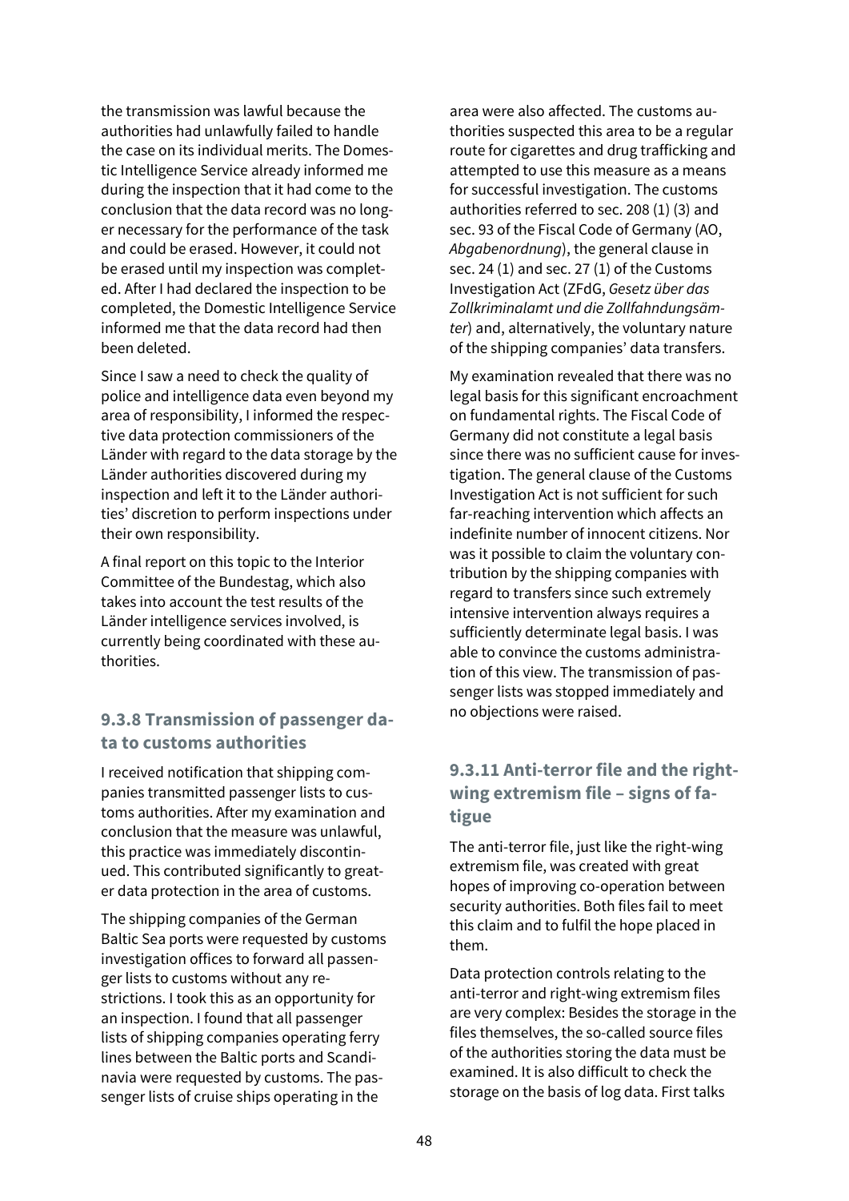the transmission was lawful because the authorities had unlawfully failed to handle the case on its individual merits. The Domestic Intelligence Service already informed me during the inspection that it had come to the conclusion that the data record was no longer necessary for the performance of the task and could be erased. However, it could not be erased until my inspection was completed. After I had declared the inspection to be completed, the Domestic Intelligence Service informed me that the data record had then been deleted.

Since I saw a need to check the quality of police and intelligence data even beyond my area of responsibility, I informed the respective data protection commissioners of the Länder with regard to the data storage by the Länder authorities discovered during my inspection and left it to the Länder authorities' discretion to perform inspections under their own responsibility.

A final report on this topic to the Interior Committee of the Bundestag, which also takes into account the test results of the Länder intelligence services involved, is currently being coordinated with these authorities.

### 9.3.8 Transmission of passenger data to customs authorities

I received notification that shipping companies transmitted passenger lists to customs authorities. After my examination and conclusion that the measure was unlawful, this practice was immediately discontinued. This contributed significantly to greater data protection in the area of customs.

The shipping companies of the German Baltic Sea ports were requested by customs investigation offices to forward all passenger lists to customs without any restrictions. I took this as an opportunity for an inspection. I found that all passenger lists of shipping companies operating ferry lines between the Baltic ports and Scandinavia were requested by customs. The passenger lists of cruise ships operating in the area were also affected. The customs authorities suspected this area to be a regular route for cigarettes and drug trafficking and attempted to use this measure as a means for successful investigation. The customs authorities referred to sec. 208 (1) (3) and sec. 93 of the Fiscal Code of Germany (AO, *Abgabenordnung*), the general clause in sec. 24 (1) and sec. 27 (1) of the Customs Investigation Act (ZFdG, *Gesetz über das Zollkriminalamt und die Zollfahndungsämter*) and, alternatively, the voluntary nature of the shipping companies' data transfers.

My examination revealed that there was no legal basis for this significant encroachment on fundamental rights. The Fiscal Code of Germany did not constitute a legal basis since there was no sufficient cause for investigation. The general clause of the Customs Investigation Act is not sufficient for such far-reaching intervention which affects an indefinite number of innocent citizens. Nor was it possible to claim the voluntary contribution by the shipping companies with regard to transfers since such extremely intensive intervention always requires a sufficiently determinate legal basis. I was able to convince the customs administration of this view. The transmission of passenger lists was stopped immediately and no objections were raised.

### 9.3.11 Anti-terror file and the right-wing extremism file – signs of fatigue

The anti-terror file, just like the right-wing extremism file, was created with great hopes of improving co-operation between security authorities. Both files fail to meet this claim and to fulfil the hope placed in them.

Data protection controls relating to the anti-terror and right-wing extremism files are very complex: Besides the storage in the files themselves, the so-called source files of the authorities storing the data must be examined. It is also difficult to check the storage on the basis of log data. First talks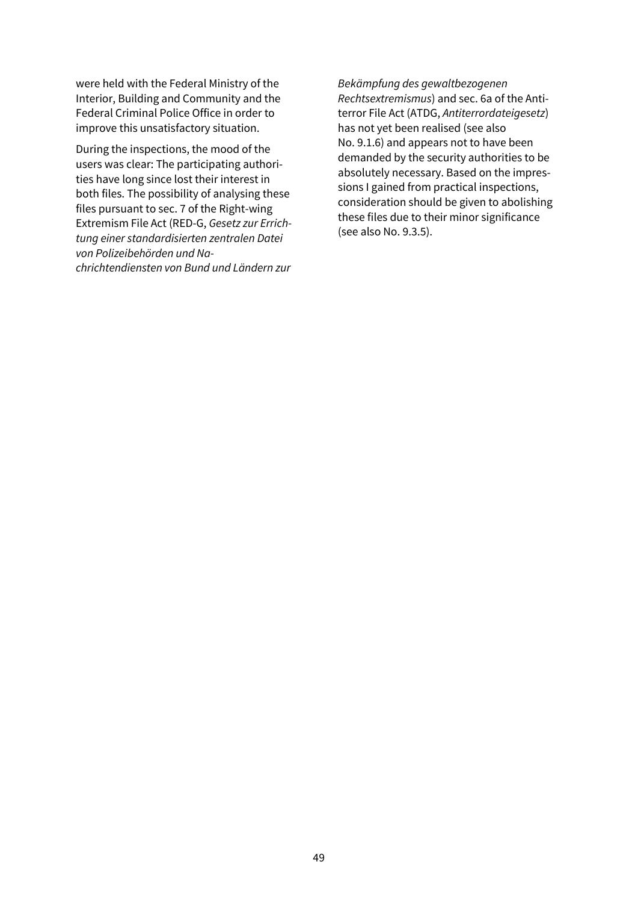were held with the Federal Ministry of the Interior, Building and Community and the Federal Criminal Police Office in order to improve this unsatisfactory situation.

During the inspections, the mood of the users was clear: The participating authorities have long since lost their interest in both files. The possibility of analysing these files pursuant to sec. 7 of the Right-wing Extremism File Act (RED-G, *Gesetz zur Errichtung einer standardisierten zentralen Datei von Polizeibehörden und Nachrichtendiensten von Bund und Ländern zur Bekämpfung des gewaltbezogenen Rechtsextremismus*) and sec. 6a of the Antiterror File Act (ATDG, *Antiterrordateigesetz*) has not yet been realised (see also No. 9.1.6) and appears not to have been demanded by the security authorities to be absolutely necessary. Based on the impressions I gained from practical inspections, consideration should be given to abolishing these files due to their minor significance (see also No. 9.3.5).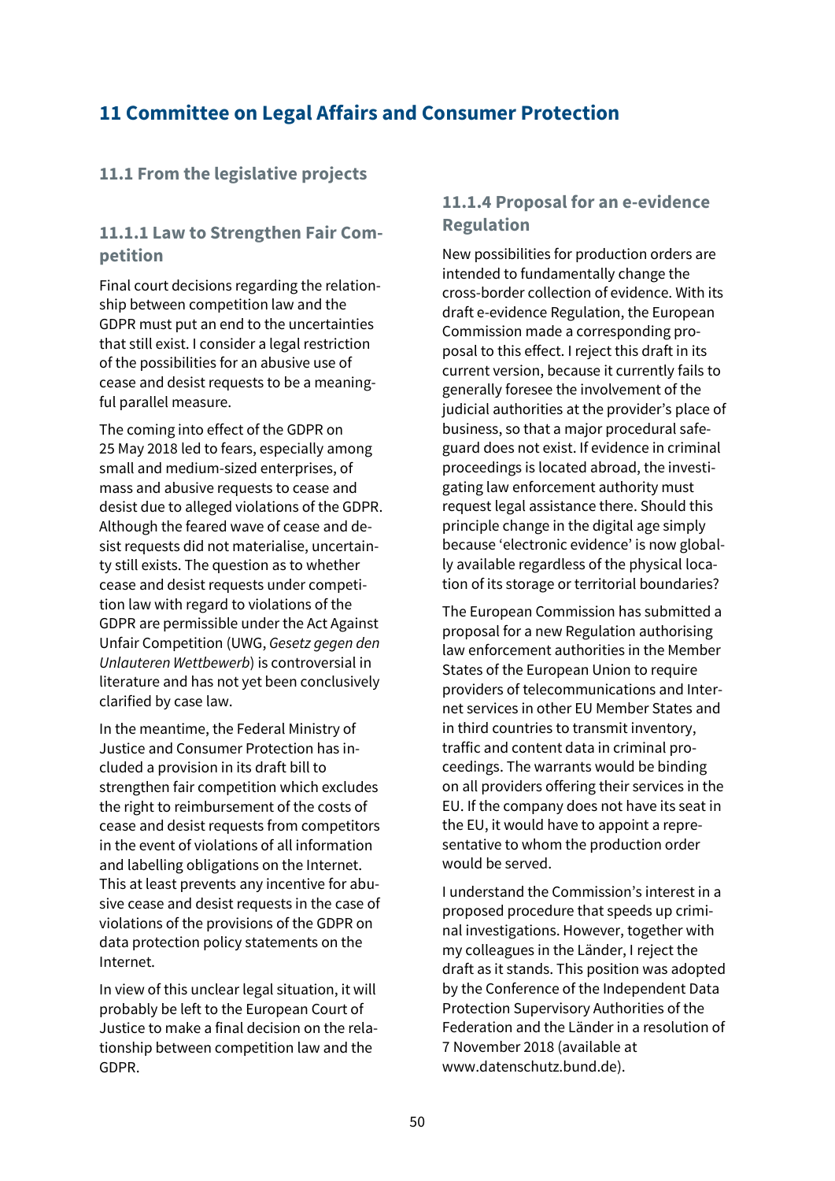# 11 Committee on Legal Affairs and Consumer Protection

## 11.1 From the legislative projects

### 11.1.1 Law to Strengthen Fair Competition

Final court decisions regarding the relationship between competition law and the GDPR must put an end to the uncertainties that still exist. I consider a legal restriction of the possibilities for an abusive use of cease and desist requests to be a meaningful parallel measure.

The coming into effect of the GDPR on 25 May 2018 led to fears, especially among small and medium-sized enterprises, of mass and abusive requests to cease and desist due to alleged violations of the GDPR. Although the feared wave of cease and desist requests did not materialise, uncertainty still exists. The question as to whether cease and desist requests under competition law with regard to violations of the GDPR are permissible under the Act Against Unfair Competition (UWG, *Gesetz gegen den Unlauteren Wettbewerb*) is controversial in literature and has not yet been conclusively clarified by case law.

In the meantime, the Federal Ministry of Justice and Consumer Protection has included a provision in its draft bill to strengthen fair competition which excludes the right to reimbursement of the costs of cease and desist requests from competitors in the event of violations of all information and labelling obligations on the Internet. This at least prevents any incentive for abusive cease and desist requests in the case of violations of the provisions of the GDPR on data protection policy statements on the Internet.

In view of this unclear legal situation, it will probably be left to the European Court of Justice to make a final decision on the relationship between competition law and the GDPR.

### 11.1.4 Proposal for an e-evidence Regulation

New possibilities for production orders are intended to fundamentally change the cross-border collection of evidence. With its draft e-evidence Regulation, the European Commission made a corresponding proposal to this effect. I reject this draft in its current version, because it currently fails to generally foresee the involvement of the judicial authorities at the provider's place of business, so that a major procedural safeguard does not exist. If evidence in criminal proceedings is located abroad, the investigating law enforcement authority must request legal assistance there. Should this principle change in the digital age simply because 'electronic evidence' is now globally available regardless of the physical location of its storage or territorial boundaries?

The European Commission has submitted a proposal for a new Regulation authorising law enforcement authorities in the Member States of the European Union to require providers of telecommunications and Internet services in other EU Member States and in third countries to transmit inventory, traffic and content data in criminal proceedings. The warrants would be binding on all providers offering their services in the EU. If the company does not have its seat in the EU, it would have to appoint a representative to whom the production order would be served.

I understand the Commission's interest in a proposed procedure that speeds up criminal investigations. However, together with my colleagues in the Länder, I reject the draft as it stands. This position was adopted by the Conference of the Independent Data Protection Supervisory Authorities of the Federation and the Länder in a resolution of 7 November 2018 (available at www.datenschutz.bund.de).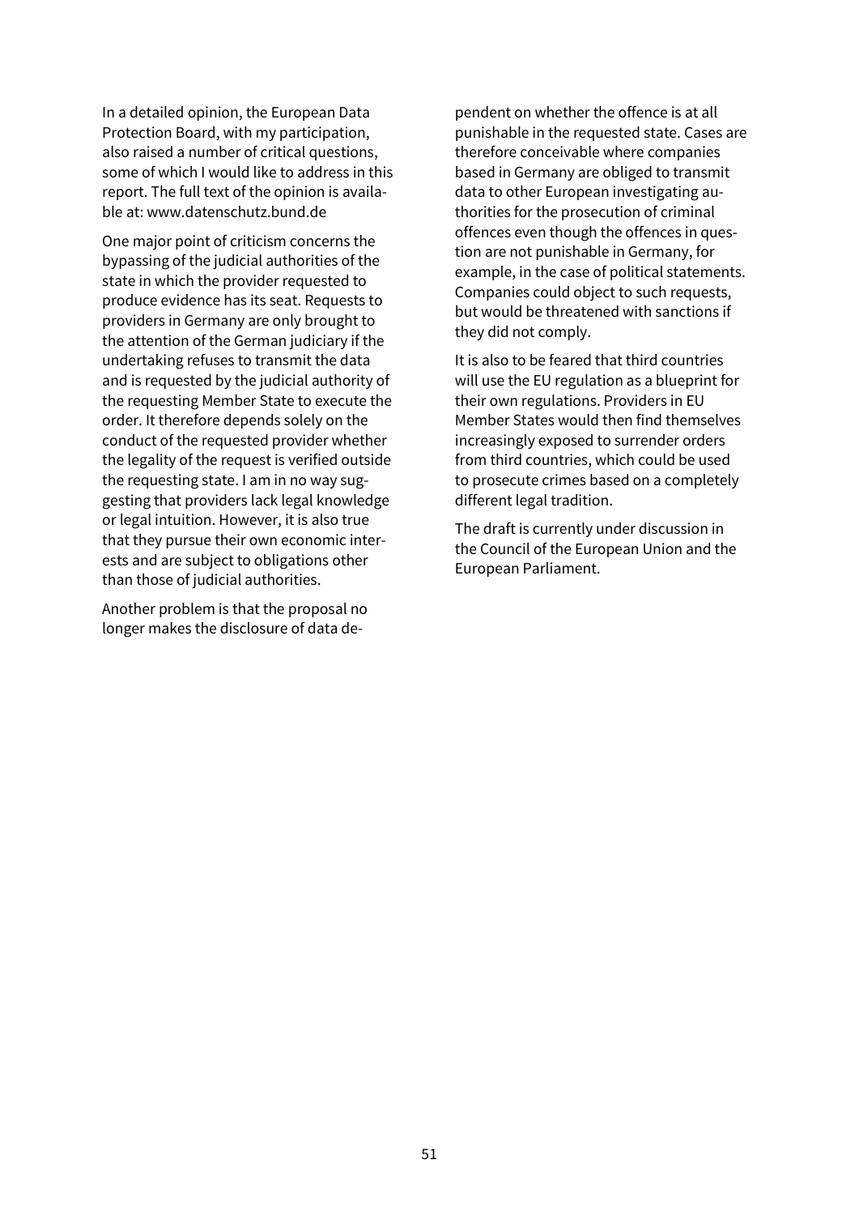In a detailed opinion, the European Data Protection Board, with my participation, also raised a number of critical questions, some of which I would like to address in this report. The full text of the opinion is available at: www.datenschutz.bund.de

One major point of criticism concerns the bypassing of the judicial authorities of the state in which the provider requested to produce evidence has its seat. Requests to providers in Germany are only brought to the attention of the German judiciary if the undertaking refuses to transmit the data and is requested by the judicial authority of the requesting Member State to execute the order. It therefore depends solely on the conduct of the requested provider whether the legality of the request is verified outside the requesting state. I am in no way suggesting that providers lack legal knowledge or legal intuition. However, it is also true that they pursue their own economic interests and are subject to obligations other than those of judicial authorities.

Another problem is that the proposal no longer makes the disclosure of data dependent on whether the offence is at all punishable in the requested state. Cases are therefore conceivable where companies based in Germany are obliged to transmit data to other European investigating authorities for the prosecution of criminal offences even though the offences in question are not punishable in Germany, for example, in the case of political statements. Companies could object to such requests, but would be threatened with sanctions if they did not comply.

It is also to be feared that third countries will use the EU regulation as a blueprint for their own regulations. Providers in EU Member States would then find themselves increasingly exposed to surrender orders from third countries, which could be used to prosecute crimes based on a completely different legal tradition.

The draft is currently under discussion in the Council of the European Union and the European Parliament.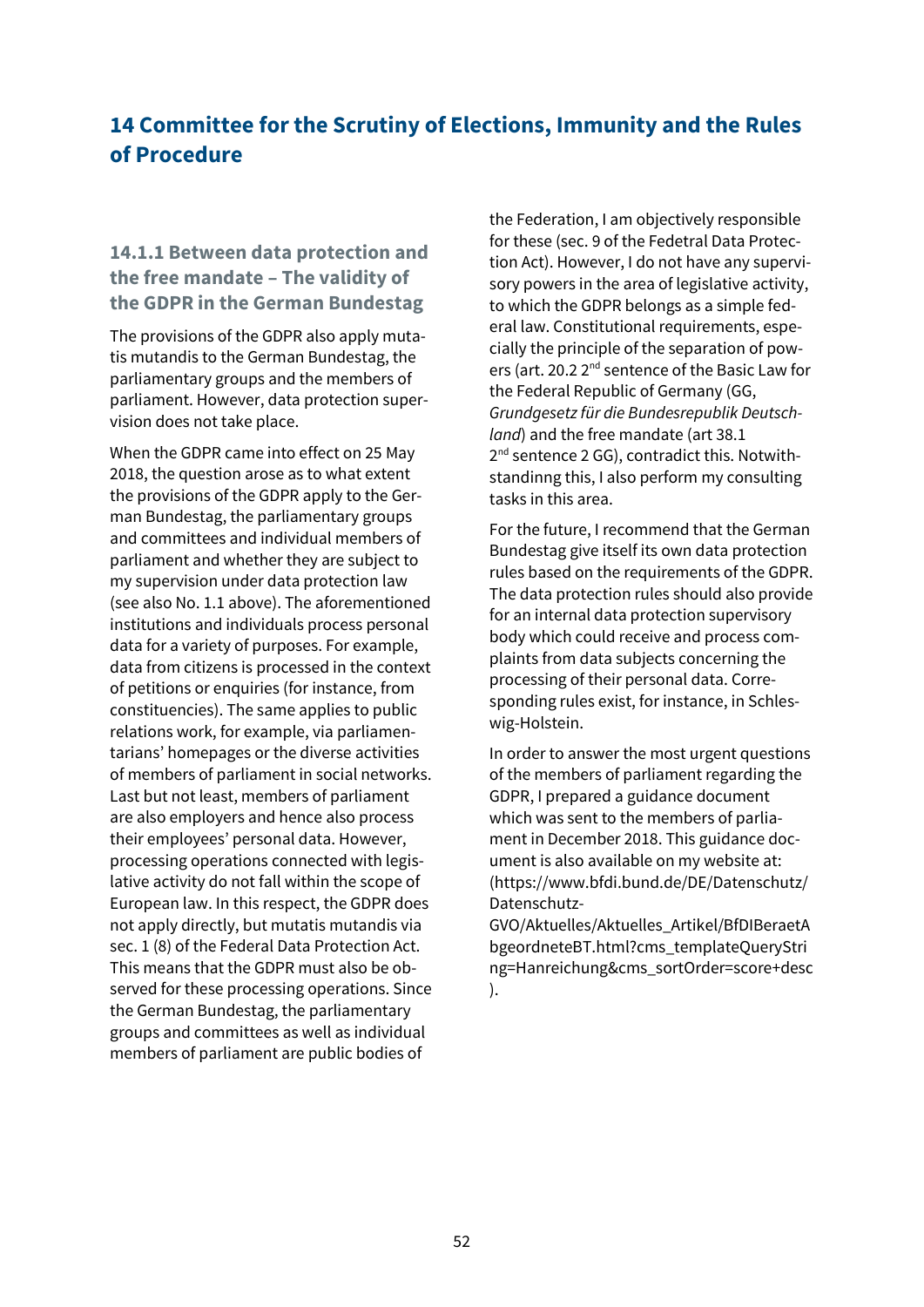## 14 Committee for the Scrutiny of Elections, Immunity and the Rules of Procedure

### 14.1.1 Between data protection and the free mandate – The validity of the GDPR in the German Bundestag

The provisions of the GDPR also apply mutatis mutandis to the German Bundestag, the parliamentary groups and the members of parliament. However, data protection supervision does not take place.

When the GDPR came into effect on 25 May 2018, the question arose as to what extent the provisions of the GDPR apply to the German Bundestag, the parliamentary groups and committees and individual members of parliament and whether they are subject to my supervision under data protection law (see also No. 1.1 above). The aforementioned institutions and individuals process personal data for a variety of purposes. For example, data from citizens is processed in the context of petitions or enquiries (for instance, from constituencies). The same applies to public relations work, for example, via parliamentarians' homepages or the diverse activities of members of parliament in social networks. Last but not least, members of parliament are also employers and hence also process their employees' personal data. However, processing operations connected with legislative activity do not fall within the scope of European law. In this respect, the GDPR does not apply directly, but mutatis mutandis via sec. 1 (8) of the Federal Data Protection Act. This means that the GDPR must also be observed for these processing operations. Since the German Bundestag, the parliamentary groups and committees as well as individual members of parliament are public bodies of the Federation, I am objectively responsible for these (sec. 9 of the Fedetral Data Protection Act). However, I do not have any supervisory powers in the area of legislative activity, to which the GDPR belongs as a simple federal law. Constitutional requirements, especially the principle of the separation of powers (art. 20.2 2nd sentence of the Basic Law for the Federal Republic of Germany (GG, *Grundgesetz für die Bundesrepublik Deutschland*) and the free mandate (art 38.1 2nd sentence 2 GG), contradict this. Notwithstandinng this, I also perform my consulting tasks in this area.

For the future, I recommend that the German Bundestag give itself its own data protection rules based on the requirements of the GDPR. The data protection rules should also provide for an internal data protection supervisory body which could receive and process complaints from data subjects concerning the processing of their personal data. Corresponding rules exist, for instance, in Schleswig-Holstein.

In order to answer the most urgent questions of the members of parliament regarding the GDPR, I prepared a guidance document which was sent to the members of parliament in December 2018. This guidance document is also available on my website at: (https://www.bfdi.bund.de/DE/Datenschutz/Datenschutz-GVO/Aktuelles/Aktuelles_Artikel/BfDIBeraetAbgeordneteBT.html?cms_templateQueryString=Hanreichung&cms_sortOrder=score+desc).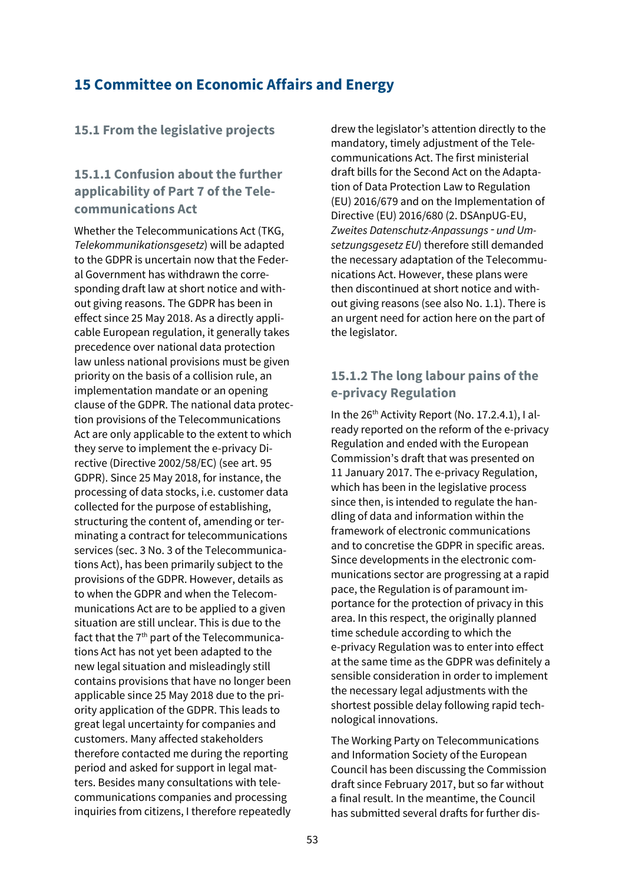# 15 Committee on Economic Affairs and Energy

## 15.1 From the legislative projects

### 15.1.1 Confusion about the further applicability of Part 7 of the Telecommunications Act

Whether the Telecommunications Act (TKG, *Telekommunikationsgesetz*) will be adapted to the GDPR is uncertain now that the Federal Government has withdrawn the corresponding draft law at short notice and without giving reasons. The GDPR has been in effect since 25 May 2018. As a directly applicable European regulation, it generally takes precedence over national data protection law unless national provisions must be given priority on the basis of a collision rule, an implementation mandate or an opening clause of the GDPR. The national data protection provisions of the Telecommunications Act are only applicable to the extent to which they serve to implement the e-privacy Directive (Directive 2002/58/EC) (see art. 95 GDPR). Since 25 May 2018, for instance, the processing of data stocks, i.e. customer data collected for the purpose of establishing, structuring the content of, amending or terminating a contract for telecommunications services (sec. 3 No. 3 of the Telecommunications Act), has been primarily subject to the provisions of the GDPR. However, details as to when the GDPR and when the Telecommunications Act are to be applied to a given situation are still unclear. This is due to the fact that the 7th part of the Telecommunications Act has not yet been adapted to the new legal situation and misleadingly still contains provisions that have no longer been applicable since 25 May 2018 due to the priority application of the GDPR. This leads to great legal uncertainty for companies and customers. Many affected stakeholders therefore contacted me during the reporting period and asked for support in legal matters. Besides many consultations with telecommunications companies and processing inquiries from citizens, I therefore repeatedly drew the legislator's attention directly to the mandatory, timely adjustment of the Telecommunications Act. The first ministerial draft bills for the Second Act on the Adaptation of Data Protection Law to Regulation (EU) 2016/679 and on the Implementation of Directive (EU) 2016/680 (2. DSAnpUG-EU, *Zweites Datenschutz-Anpassungs- und Umsetzungsgesetz EU*) therefore still demanded the necessary adaptation of the Telecommunications Act. However, these plans were then discontinued at short notice and without giving reasons (see also No. 1.1). There is an urgent need for action here on the part of the legislator.

### 15.1.2 The long labour pains of the e-privacy Regulation

In the 26th Activity Report (No. 17.2.4.1), I already reported on the reform of the e-privacy Regulation and ended with the European Commission's draft that was presented on 11 January 2017. The e-privacy Regulation, which has been in the legislative process since then, is intended to regulate the handling of data and information within the framework of electronic communications and to concretise the GDPR in specific areas. Since developments in the electronic communications sector are progressing at a rapid pace, the Regulation is of paramount importance for the protection of privacy in this area. In this respect, the originally planned time schedule according to which the e-privacy Regulation was to enter into effect at the same time as the GDPR was definitely a sensible consideration in order to implement the necessary legal adjustments with the shortest possible delay following rapid technological innovations.

The Working Party on Telecommunications and Information Society of the European Council has been discussing the Commission draft since February 2017, but so far without a final result. In the meantime, the Council has submitted several drafts for further dis-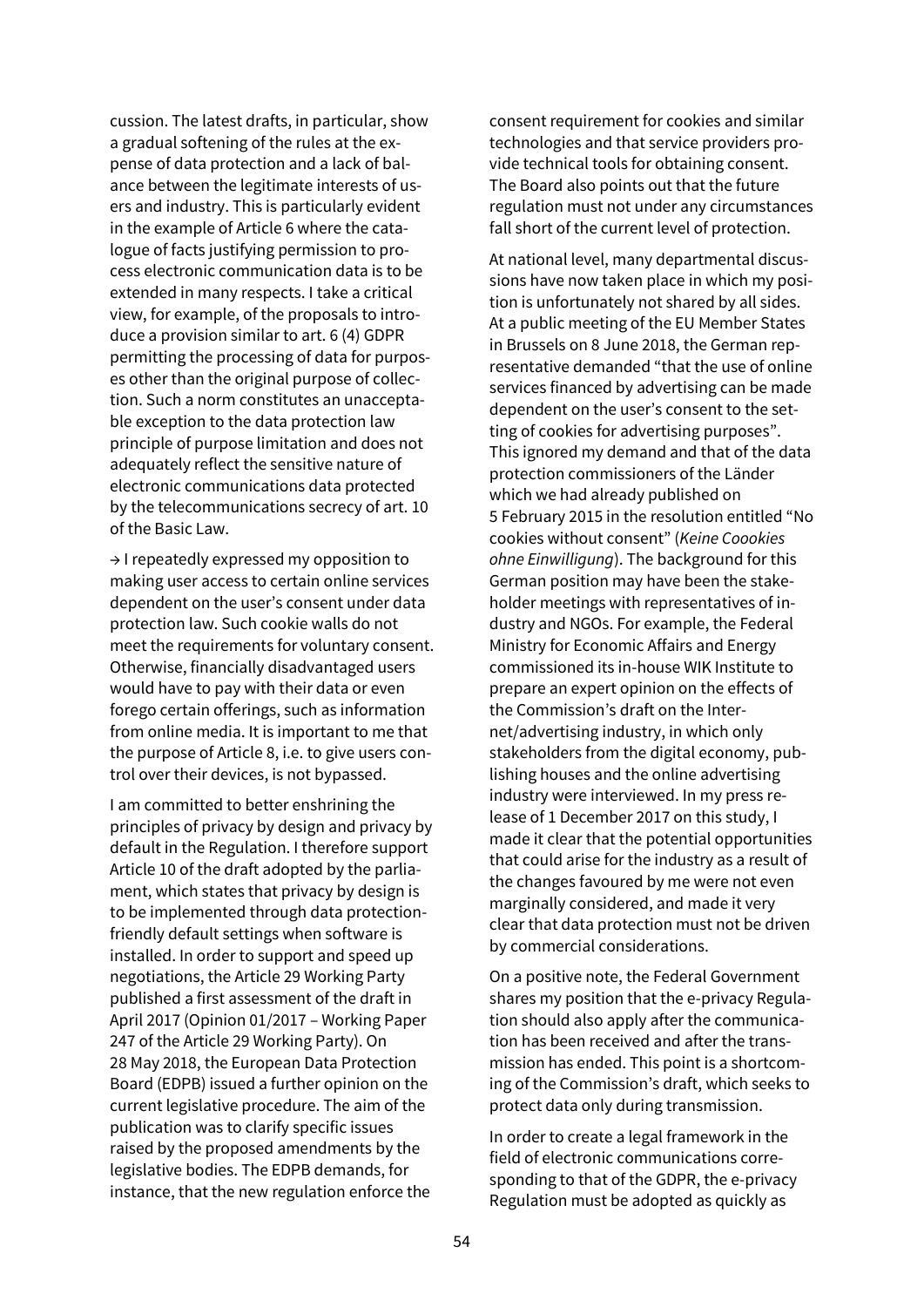cussion. The latest drafts, in particular, show a gradual softening of the rules at the expense of data protection and a lack of balance between the legitimate interests of users and industry. This is particularly evident in the example of Article 6 where the catalogue of facts justifying permission to process electronic communication data is to be extended in many respects. I take a critical view, for example, of the proposals to introduce a provision similar to art. 6 (4) GDPR permitting the processing of data for purposes other than the original purpose of collection. Such a norm constitutes an unacceptable exception to the data protection law principle of purpose limitation and does not adequately reflect the sensitive nature of electronic communications data protected by the telecommunications secrecy of art. 10 of the Basic Law.

→ I repeatedly expressed my opposition to making user access to certain online services dependent on the user's consent under data protection law. Such cookie walls do not meet the requirements for voluntary consent. Otherwise, financially disadvantaged users would have to pay with their data or even forego certain offerings, such as information from online media. It is important to me that the purpose of Article 8, i.e. to give users control over their devices, is not bypassed.

I am committed to better enshrining the principles of privacy by design and privacy by default in the Regulation. I therefore support Article 10 of the draft adopted by the parliament, which states that privacy by design is to be implemented through data protection-friendly default settings when software is installed. In order to support and speed up negotiations, the Article 29 Working Party published a first assessment of the draft in April 2017 (Opinion 01/2017 – Working Paper 247 of the Article 29 Working Party). On 28 May 2018, the European Data Protection Board (EDPB) issued a further opinion on the current legislative procedure. The aim of the publication was to clarify specific issues raised by the proposed amendments by the legislative bodies. The EDPB demands, for instance, that the new regulation enforce the consent requirement for cookies and similar technologies and that service providers provide technical tools for obtaining consent. The Board also points out that the future regulation must not under any circumstances fall short of the current level of protection.

At national level, many departmental discussions have now taken place in which my position is unfortunately not shared by all sides. At a public meeting of the EU Member States in Brussels on 8 June 2018, the German representative demanded "that the use of online services financed by advertising can be made dependent on the user's consent to the setting of cookies for advertising purposes". This ignored my demand and that of the data protection commissioners of the Länder which we had already published on 5 February 2015 in the resolution entitled "No cookies without consent" (*Keine Coookies ohne Einwilligung*). The background for this German position may have been the stakeholder meetings with representatives of industry and NGOs. For example, the Federal Ministry for Economic Affairs and Energy commissioned its in-house WIK Institute to prepare an expert opinion on the effects of the Commission's draft on the Internet/advertising industry, in which only stakeholders from the digital economy, publishing houses and the online advertising industry were interviewed. In my press release of 1 December 2017 on this study, I made it clear that the potential opportunities that could arise for the industry as a result of the changes favoured by me were not even marginally considered, and made it very clear that data protection must not be driven by commercial considerations.

On a positive note, the Federal Government shares my position that the e-privacy Regulation should also apply after the communication has been received and after the transmission has ended. This point is a shortcoming of the Commission's draft, which seeks to protect data only during transmission.

In order to create a legal framework in the field of electronic communications corresponding to that of the GDPR, the e-privacy Regulation must be adopted as quickly as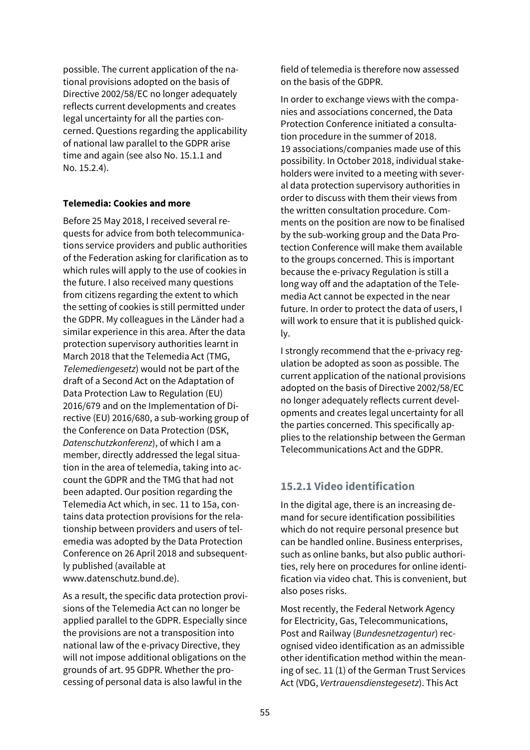possible. The current application of the national provisions adopted on the basis of Directive 2002/58/EC no longer adequately reflects current developments and creates legal uncertainty for all the parties concerned. Questions regarding the applicability of national law parallel to the GDPR arise time and again (see also No. 15.1.1 and No. 15.2.4).

**Telemedia: Cookies and more**

Before 25 May 2018, I received several requests for advice from both telecommunications service providers and public authorities of the Federation asking for clarification as to which rules will apply to the use of cookies in the future. I also received many questions from citizens regarding the extent to which the setting of cookies is still permitted under the GDPR. My colleagues in the Länder had a similar experience in this area. After the data protection supervisory authorities learnt in March 2018 that the Telemedia Act (TMG, *Telemediengesetz*) would not be part of the draft of a Second Act on the Adaptation of Data Protection Law to Regulation (EU) 2016/679 and on the Implementation of Directive (EU) 2016/680, a sub-working group of the Conference on Data Protection (DSK, *Datenschutzkonferenz*), of which I am a member, directly addressed the legal situation in the area of telemedia, taking into account the GDPR and the TMG that had not been adapted. Our position regarding the Telemedia Act which, in sec. 11 to 15a, contains data protection provisions for the relationship between providers and users of telemedia was adopted by the Data Protection Conference on 26 April 2018 and subsequently published (available at www.datenschutz.bund.de).

As a result, the specific data protection provisions of the Telemedia Act can no longer be applied parallel to the GDPR. Especially since the provisions are not a transposition into national law of the e-privacy Directive, they will not impose additional obligations on the grounds of art. 95 GDPR. Whether the processing of personal data is also lawful in the field of telemedia is therefore now assessed on the basis of the GDPR.

In order to exchange views with the companies and associations concerned, the Data Protection Conference initiated a consultation procedure in the summer of 2018. 19 associations/companies made use of this possibility. In October 2018, individual stakeholders were invited to a meeting with several data protection supervisory authorities in order to discuss with them their views from the written consultation procedure. Comments on the position are now to be finalised by the sub-working group and the Data Protection Conference will make them available to the groups concerned. This is important because the e-privacy Regulation is still a long way off and the adaptation of the Telemedia Act cannot be expected in the near future. In order to protect the data of users, I will work to ensure that it is published quickly.

I strongly recommend that the e-privacy regulation be adopted as soon as possible. The current application of the national provisions adopted on the basis of Directive 2002/58/EC no longer adequately reflects current developments and creates legal uncertainty for all the parties concerned. This specifically applies to the relationship between the German Telecommunications Act and the GDPR.

### 15.2.1 Video identification

In the digital age, there is an increasing demand for secure identification possibilities which do not require personal presence but can be handled online. Business enterprises, such as online banks, but also public authorities, rely here on procedures for online identification via video chat. This is convenient, but also poses risks.

Most recently, the Federal Network Agency for Electricity, Gas, Telecommunications, Post and Railway (*Bundesnetzagentur*) recognised video identification as an admissible other identification method within the meaning of sec. 11 (1) of the German Trust Services Act (VDG, *Vertrauensdienstegesetz*). This Act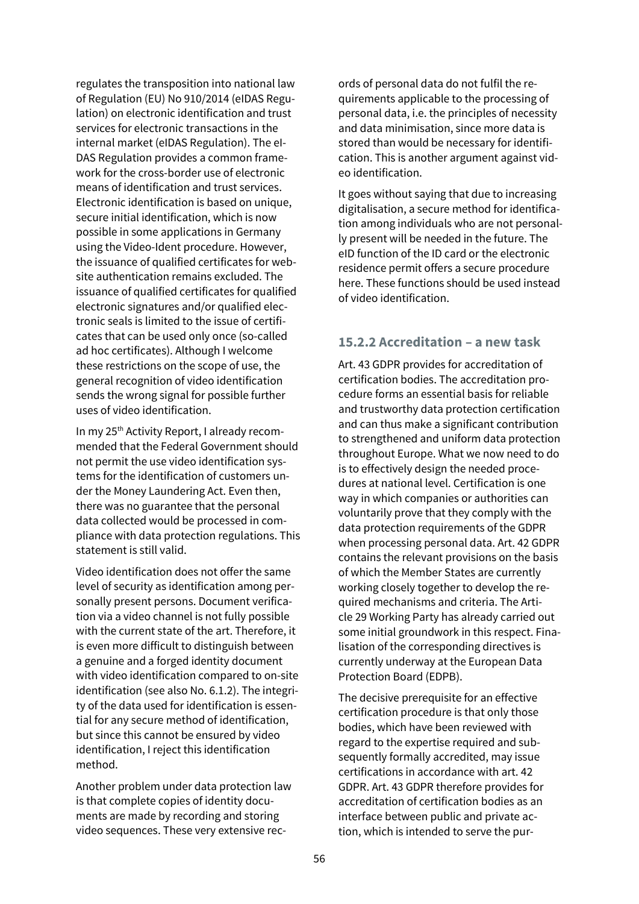regulates the transposition into national law of Regulation (EU) No 910/2014 (eIDAS Regulation) on electronic identification and trust services for electronic transactions in the internal market (eIDAS Regulation). The eIDAS Regulation provides a common framework for the cross-border use of electronic means of identification and trust services. Electronic identification is based on unique, secure initial identification, which is now possible in some applications in Germany using the Video-Ident procedure. However, the issuance of qualified certificates for website authentication remains excluded. The issuance of qualified certificates for qualified electronic signatures and/or qualified electronic seals is limited to the issue of certificates that can be used only once (so-called ad hoc certificates). Although I welcome these restrictions on the scope of use, the general recognition of video identification sends the wrong signal for possible further uses of video identification.

In my 25th Activity Report, I already recommended that the Federal Government should not permit the use video identification systems for the identification of customers under the Money Laundering Act. Even then, there was no guarantee that the personal data collected would be processed in compliance with data protection regulations. This statement is still valid.

Video identification does not offer the same level of security as identification among personally present persons. Document verification via a video channel is not fully possible with the current state of the art. Therefore, it is even more difficult to distinguish between a genuine and a forged identity document with video identification compared to on-site identification (see also No. 6.1.2). The integrity of the data used for identification is essential for any secure method of identification, but since this cannot be ensured by video identification, I reject this identification method.

Another problem under data protection law is that complete copies of identity documents are made by recording and storing video sequences. These very extensive records of personal data do not fulfil the requirements applicable to the processing of personal data, i.e. the principles of necessity and data minimisation, since more data is stored than would be necessary for identification. This is another argument against video identification.

It goes without saying that due to increasing digitalisation, a secure method for identification among individuals who are not personally present will be needed in the future. The eID function of the ID card or the electronic residence permit offers a secure procedure here. These functions should be used instead of video identification.

### 15.2.2 Accreditation – a new task

Art. 43 GDPR provides for accreditation of certification bodies. The accreditation procedure forms an essential basis for reliable and trustworthy data protection certification and can thus make a significant contribution to strengthened and uniform data protection throughout Europe. What we now need to do is to effectively design the needed procedures at national level. Certification is one way in which companies or authorities can voluntarily prove that they comply with the data protection requirements of the GDPR when processing personal data. Art. 42 GDPR contains the relevant provisions on the basis of which the Member States are currently working closely together to develop the required mechanisms and criteria. The Article 29 Working Party has already carried out some initial groundwork in this respect. Finalisation of the corresponding directives is currently underway at the European Data Protection Board (EDPB).

The decisive prerequisite for an effective certification procedure is that only those bodies, which have been reviewed with regard to the expertise required and subsequently formally accredited, may issue certifications in accordance with art. 42 GDPR. Art. 43 GDPR therefore provides for accreditation of certification bodies as an interface between public and private action, which is intended to serve the pur-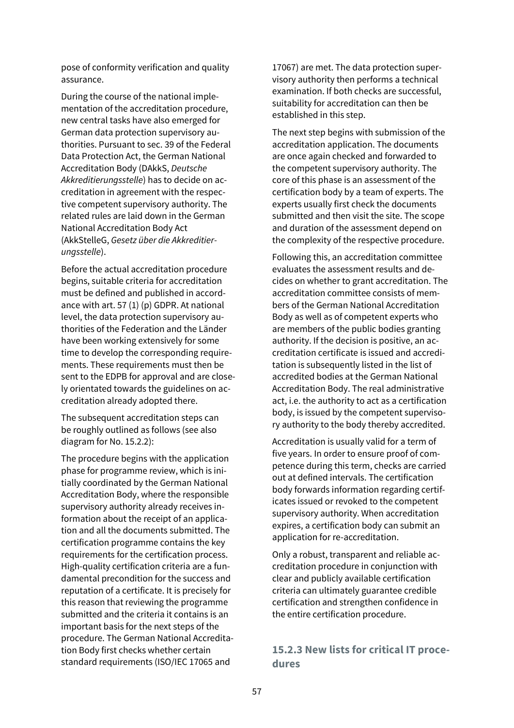pose of conformity verification and quality assurance.

During the course of the national implementation of the accreditation procedure, new central tasks have also emerged for German data protection supervisory authorities. Pursuant to sec. 39 of the Federal Data Protection Act, the German National Accreditation Body (DAkkS, *Deutsche Akkreditierungsstelle*) has to decide on accreditation in agreement with the respective competent supervisory authority. The related rules are laid down in the German National Accreditation Body Act (AkkStelleG, *Gesetz über die Akkreditierungsstelle*).

Before the actual accreditation procedure begins, suitable criteria for accreditation must be defined and published in accordance with art. 57 (1) (p) GDPR. At national level, the data protection supervisory authorities of the Federation and the Länder have been working extensively for some time to develop the corresponding requirements. These requirements must then be sent to the EDPB for approval and are closely orientated towards the guidelines on accreditation already adopted there.

The subsequent accreditation steps can be roughly outlined as follows (see also diagram for No. 15.2.2):

The procedure begins with the application phase for programme review, which is initially coordinated by the German National Accreditation Body, where the responsible supervisory authority already receives information about the receipt of an application and all the documents submitted. The certification programme contains the key requirements for the certification process. High-quality certification criteria are a fundamental precondition for the success and reputation of a certificate. It is precisely for this reason that reviewing the programme submitted and the criteria it contains is an important basis for the next steps of the procedure. The German National Accreditation Body first checks whether certain standard requirements (ISO/IEC 17065 and 17067) are met. The data protection supervisory authority then performs a technical examination. If both checks are successful, suitability for accreditation can then be established in this step.

The next step begins with submission of the accreditation application. The documents are once again checked and forwarded to the competent supervisory authority. The core of this phase is an assessment of the certification body by a team of experts. The experts usually first check the documents submitted and then visit the site. The scope and duration of the assessment depend on the complexity of the respective procedure.

Following this, an accreditation committee evaluates the assessment results and decides on whether to grant accreditation. The accreditation committee consists of members of the German National Accreditation Body as well as of competent experts who are members of the public bodies granting authority. If the decision is positive, an accreditation certificate is issued and accreditation is subsequently listed in the list of accredited bodies at the German National Accreditation Body. The real administrative act, i.e. the authority to act as a certification body, is issued by the competent supervisory authority to the body thereby accredited.

Accreditation is usually valid for a term of five years. In order to ensure proof of competence during this term, checks are carried out at defined intervals. The certification body forwards information regarding certificates issued or revoked to the competent supervisory authority. When accreditation expires, a certification body can submit an application for re-accreditation.

Only a robust, transparent and reliable accreditation procedure in conjunction with clear and publicly available certification criteria can ultimately guarantee credible certification and strengthen confidence in the entire certification procedure.

### 15.2.3 New lists for critical IT procedures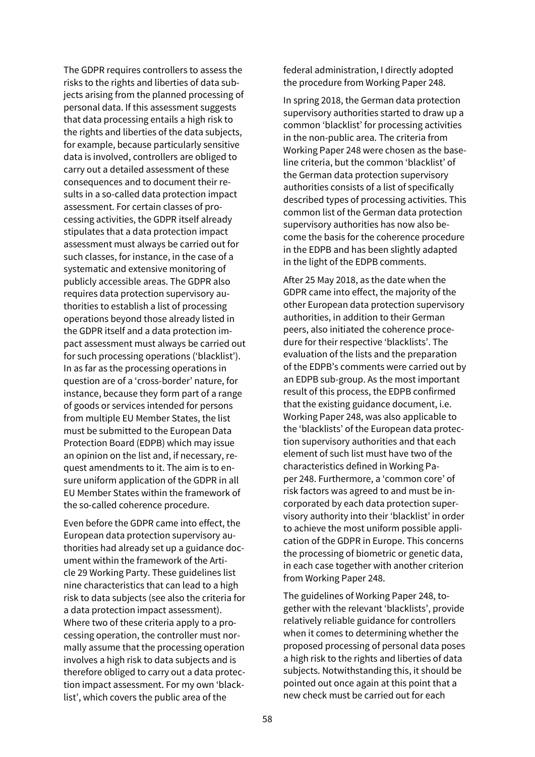The GDPR requires controllers to assess the risks to the rights and liberties of data subjects arising from the planned processing of personal data. If this assessment suggests that data processing entails a high risk to the rights and liberties of the data subjects, for example, because particularly sensitive data is involved, controllers are obliged to carry out a detailed assessment of these consequences and to document their results in a so-called data protection impact assessment. For certain classes of processing activities, the GDPR itself already stipulates that a data protection impact assessment must always be carried out for such classes, for instance, in the case of a systematic and extensive monitoring of publicly accessible areas. The GDPR also requires data protection supervisory authorities to establish a list of processing operations beyond those already listed in the GDPR itself and a data protection impact assessment must always be carried out for such processing operations ('blacklist'). In as far as the processing operations in question are of a 'cross-border' nature, for instance, because they form part of a range of goods or services intended for persons from multiple EU Member States, the list must be submitted to the European Data Protection Board (EDPB) which may issue an opinion on the list and, if necessary, request amendments to it. The aim is to ensure uniform application of the GDPR in all EU Member States within the framework of the so-called coherence procedure.

Even before the GDPR came into effect, the European data protection supervisory authorities had already set up a guidance document within the framework of the Article 29 Working Party. These guidelines list nine characteristics that can lead to a high risk to data subjects (see also the criteria for a data protection impact assessment). Where two of these criteria apply to a processing operation, the controller must normally assume that the processing operation involves a high risk to data subjects and is therefore obliged to carry out a data protection impact assessment. For my own 'blacklist', which covers the public area of the federal administration, I directly adopted the procedure from Working Paper 248.

In spring 2018, the German data protection supervisory authorities started to draw up a common 'blacklist' for processing activities in the non-public area. The criteria from Working Paper 248 were chosen as the baseline criteria, but the common 'blacklist' of the German data protection supervisory authorities consists of a list of specifically described types of processing activities. This common list of the German data protection supervisory authorities has now also become the basis for the coherence procedure in the EDPB and has been slightly adapted in the light of the EDPB comments.

After 25 May 2018, as the date when the GDPR came into effect, the majority of the other European data protection supervisory authorities, in addition to their German peers, also initiated the coherence procedure for their respective 'blacklists'. The evaluation of the lists and the preparation of the EDPB's comments were carried out by an EDPB sub-group. As the most important result of this process, the EDPB confirmed that the existing guidance document, i.e. Working Paper 248, was also applicable to the 'blacklists' of the European data protection supervisory authorities and that each element of such list must have two of the characteristics defined in Working Paper 248. Furthermore, a 'common core' of risk factors was agreed to and must be incorporated by each data protection supervisory authority into their 'blacklist' in order to achieve the most uniform possible application of the GDPR in Europe. This concerns the processing of biometric or genetic data, in each case together with another criterion from Working Paper 248.

The guidelines of Working Paper 248, together with the relevant 'blacklists', provide relatively reliable guidance for controllers when it comes to determining whether the proposed processing of personal data poses a high risk to the rights and liberties of data subjects. Notwithstanding this, it should be pointed out once again at this point that a new check must be carried out for each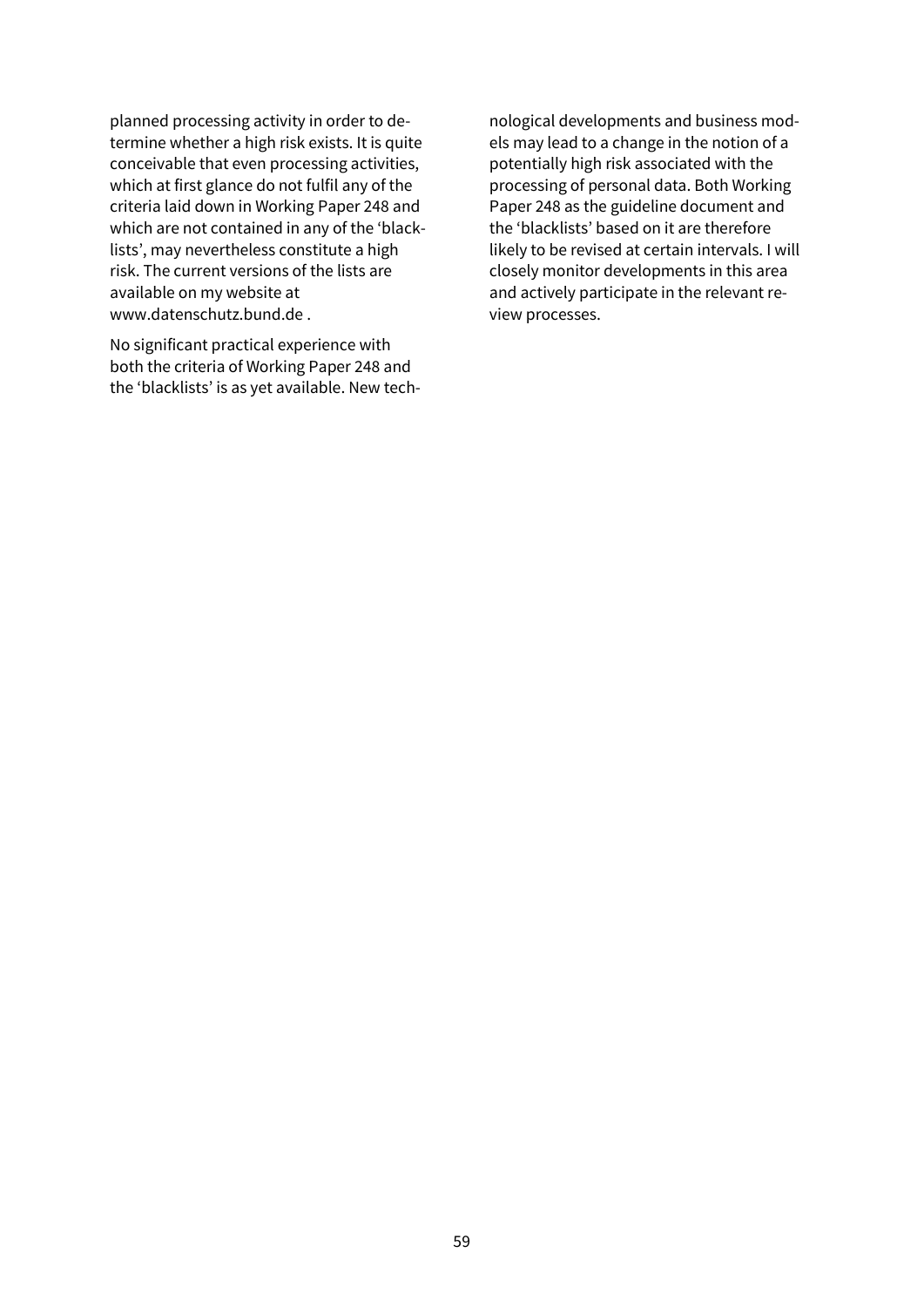planned processing activity in order to determine whether a high risk exists. It is quite conceivable that even processing activities, which at first glance do not fulfil any of the criteria laid down in Working Paper 248 and which are not contained in any of the 'blacklists', may nevertheless constitute a high risk. The current versions of the lists are available on my website at www.datenschutz.bund.de .

No significant practical experience with both the criteria of Working Paper 248 and the 'blacklists' is as yet available. New technological developments and business models may lead to a change in the notion of a potentially high risk associated with the processing of personal data. Both Working Paper 248 as the guideline document and the 'blacklists' based on it are therefore likely to be revised at certain intervals. I will closely monitor developments in this area and actively participate in the relevant review processes.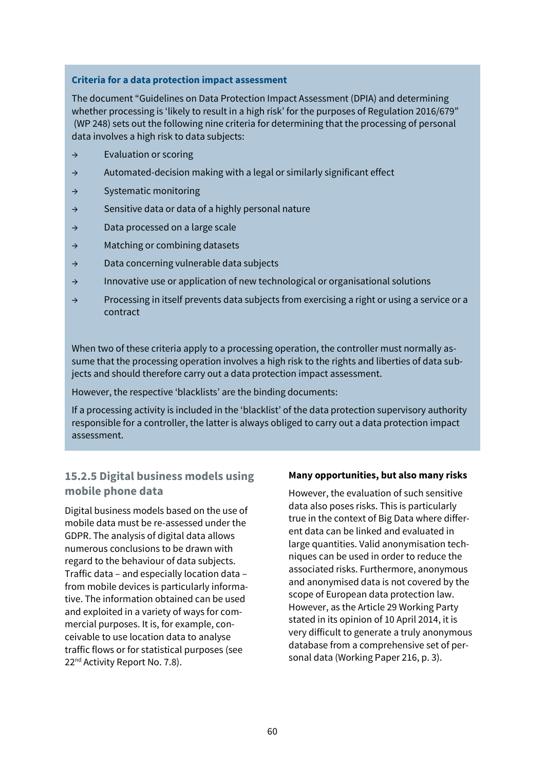**Criteria for a data protection impact assessment**

The document "Guidelines on Data Protection Impact Assessment (DPIA) and determining whether processing is 'likely to result in a high risk' for the purposes of Regulation 2016/679" (WP 248) sets out the following nine criteria for determining that the processing of personal data involves a high risk to data subjects:

- → Evaluation or scoring
- → Automated-decision making with a legal or similarly significant effect
- → Systematic monitoring
- → Sensitive data or data of a highly personal nature
- → Data processed on a large scale
- → Matching or combining datasets
- → Data concerning vulnerable data subjects
- → Innovative use or application of new technological or organisational solutions
- → Processing in itself prevents data subjects from exercising a right or using a service or a contract

When two of these criteria apply to a processing operation, the controller must normally assume that the processing operation involves a high risk to the rights and liberties of data subjects and should therefore carry out a data protection impact assessment.

However, the respective 'blacklists' are the binding documents:

If a processing activity is included in the 'blacklist' of the data protection supervisory authority responsible for a controller, the latter is always obliged to carry out a data protection impact assessment.

### 15.2.5 Digital business models using mobile phone data

Digital business models based on the use of mobile data must be re-assessed under the GDPR. The analysis of digital data allows numerous conclusions to be drawn with regard to the behaviour of data subjects. Traffic data – and especially location data – from mobile devices is particularly informative. The information obtained can be used and exploited in a variety of ways for commercial purposes. It is, for example, conceivable to use location data to analyse traffic flows or for statistical purposes (see 22nd Activity Report No. 7.8).

**Many opportunities, but also many risks**

However, the evaluation of such sensitive data also poses risks. This is particularly true in the context of Big Data where different data can be linked and evaluated in large quantities. Valid anonymisation techniques can be used in order to reduce the associated risks. Furthermore, anonymous and anonymised data is not covered by the scope of European data protection law. However, as the Article 29 Working Party stated in its opinion of 10 April 2014, it is very difficult to generate a truly anonymous database from a comprehensive set of personal data (Working Paper 216, p. 3).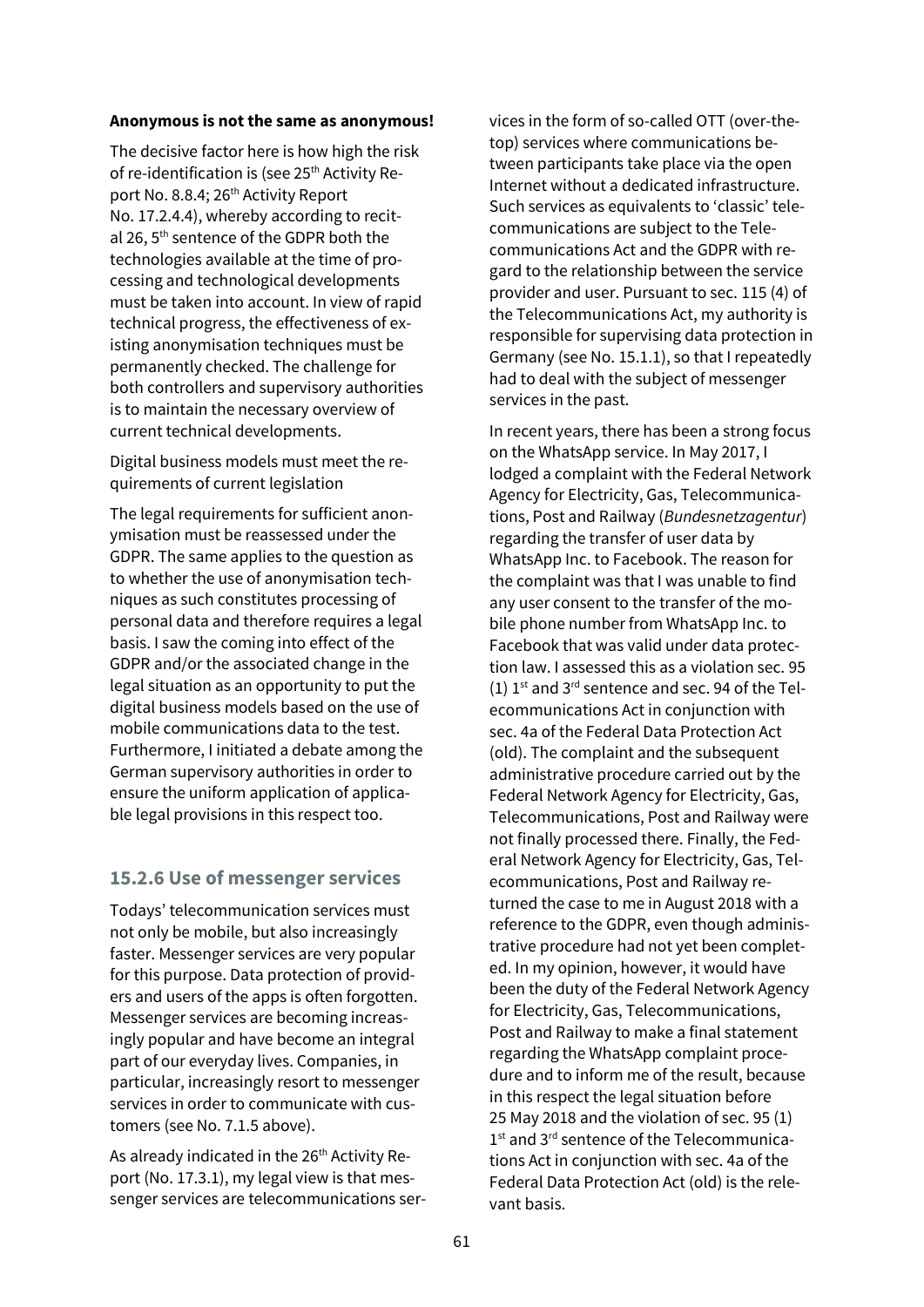**Anonymous is not the same as anonymous!**

The decisive factor here is how high the risk of re-identification is (see 25th Activity Report No. 8.8.4; 26th Activity Report No. 17.2.4.4), whereby according to recital 26, 5th sentence of the GDPR both the technologies available at the time of processing and technological developments must be taken into account. In view of rapid technical progress, the effectiveness of existing anonymisation techniques must be permanently checked. The challenge for both controllers and supervisory authorities is to maintain the necessary overview of current technical developments.

Digital business models must meet the requirements of current legislation

The legal requirements for sufficient anonymisation must be reassessed under the GDPR. The same applies to the question as to whether the use of anonymisation techniques as such constitutes processing of personal data and therefore requires a legal basis. I saw the coming into effect of the GDPR and/or the associated change in the legal situation as an opportunity to put the digital business models based on the use of mobile communications data to the test. Furthermore, I initiated a debate among the German supervisory authorities in order to ensure the uniform application of applicable legal provisions in this respect too.

### 15.2.6 Use of messenger services

Todays' telecommunication services must not only be mobile, but also increasingly faster. Messenger services are very popular for this purpose. Data protection of providers and users of the apps is often forgotten. Messenger services are becoming increasingly popular and have become an integral part of our everyday lives. Companies, in particular, increasingly resort to messenger services in order to communicate with customers (see No. 7.1.5 above).

As already indicated in the 26th Activity Report (No. 17.3.1), my legal view is that messenger services are telecommunications services in the form of so-called OTT (over-the-top) services where communications between participants take place via the open Internet without a dedicated infrastructure. Such services as equivalents to 'classic' telecommunications are subject to the Telecommunications Act and the GDPR with regard to the relationship between the service provider and user. Pursuant to sec. 115 (4) of the Telecommunications Act, my authority is responsible for supervising data protection in Germany (see No. 15.1.1), so that I repeatedly had to deal with the subject of messenger services in the past.

In recent years, there has been a strong focus on the WhatsApp service. In May 2017, I lodged a complaint with the Federal Network Agency for Electricity, Gas, Telecommunications, Post and Railway (*Bundesnetzagentur*) regarding the transfer of user data by WhatsApp Inc. to Facebook. The reason for the complaint was that I was unable to find any user consent to the transfer of the mobile phone number from WhatsApp Inc. to Facebook that was valid under data protection law. I assessed this as a violation sec. 95 (1) 1st and 3rd sentence and sec. 94 of the Telecommunications Act in conjunction with sec. 4a of the Federal Data Protection Act (old). The complaint and the subsequent administrative procedure carried out by the Federal Network Agency for Electricity, Gas, Telecommunications, Post and Railway were not finally processed there. Finally, the Federal Network Agency for Electricity, Gas, Telecommunications, Post and Railway returned the case to me in August 2018 with a reference to the GDPR, even though administrative procedure had not yet been completed. In my opinion, however, it would have been the duty of the Federal Network Agency for Electricity, Gas, Telecommunications, Post and Railway to make a final statement regarding the WhatsApp complaint procedure and to inform me of the result, because in this respect the legal situation before 25 May 2018 and the violation of sec. 95 (1) 1st and 3rd sentence of the Telecommunications Act in conjunction with sec. 4a of the Federal Data Protection Act (old) is the relevant basis.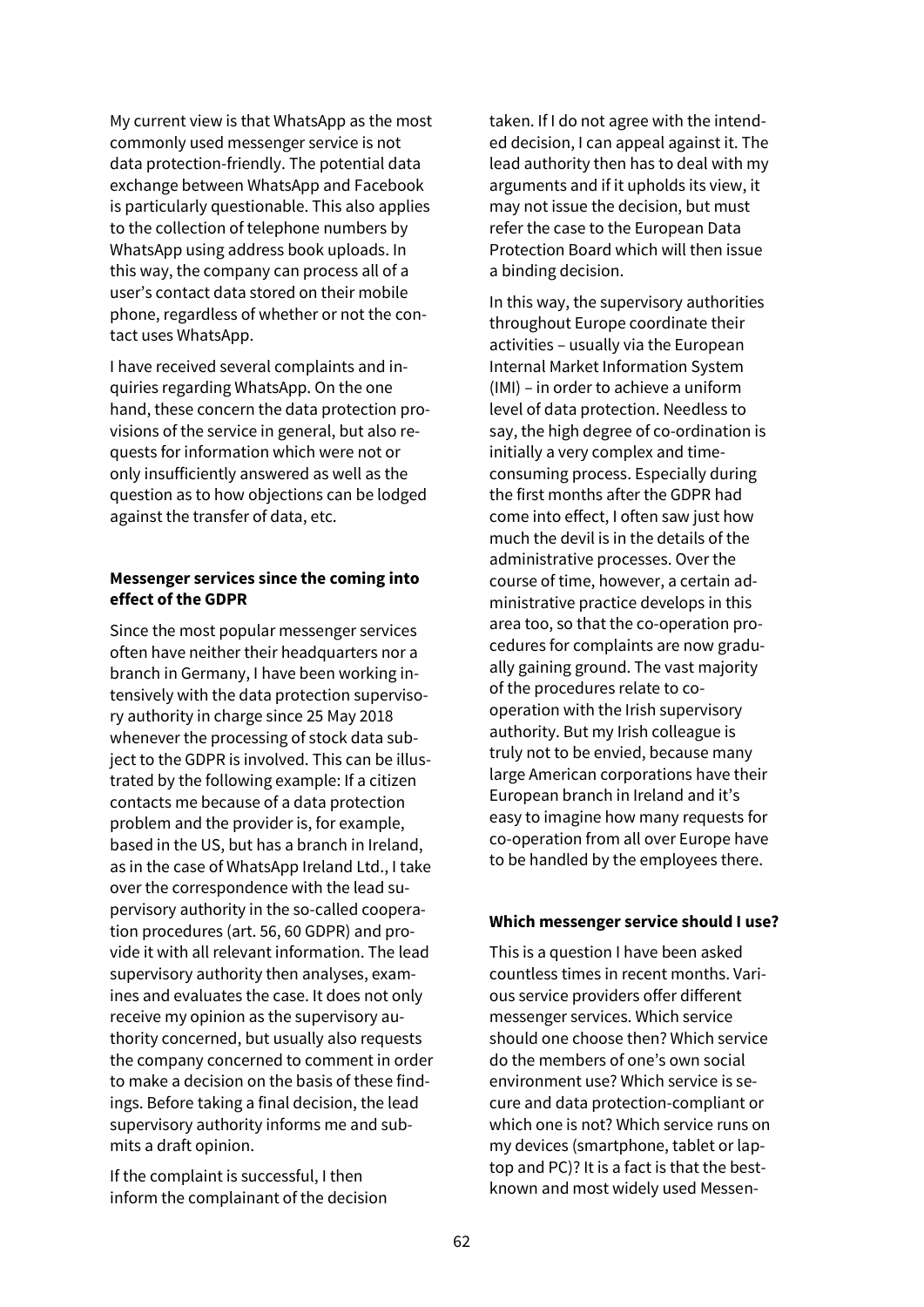My current view is that WhatsApp as the most commonly used messenger service is not data protection-friendly. The potential data exchange between WhatsApp and Facebook is particularly questionable. This also applies to the collection of telephone numbers by WhatsApp using address book uploads. In this way, the company can process all of a user's contact data stored on their mobile phone, regardless of whether or not the contact uses WhatsApp.

I have received several complaints and inquiries regarding WhatsApp. On the one hand, these concern the data protection provisions of the service in general, but also requests for information which were not or only insufficiently answered as well as the question as to how objections can be lodged against the transfer of data, etc.

**Messenger services since the coming into effect of the GDPR**

Since the most popular messenger services often have neither their headquarters nor a branch in Germany, I have been working intensively with the data protection supervisory authority in charge since 25 May 2018 whenever the processing of stock data subject to the GDPR is involved. This can be illustrated by the following example: If a citizen contacts me because of a data protection problem and the provider is, for example, based in the US, but has a branch in Ireland, as in the case of WhatsApp Ireland Ltd., I take over the correspondence with the lead supervisory authority in the so-called cooperation procedures (art. 56, 60 GDPR) and provide it with all relevant information. The lead supervisory authority then analyses, examines and evaluates the case. It does not only receive my opinion as the supervisory authority concerned, but usually also requests the company concerned to comment in order to make a decision on the basis of these findings. Before taking a final decision, the lead supervisory authority informs me and submits a draft opinion.

If the complaint is successful, I then inform the complainant of the decision taken. If I do not agree with the intended decision, I can appeal against it. The lead authority then has to deal with my arguments and if it upholds its view, it may not issue the decision, but must refer the case to the European Data Protection Board which will then issue a binding decision.

In this way, the supervisory authorities throughout Europe coordinate their activities – usually via the European Internal Market Information System (IMI) – in order to achieve a uniform level of data protection. Needless to say, the high degree of co-ordination is initially a very complex and time-consuming process. Especially during the first months after the GDPR had come into effect, I often saw just how much the devil is in the details of the administrative processes. Over the course of time, however, a certain administrative practice develops in this area too, so that the co-operation procedures for complaints are now gradually gaining ground. The vast majority of the procedures relate to co-operation with the Irish supervisory authority. But my Irish colleague is truly not to be envied, because many large American corporations have their European branch in Ireland and it's easy to imagine how many requests for co-operation from all over Europe have to be handled by the employees there.

**Which messenger service should I use?**

This is a question I have been asked countless times in recent months. Various service providers offer different messenger services. Which service should one choose then? Which service do the members of one's own social environment use? Which service is secure and data protection-compliant or which one is not? Which service runs on my devices (smartphone, tablet or laptop and PC)? It is a fact is that the best-known and most widely used Messen-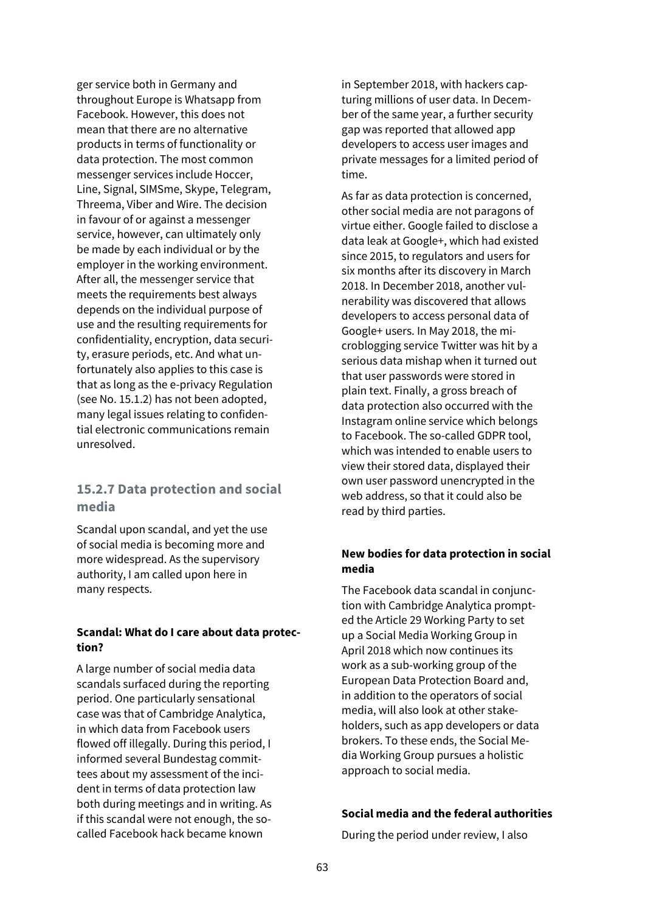ger service both in Germany and throughout Europe is Whatsapp from Facebook. However, this does not mean that there are no alternative products in terms of functionality or data protection. The most common messenger services include Hoccer, Line, Signal, SIMSme, Skype, Telegram, Threema, Viber and Wire. The decision in favour of or against a messenger service, however, can ultimately only be made by each individual or by the employer in the working environment. After all, the messenger service that meets the requirements best always depends on the individual purpose of use and the resulting requirements for confidentiality, encryption, data security, erasure periods, etc. And what unfortunately also applies to this case is that as long as the e-privacy Regulation (see No. 15.1.2) has not been adopted, many legal issues relating to confidential electronic communications remain unresolved.

### 15.2.7 Data protection and social media

Scandal upon scandal, and yet the use of social media is becoming more and more widespread. As the supervisory authority, I am called upon here in many respects.

**Scandal: What do I care about data protection?**

A large number of social media data scandals surfaced during the reporting period. One particularly sensational case was that of Cambridge Analytica, in which data from Facebook users flowed off illegally. During this period, I informed several Bundestag committees about my assessment of the incident in terms of data protection law both during meetings and in writing. As if this scandal were not enough, the so-called Facebook hack became known in September 2018, with hackers capturing millions of user data. In December of the same year, a further security gap was reported that allowed app developers to access user images and private messages for a limited period of time.

As far as data protection is concerned, other social media are not paragons of virtue either. Google failed to disclose a data leak at Google+, which had existed since 2015, to regulators and users for six months after its discovery in March 2018. In December 2018, another vulnerability was discovered that allows developers to access personal data of Google+ users. In May 2018, the microblogging service Twitter was hit by a serious data mishap when it turned out that user passwords were stored in plain text. Finally, a gross breach of data protection also occurred with the Instagram online service which belongs to Facebook. The so-called GDPR tool, which was intended to enable users to view their stored data, displayed their own user password unencrypted in the web address, so that it could also be read by third parties.

**New bodies for data protection in social media**

The Facebook data scandal in conjunction with Cambridge Analytica prompted the Article 29 Working Party to set up a Social Media Working Group in April 2018 which now continues its work as a sub-working group of the European Data Protection Board and, in addition to the operators of social media, will also look at other stakeholders, such as app developers or data brokers. To these ends, the Social Media Working Group pursues a holistic approach to social media.

**Social media and the federal authorities**

During the period under review, I also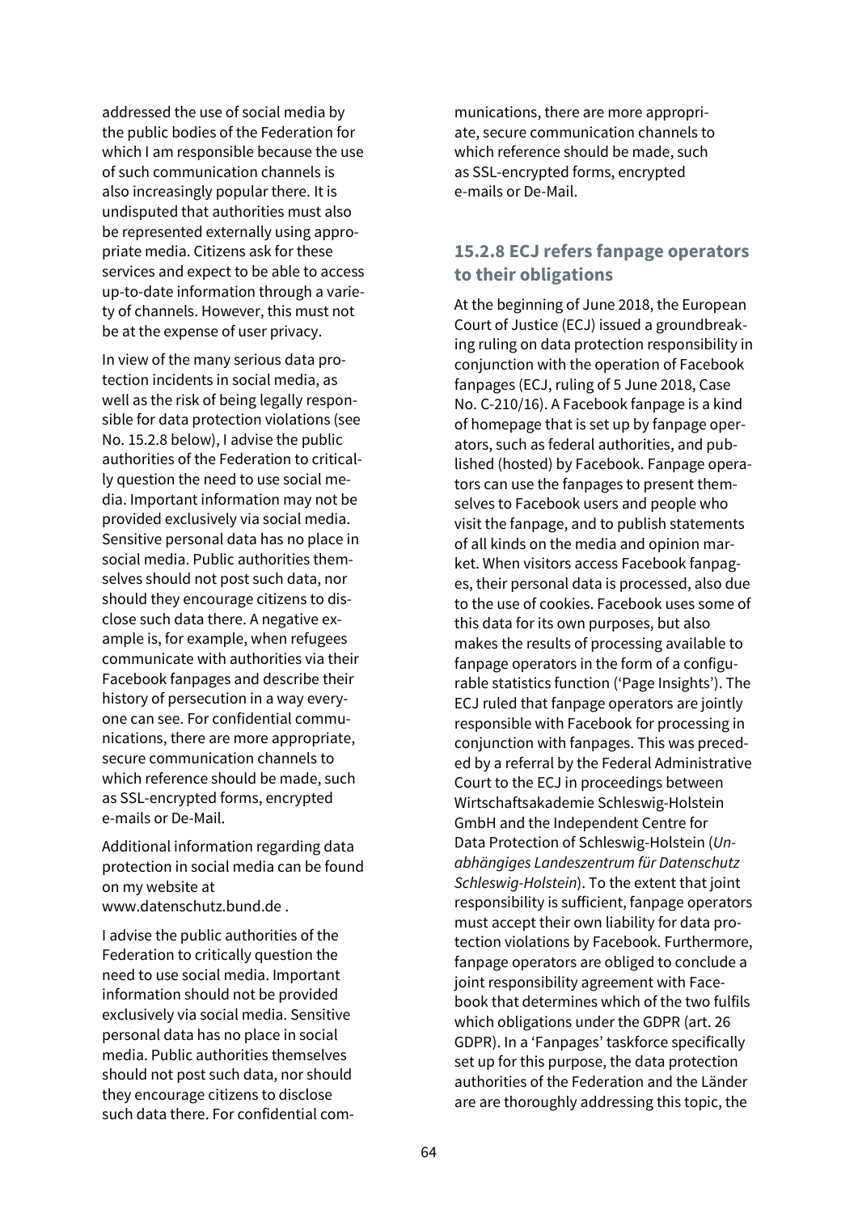addressed the use of social media by the public bodies of the Federation for which I am responsible because the use of such communication channels is also increasingly popular there. It is undisputed that authorities must also be represented externally using appropriate media. Citizens ask for these services and expect to be able to access up-to-date information through a variety of channels. However, this must not be at the expense of user privacy.

In view of the many serious data protection incidents in social media, as well as the risk of being legally responsible for data protection violations (see No. 15.2.8 below), I advise the public authorities of the Federation to critically question the need to use social media. Important information may not be provided exclusively via social media. Sensitive personal data has no place in social media. Public authorities themselves should not post such data, nor should they encourage citizens to disclose such data there. A negative example is, for example, when refugees communicate with authorities via their Facebook fanpages and describe their history of persecution in a way everyone can see. For confidential communications, there are more appropriate, secure communication channels to which reference should be made, such as SSL-encrypted forms, encrypted e-mails or De-Mail.

Additional information regarding data protection in social media can be found on my website at www.datenschutz.bund.de .

I advise the public authorities of the Federation to critically question the need to use social media. Important information should not be provided exclusively via social media. Sensitive personal data has no place in social media. Public authorities themselves should not post such data, nor should they encourage citizens to disclose such data there. For confidential communications, there are more appropriate, secure communication channels to which reference should be made, such as SSL-encrypted forms, encrypted e-mails or De-Mail.

### 15.2.8 ECJ refers fanpage operators to their obligations

At the beginning of June 2018, the European Court of Justice (ECJ) issued a groundbreaking ruling on data protection responsibility in conjunction with the operation of Facebook fanpages (ECJ, ruling of 5 June 2018, Case No. C-210/16). A Facebook fanpage is a kind of homepage that is set up by fanpage operators, such as federal authorities, and published (hosted) by Facebook. Fanpage operators can use the fanpages to present themselves to Facebook users and people who visit the fanpage, and to publish statements of all kinds on the media and opinion market. When visitors access Facebook fanpages, their personal data is processed, also due to the use of cookies. Facebook uses some of this data for its own purposes, but also makes the results of processing available to fanpage operators in the form of a configurable statistics function ('Page Insights'). The ECJ ruled that fanpage operators are jointly responsible with Facebook for processing in conjunction with fanpages. This was preceded by a referral by the Federal Administrative Court to the ECJ in proceedings between Wirtschaftsakademie Schleswig-Holstein GmbH and the Independent Centre for Data Protection of Schleswig-Holstein (*Unabhängiges Landeszentrum für Datenschutz Schleswig-Holstein*). To the extent that joint responsibility is sufficient, fanpage operators must accept their own liability for data protection violations by Facebook. Furthermore, fanpage operators are obliged to conclude a joint responsibility agreement with Facebook that determines which of the two fulfils which obligations under the GDPR (art. 26 GDPR). In a 'Fanpages' taskforce specifically set up for this purpose, the data protection authorities of the Federation and the Länder are are thoroughly addressing this topic, the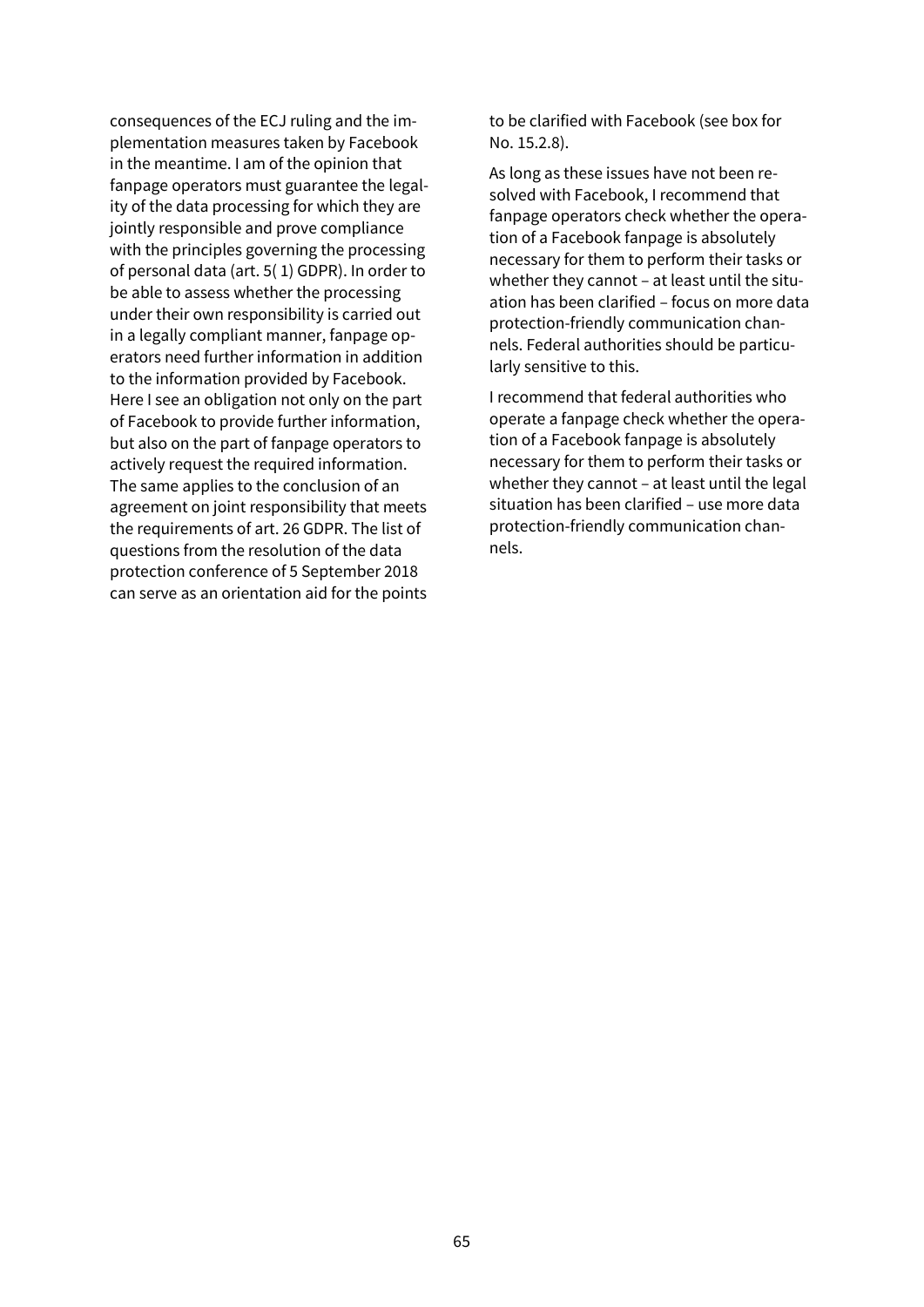consequences of the ECJ ruling and the implementation measures taken by Facebook in the meantime. I am of the opinion that fanpage operators must guarantee the legality of the data processing for which they are jointly responsible and prove compliance with the principles governing the processing of personal data (art. 5( 1) GDPR). In order to be able to assess whether the processing under their own responsibility is carried out in a legally compliant manner, fanpage operators need further information in addition to the information provided by Facebook. Here I see an obligation not only on the part of Facebook to provide further information, but also on the part of fanpage operators to actively request the required information. The same applies to the conclusion of an agreement on joint responsibility that meets the requirements of art. 26 GDPR. The list of questions from the resolution of the data protection conference of 5 September 2018 can serve as an orientation aid for the points to be clarified with Facebook (see box for No. 15.2.8).

As long as these issues have not been resolved with Facebook, I recommend that fanpage operators check whether the operation of a Facebook fanpage is absolutely necessary for them to perform their tasks or whether they cannot – at least until the situation has been clarified – focus on more data protection-friendly communication channels. Federal authorities should be particularly sensitive to this.

I recommend that federal authorities who operate a fanpage check whether the operation of a Facebook fanpage is absolutely necessary for them to perform their tasks or whether they cannot – at least until the legal situation has been clarified – use more data protection-friendly communication channels.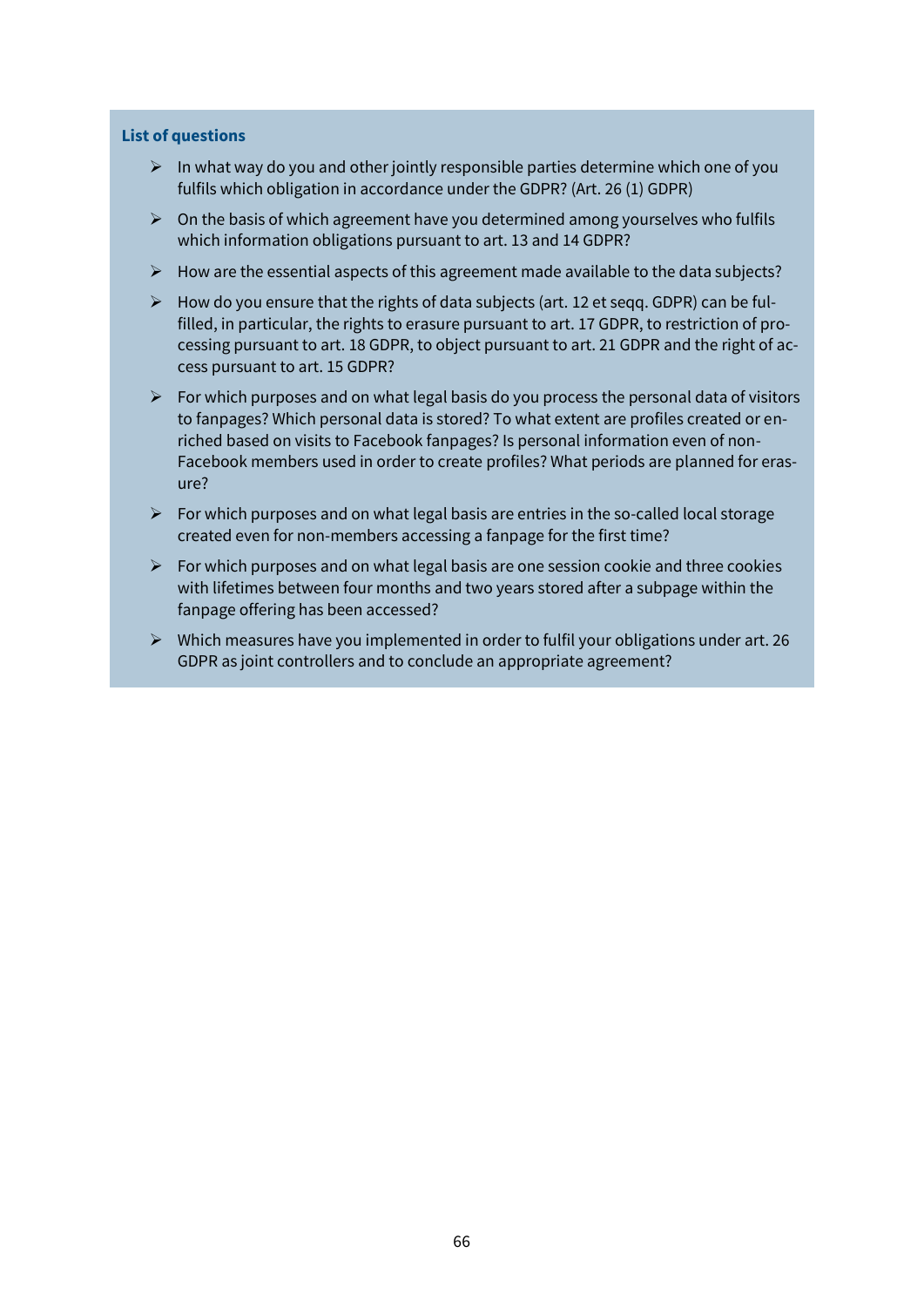**List of questions**

- In what way do you and other jointly responsible parties determine which one of you fulfils which obligation in accordance under the GDPR? (Art. 26 (1) GDPR)
- On the basis of which agreement have you determined among yourselves who fulfils which information obligations pursuant to art. 13 and 14 GDPR?
- How are the essential aspects of this agreement made available to the data subjects?
- How do you ensure that the rights of data subjects (art. 12 et seqq. GDPR) can be fulfilled, in particular, the rights to erasure pursuant to art. 17 GDPR, to restriction of processing pursuant to art. 18 GDPR, to object pursuant to art. 21 GDPR and the right of access pursuant to art. 15 GDPR?
- For which purposes and on what legal basis do you process the personal data of visitors to fanpages? Which personal data is stored? To what extent are profiles created or enriched based on visits to Facebook fanpages? Is personal information even of non-Facebook members used in order to create profiles? What periods are planned for erasure?
- For which purposes and on what legal basis are entries in the so-called local storage created even for non-members accessing a fanpage for the first time?
- For which purposes and on what legal basis are one session cookie and three cookies with lifetimes between four months and two years stored after a subpage within the fanpage offering has been accessed?
- Which measures have you implemented in order to fulfil your obligations under art. 26 GDPR as joint controllers and to conclude an appropriate agreement?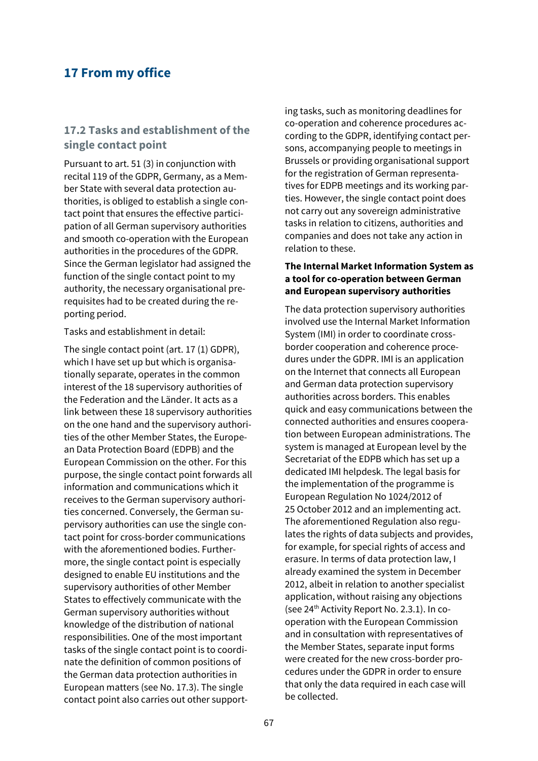# 17 From my office

## 17.2 Tasks and establishment of the single contact point

Pursuant to art. 51 (3) in conjunction with recital 119 of the GDPR, Germany, as a Member State with several data protection authorities, is obliged to establish a single contact point that ensures the effective participation of all German supervisory authorities and smooth co-operation with the European authorities in the procedures of the GDPR. Since the German legislator had assigned the function of the single contact point to my authority, the necessary organisational prerequisites had to be created during the reporting period.

Tasks and establishment in detail:

The single contact point (art. 17 (1) GDPR), which I have set up but which is organisationally separate, operates in the common interest of the 18 supervisory authorities of the Federation and the Länder. It acts as a link between these 18 supervisory authorities on the one hand and the supervisory authorities of the other Member States, the European Data Protection Board (EDPB) and the European Commission on the other. For this purpose, the single contact point forwards all information and communications which it receives to the German supervisory authorities concerned. Conversely, the German supervisory authorities can use the single contact point for cross-border communications with the aforementioned bodies. Furthermore, the single contact point is especially designed to enable EU institutions and the supervisory authorities of other Member States to effectively communicate with the German supervisory authorities without knowledge of the distribution of national responsibilities. One of the most important tasks of the single contact point is to coordinate the definition of common positions of the German data protection authorities in European matters (see No. 17.3). The single contact point also carries out other supporting tasks, such as monitoring deadlines for co-operation and coherence procedures according to the GDPR, identifying contact persons, accompanying people to meetings in Brussels or providing organisational support for the registration of German representatives for EDPB meetings and its working parties. However, the single contact point does not carry out any sovereign administrative tasks in relation to citizens, authorities and companies and does not take any action in relation to these.

**The Internal Market Information System as a tool for co-operation between German and European supervisory authorities**

The data protection supervisory authorities involved use the Internal Market Information System (IMI) in order to coordinate cross-border cooperation and coherence procedures under the GDPR. IMI is an application on the Internet that connects all European and German data protection supervisory authorities across borders. This enables quick and easy communications between the connected authorities and ensures cooperation between European administrations. The system is managed at European level by the Secretariat of the EDPB which has set up a dedicated IMI helpdesk. The legal basis for the implementation of the programme is European Regulation No 1024/2012 of 25 October 2012 and an implementing act. The aforementioned Regulation also regulates the rights of data subjects and provides, for example, for special rights of access and erasure. In terms of data protection law, I already examined the system in December 2012, albeit in relation to another specialist application, without raising any objections (see 24th Activity Report No. 2.3.1). In co-operation with the European Commission and in consultation with representatives of the Member States, separate input forms were created for the new cross-border procedures under the GDPR in order to ensure that only the data required in each case will be collected.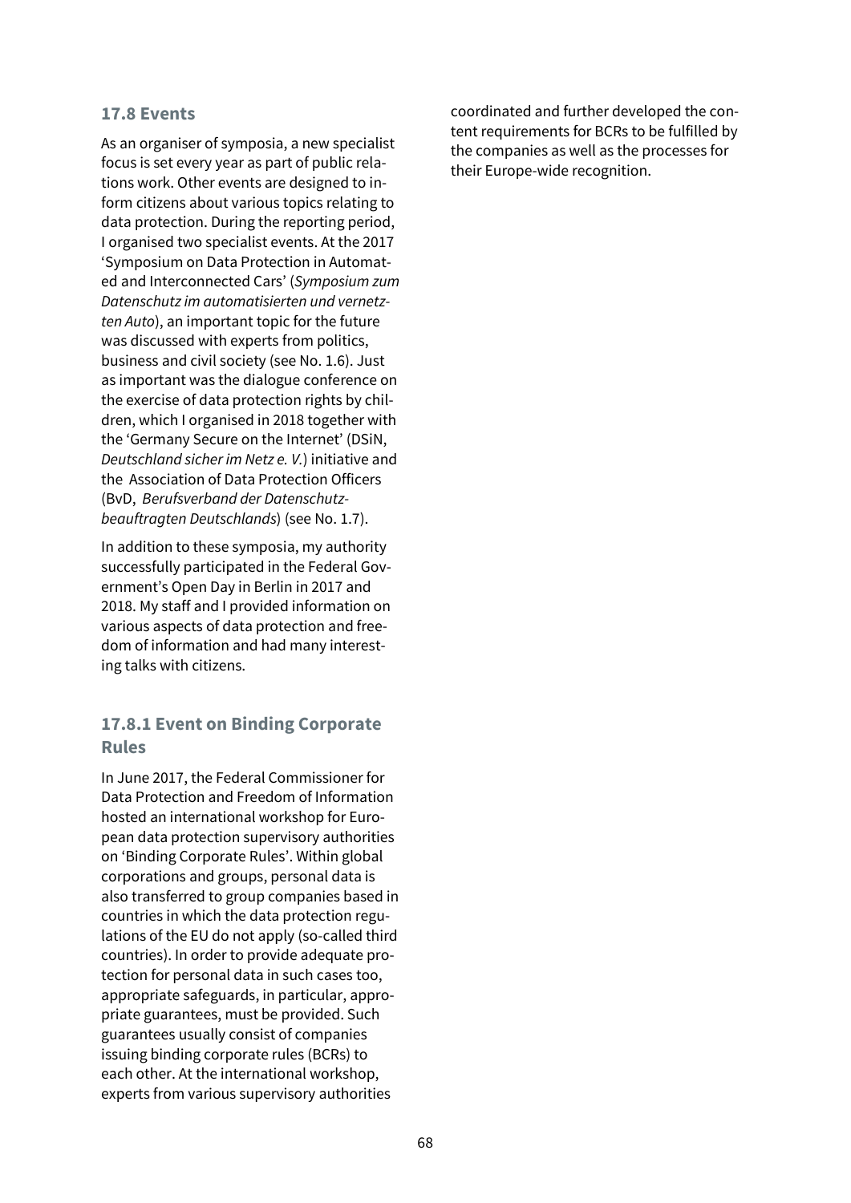## 17.8 Events

As an organiser of symposia, a new specialist focus is set every year as part of public relations work. Other events are designed to inform citizens about various topics relating to data protection. During the reporting period, I organised two specialist events. At the 2017 'Symposium on Data Protection in Automated and Interconnected Cars' (*Symposium zum Datenschutz im automatisierten und vernetzten Auto*), an important topic for the future was discussed with experts from politics, business and civil society (see No. 1.6). Just as important was the dialogue conference on the exercise of data protection rights by children, which I organised in 2018 together with the 'Germany Secure on the Internet' (DSiN, *Deutschland sicher im Netz e. V.*) initiative and the Association of Data Protection Officers (BvD, *Berufsverband der Datenschutzbeauftragten Deutschlands*) (see No. 1.7).

In addition to these symposia, my authority successfully participated in the Federal Government's Open Day in Berlin in 2017 and 2018. My staff and I provided information on various aspects of data protection and freedom of information and had many interesting talks with citizens.

### 17.8.1 Event on Binding Corporate Rules

In June 2017, the Federal Commissioner for Data Protection and Freedom of Information hosted an international workshop for European data protection supervisory authorities on 'Binding Corporate Rules'. Within global corporations and groups, personal data is also transferred to group companies based in countries in which the data protection regulations of the EU do not apply (so-called third countries). In order to provide adequate protection for personal data in such cases too, appropriate safeguards, in particular, appropriate guarantees, must be provided. Such guarantees usually consist of companies issuing binding corporate rules (BCRs) to each other. At the international workshop, experts from various supervisory authorities coordinated and further developed the content requirements for BCRs to be fulfilled by the companies as well as the processes for their Europe-wide recognition.